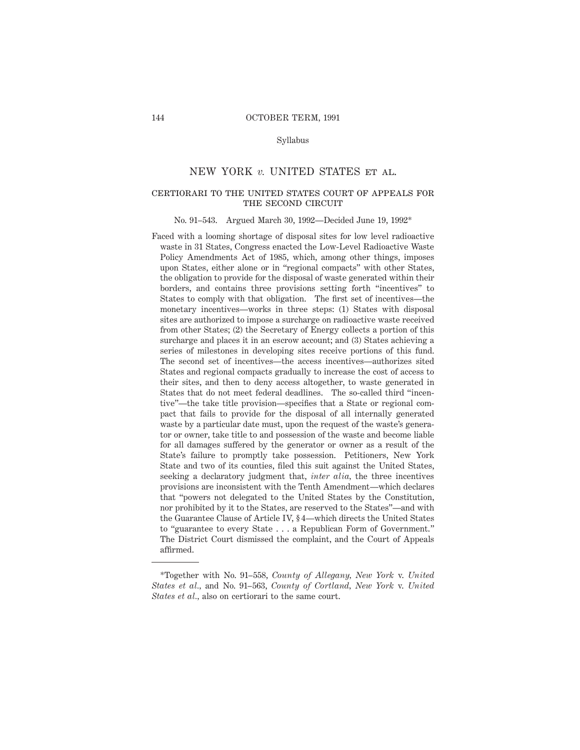Syllabus

# NEW YORK *v.* UNITED STATES ET AL.

## CERTIORARI TO THE UNITED STATES COURT OF APPEALS FOR THE SECOND CIRCUIT

No. 91–543. Argued March 30, 1992—Decided June 19, 1992*

Faced with a looming shortage of disposal sites for low level radioactive waste in 31 States, Congress enacted the Low-Level Radioactive Waste Policy Amendments Act of 1985, which, among other things, imposes upon States, either alone or in "regional compacts" with other States, the obligation to provide for the disposal of waste generated within their borders, and contains three provisions setting forth "incentives" to States to comply with that obligation. The first set of incentives—the monetary incentives—works in three steps: (1) States with disposal sites are authorized to impose a surcharge on radioactive waste received from other States; (2) the Secretary of Energy collects a portion of this surcharge and places it in an escrow account; and (3) States achieving a series of milestones in developing sites receive portions of this fund. The second set of incentives—the access incentives—authorizes sited States and regional compacts gradually to increase the cost of access to their sites, and then to deny access altogether, to waste generated in States that do not meet federal deadlines. The so-called third "incentive"—the take title provision—specifies that a State or regional compact that fails to provide for the disposal of all internally generated waste by a particular date must, upon the request of the waste's generator or owner, take title to and possession of the waste and become liable for all damages suffered by the generator or owner as a result of the State's failure to promptly take possession. Petitioners, New York State and two of its counties, filed this suit against the United States, seeking a declaratory judgment that, *inter alia*, the three incentives provisions are inconsistent with the Tenth Amendment—which declares that "powers not delegated to the United States by the Constitution, nor prohibited by it to the States, are reserved to the States"—and with the Guarantee Clause of Article IV, § 4—which directs the United States to "guarantee to every State . . . a Republican Form of Government." The District Court dismissed the complaint, and the Court of Appeals affirmed.

---

*Together with No. 91–558, *County of Allegany, New York* v. *United States et al.*, and No. 91–563, *County of Cortland, New York* v. *United States et al.*, also on certiorari to the same court.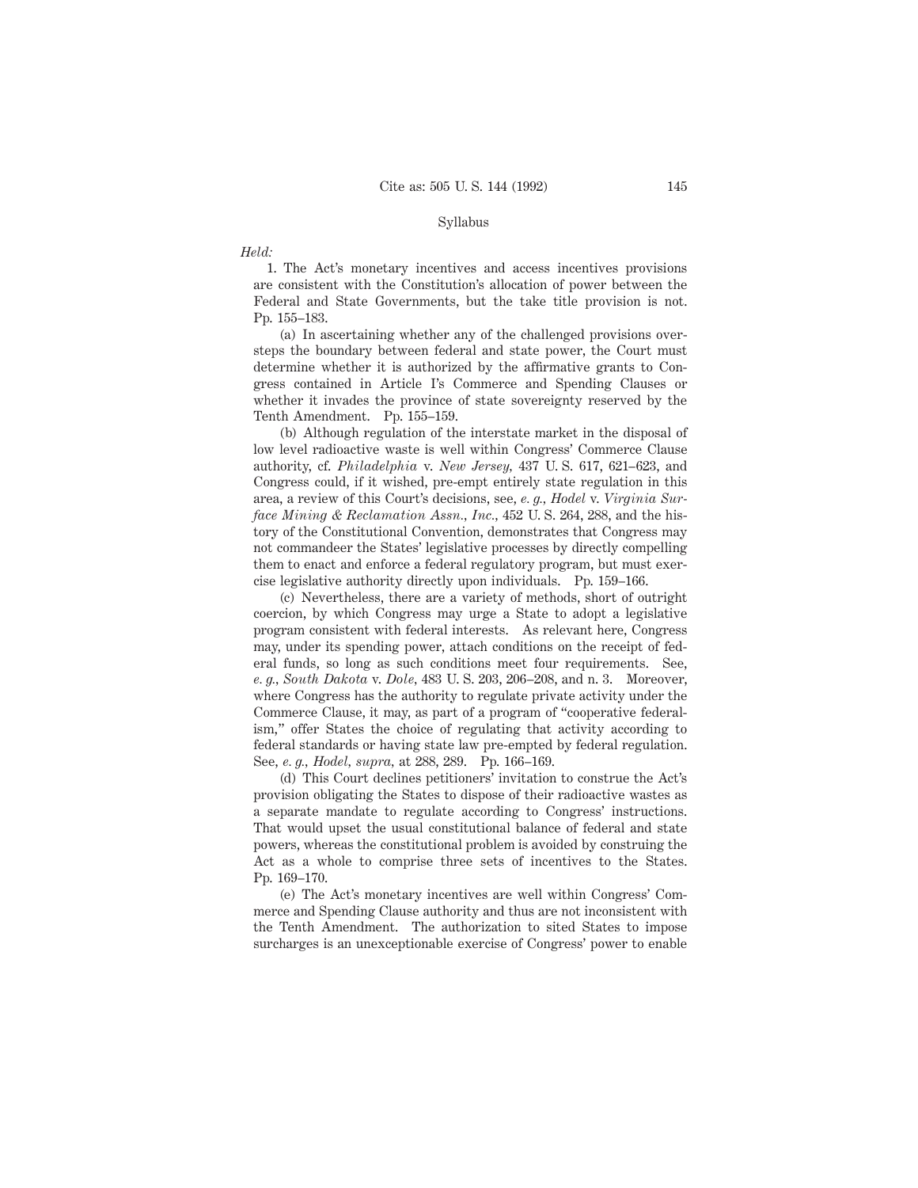Syllabus

*Held:*

1. The Act's monetary incentives and access incentives provisions are consistent with the Constitution's allocation of power between the Federal and State Governments, but the take title provision is not. Pp. 155–183.

(a) In ascertaining whether any of the challenged provisions oversteps the boundary between federal and state power, the Court must determine whether it is authorized by the affirmative grants to Congress contained in Article I's Commerce and Spending Clauses or whether it invades the province of state sovereignty reserved by the Tenth Amendment. Pp. 155–159.

(b) Although regulation of the interstate market in the disposal of low level radioactive waste is well within Congress' Commerce Clause authority, cf. *Philadelphia* v. *New Jersey,* 437 U. S. 617, 621–623, and Congress could, if it wished, pre-empt entirely state regulation in this area, a review of this Court's decisions, see, *e. g., Hodel* v. *Virginia Surface Mining & Reclamation Assn., Inc.,* 452 U. S. 264, 288, and the history of the Constitutional Convention, demonstrates that Congress may not commandeer the States' legislative processes by directly compelling them to enact and enforce a federal regulatory program, but must exercise legislative authority directly upon individuals. Pp. 159–166.

(c) Nevertheless, there are a variety of methods, short of outright coercion, by which Congress may urge a State to adopt a legislative program consistent with federal interests. As relevant here, Congress may, under its spending power, attach conditions on the receipt of federal funds, so long as such conditions meet four requirements. See, *e. g., South Dakota* v. *Dole,* 483 U. S. 203, 206–208, and n. 3. Moreover, where Congress has the authority to regulate private activity under the Commerce Clause, it may, as part of a program of "cooperative federalism," offer States the choice of regulating that activity according to federal standards or having state law pre-empted by federal regulation. See, *e. g., Hodel, supra,* at 288, 289. Pp. 166–169.

(d) This Court declines petitioners' invitation to construe the Act's provision obligating the States to dispose of their radioactive wastes as a separate mandate to regulate according to Congress' instructions. That would upset the usual constitutional balance of federal and state powers, whereas the constitutional problem is avoided by construing the Act as a whole to comprise three sets of incentives to the States. Pp. 169–170.

(e) The Act's monetary incentives are well within Congress' Commerce and Spending Clause authority and thus are not inconsistent with the Tenth Amendment. The authorization to sited States to impose surcharges is an unexceptionable exercise of Congress' power to enable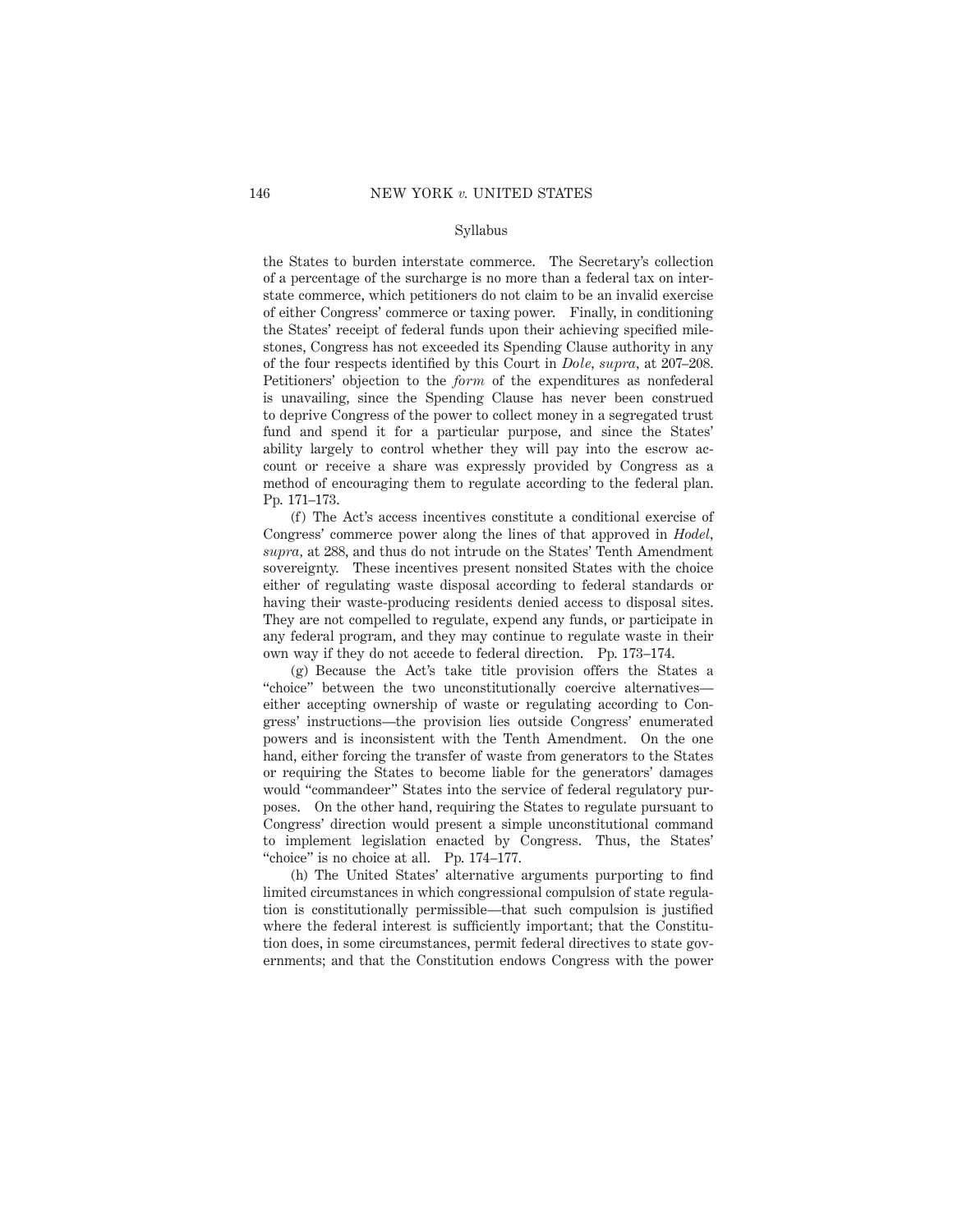the States to burden interstate commerce. The Secretary's collection of a percentage of the surcharge is no more than a federal tax on interstate commerce, which petitioners do not claim to be an invalid exercise of either Congress' commerce or taxing power. Finally, in conditioning the States' receipt of federal funds upon their achieving specified milestones, Congress has not exceeded its Spending Clause authority in any of the four respects identified by this Court in *Dole*, *supra*, at 207–208. Petitioners' objection to the *form* of the expenditures as nonfederal is unavailing, since the Spending Clause has never been construed to deprive Congress of the power to collect money in a segregated trust fund and spend it for a particular purpose, and since the States' ability largely to control whether they will pay into the escrow account or receive a share was expressly provided by Congress as a method of encouraging them to regulate according to the federal plan. Pp. 171–173.

(f) The Act's access incentives constitute a conditional exercise of Congress' commerce power along the lines of that approved in *Hodel*, *supra*, at 288, and thus do not intrude on the States' Tenth Amendment sovereignty. These incentives present nonsited States with the choice either of regulating waste disposal according to federal standards or having their waste-producing residents denied access to disposal sites. They are not compelled to regulate, expend any funds, or participate in any federal program, and they may continue to regulate waste in their own way if they do not accede to federal direction. Pp. 173–174.

(g) Because the Act's take title provision offers the States a "choice" between the two unconstitutionally coercive alternatives—either accepting ownership of waste or regulating according to Congress' instructions—the provision lies outside Congress' enumerated powers and is inconsistent with the Tenth Amendment. On the one hand, either forcing the transfer of waste from generators to the States or requiring the States to become liable for the generators' damages would "commandeer" States into the service of federal regulatory purposes. On the other hand, requiring the States to regulate pursuant to Congress' direction would present a simple unconstitutional command to implement legislation enacted by Congress. Thus, the States' "choice" is no choice at all. Pp. 174–177.

(h) The United States' alternative arguments purporting to find limited circumstances in which congressional compulsion of state regulation is constitutionally permissible—that such compulsion is justified where the federal interest is sufficiently important; that the Constitution does, in some circumstances, permit federal directives to state governments; and that the Constitution endows Congress with the power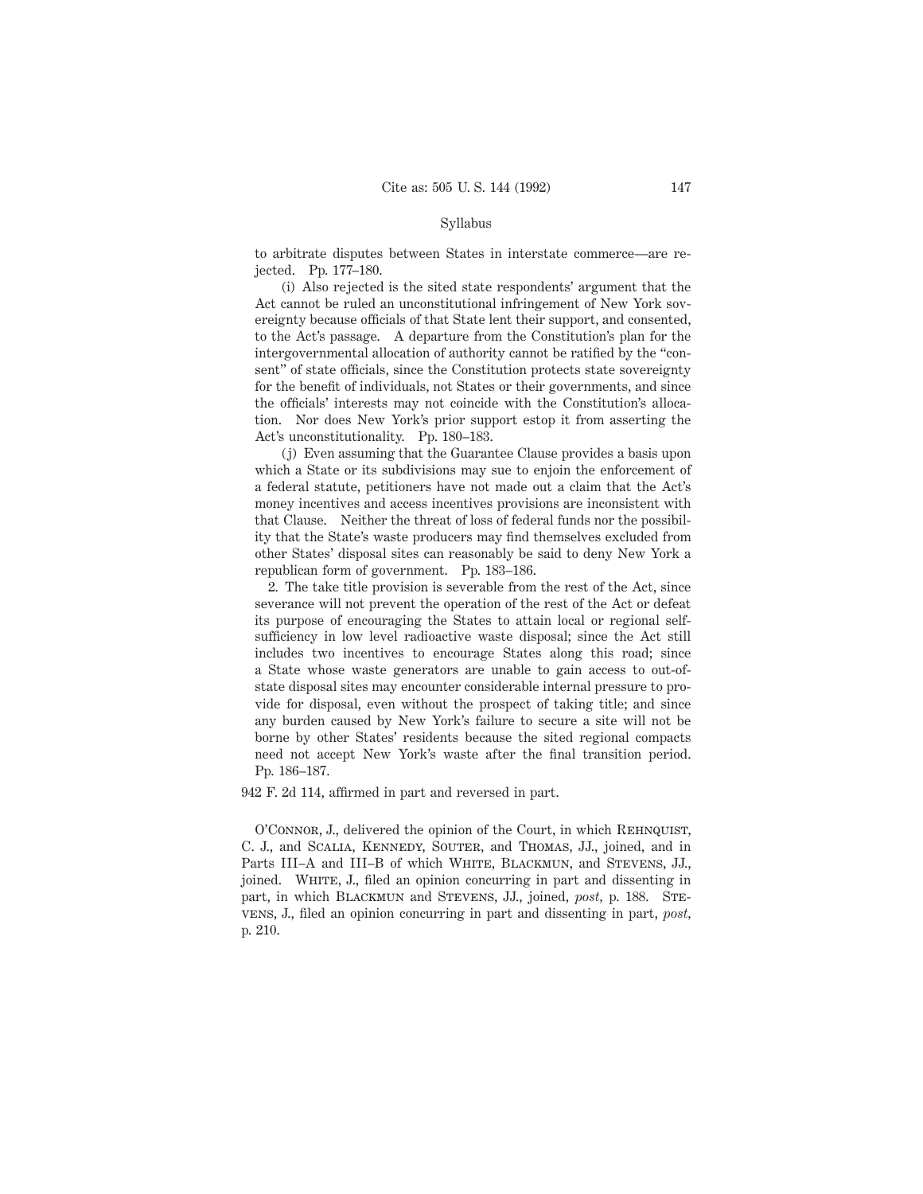to arbitrate disputes between States in interstate commerce—are rejected. Pp. 177–180.

(i) Also rejected is the sited state respondents' argument that the Act cannot be ruled an unconstitutional infringement of New York sovereignty because officials of that State lent their support, and consented, to the Act's passage. A departure from the Constitution's plan for the intergovernmental allocation of authority cannot be ratified by the "consent" of state officials, since the Constitution protects state sovereignty for the benefit of individuals, not States or their governments, and since the officials' interests may not coincide with the Constitution's allocation. Nor does New York's prior support estop it from asserting the Act's unconstitutionality. Pp. 180–183.

(j) Even assuming that the Guarantee Clause provides a basis upon which a State or its subdivisions may sue to enjoin the enforcement of a federal statute, petitioners have not made out a claim that the Act's money incentives and access incentives provisions are inconsistent with that Clause. Neither the threat of loss of federal funds nor the possibility that the State's waste producers may find themselves excluded from other States' disposal sites can reasonably be said to deny New York a republican form of government. Pp. 183–186.

2. The take title provision is severable from the rest of the Act, since severance will not prevent the operation of the rest of the Act or defeat its purpose of encouraging the States to attain local or regional self-sufficiency in low level radioactive waste disposal; since the Act still includes two incentives to encourage States along this road; since a State whose waste generators are unable to gain access to out-of-state disposal sites may encounter considerable internal pressure to provide for disposal, even without the prospect of taking title; and since any burden caused by New York's failure to secure a site will not be borne by other States' residents because the sited regional compacts need not accept New York's waste after the final transition period. Pp. 186–187.

942 F. 2d 114, affirmed in part and reversed in part.

O'Connor, J., delivered the opinion of the Court, in which Rehnquist, C. J., and Scalia, Kennedy, Souter, and Thomas, JJ., joined, and in Parts III–A and III–B of which White, Blackmun, and Stevens, JJ., joined. White, J., filed an opinion concurring in part and dissenting in part, in which Blackmun and Stevens, JJ., joined, *post*, p. 188. Stevens, J., filed an opinion concurring in part and dissenting in part, *post*, p. 210.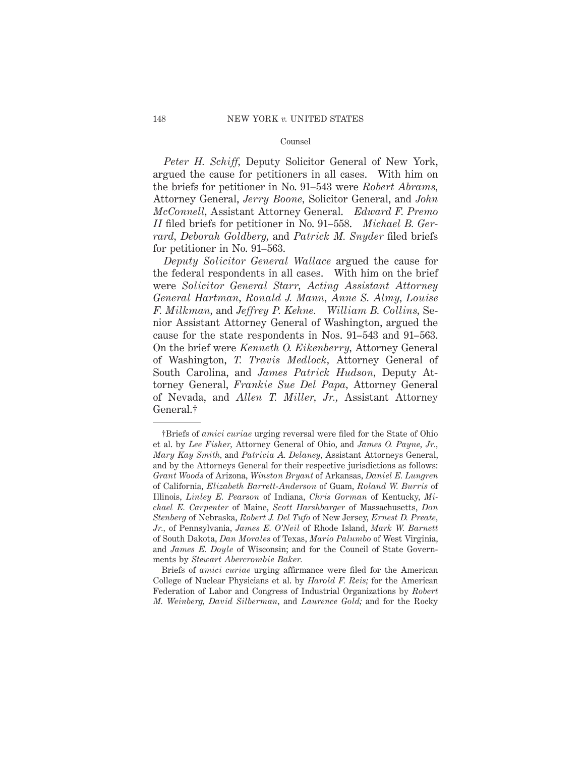Counsel

*Peter H. Schiff,* Deputy Solicitor General of New York, argued the cause for petitioners in all cases. With him on the briefs for petitioner in No. 91–543 were *Robert Abrams,* Attorney General, *Jerry Boone,* Solicitor General, and *John McConnell,* Assistant Attorney General. *Edward F. Premo II* filed briefs for petitioner in No. 91–558. *Michael B. Gerrard, Deborah Goldberg,* and *Patrick M. Snyder* filed briefs for petitioner in No. 91–563.

*Deputy Solicitor General Wallace* argued the cause for the federal respondents in all cases. With him on the brief were *Solicitor General Starr, Acting Assistant Attorney General Hartman, Ronald J. Mann, Anne S. Almy, Louise F. Milkman,* and *Jeffrey P. Kehne. William B. Collins,* Senior Assistant Attorney General of Washington, argued the cause for the state respondents in Nos. 91–543 and 91–563. On the brief were *Kenneth O. Eikenberry,* Attorney General of Washington, *T. Travis Medlock,* Attorney General of South Carolina, and *James Patrick Hudson,* Deputy Attorney General, *Frankie Sue Del Papa,* Attorney General of Nevada, and *Allen T. Miller, Jr.,* Assistant Attorney General.†

---

†Briefs of *amici curiae* urging reversal were filed for the State of Ohio et al. by *Lee Fisher,* Attorney General of Ohio, and *James O. Payne, Jr., Mary Kay Smith,* and *Patricia A. Delaney,* Assistant Attorneys General, and by the Attorneys General for their respective jurisdictions as follows: *Grant Woods* of Arizona, *Winston Bryant* of Arkansas, *Daniel E. Lungren* of California, *Elizabeth Barrett-Anderson* of Guam, *Roland W. Burris* of Illinois, *Linley E. Pearson* of Indiana, *Chris Gorman* of Kentucky, *Michael E. Carpenter* of Maine, *Scott Harshbarger* of Massachusetts, *Don Stenberg* of Nebraska, *Robert J. Del Tufo* of New Jersey, *Ernest D. Preate, Jr.,* of Pennsylvania, *James E. O'Neil* of Rhode Island, *Mark W. Barnett* of South Dakota, *Dan Morales* of Texas, *Mario Palumbo* of West Virginia, and *James E. Doyle* of Wisconsin; and for the Council of State Governments by *Stewart Abercrombie Baker.*

Briefs of *amici curiae* urging affirmance were filed for the American College of Nuclear Physicians et al. by *Harold F. Reis;* for the American Federation of Labor and Congress of Industrial Organizations by *Robert M. Weinberg, David Silberman,* and *Laurence Gold;* and for the Rocky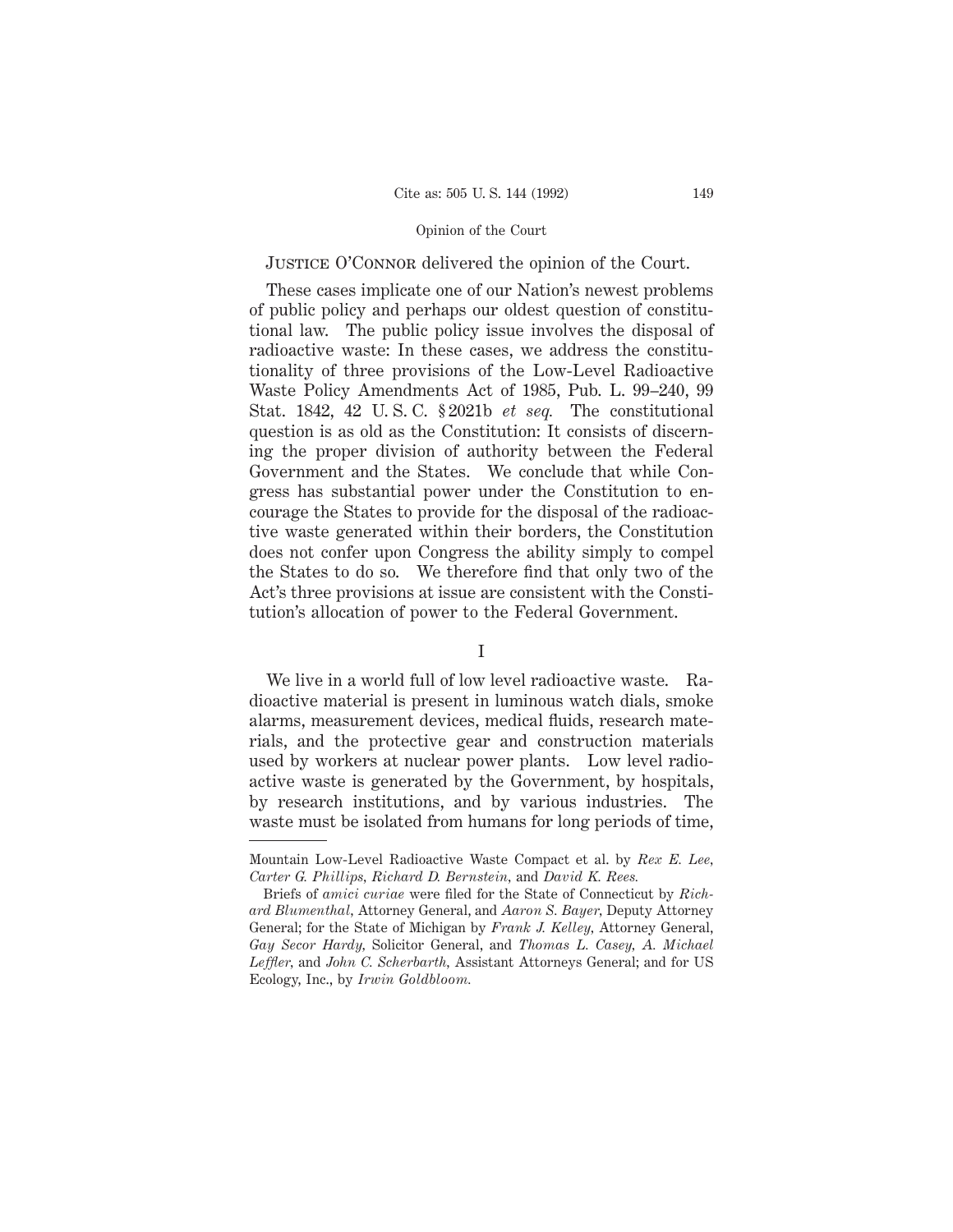Justice O'Connor delivered the opinion of the Court.

These cases implicate one of our Nation's newest problems of public policy and perhaps our oldest question of constitutional law. The public policy issue involves the disposal of radioactive waste: In these cases, we address the constitutionality of three provisions of the Low-Level Radioactive Waste Policy Amendments Act of 1985, Pub. L. 99–240, 99 Stat. 1842, 42 U. S. C. § 2021b *et seq.* The constitutional question is as old as the Constitution: It consists of discerning the proper division of authority between the Federal Government and the States. We conclude that while Congress has substantial power under the Constitution to encourage the States to provide for the disposal of the radioactive waste generated within their borders, the Constitution does not confer upon Congress the ability simply to compel the States to do so. We therefore find that only two of the Act's three provisions at issue are consistent with the Constitution's allocation of power to the Federal Government.

I

We live in a world full of low level radioactive waste. Radioactive material is present in luminous watch dials, smoke alarms, measurement devices, medical fluids, research materials, and the protective gear and construction materials used by workers at nuclear power plants. Low level radioactive waste is generated by the Government, by hospitals, by research institutions, and by various industries. The waste must be isolated from humans for long periods of time,

---

Mountain Low-Level Radioactive Waste Compact et al. by *Rex E. Lee*, *Carter G. Phillips*, *Richard D. Bernstein*, and *David K. Rees.*

Briefs of *amici curiae* were filed for the State of Connecticut by *Richard Blumenthal*, Attorney General, and *Aaron S. Bayer*, Deputy Attorney General; for the State of Michigan by *Frank J. Kelley*, Attorney General, *Gay Secor Hardy*, Solicitor General, and *Thomas L. Casey*, *A. Michael Leffler*, and *John C. Scherbarth*, Assistant Attorneys General; and for US Ecology, Inc., by *Irwin Goldbloom.*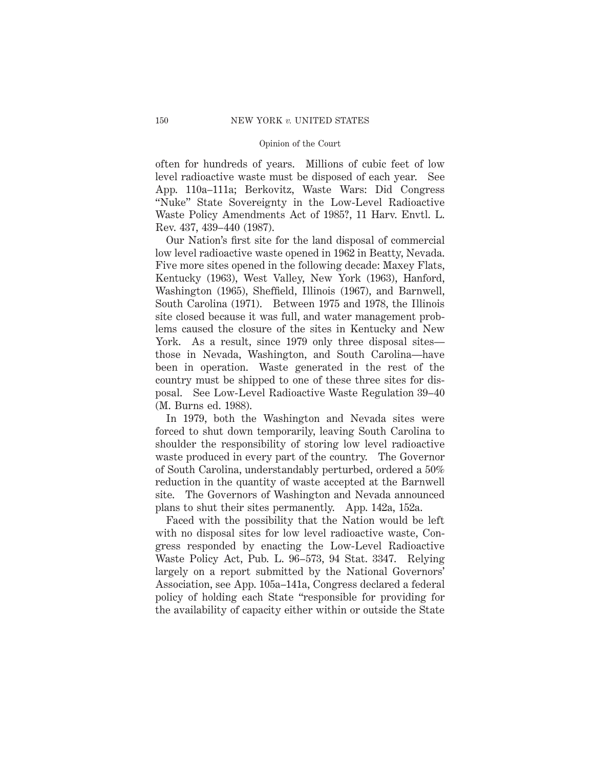often for hundreds of years. Millions of cubic feet of low level radioactive waste must be disposed of each year. See App. 110a–111a; Berkovitz, Waste Wars: Did Congress "Nuke" State Sovereignty in the Low-Level Radioactive Waste Policy Amendments Act of 1985?, 11 Harv. Envtl. L. Rev. 437, 439–440 (1987).

Our Nation's first site for the land disposal of commercial low level radioactive waste opened in 1962 in Beatty, Nevada. Five more sites opened in the following decade: Maxey Flats, Kentucky (1963), West Valley, New York (1963), Hanford, Washington (1965), Sheffield, Illinois (1967), and Barnwell, South Carolina (1971). Between 1975 and 1978, the Illinois site closed because it was full, and water management problems caused the closure of the sites in Kentucky and New York. As a result, since 1979 only three disposal sites—those in Nevada, Washington, and South Carolina—have been in operation. Waste generated in the rest of the country must be shipped to one of these three sites for disposal. See Low-Level Radioactive Waste Regulation 39–40 (M. Burns ed. 1988).

In 1979, both the Washington and Nevada sites were forced to shut down temporarily, leaving South Carolina to shoulder the responsibility of storing low level radioactive waste produced in every part of the country. The Governor of South Carolina, understandably perturbed, ordered a 50% reduction in the quantity of waste accepted at the Barnwell site. The Governors of Washington and Nevada announced plans to shut their sites permanently. App. 142a, 152a.

Faced with the possibility that the Nation would be left with no disposal sites for low level radioactive waste, Congress responded by enacting the Low-Level Radioactive Waste Policy Act, Pub. L. 96–573, 94 Stat. 3347. Relying largely on a report submitted by the National Governors' Association, see App. 105a–141a, Congress declared a federal policy of holding each State "responsible for providing for the availability of capacity either within or outside the State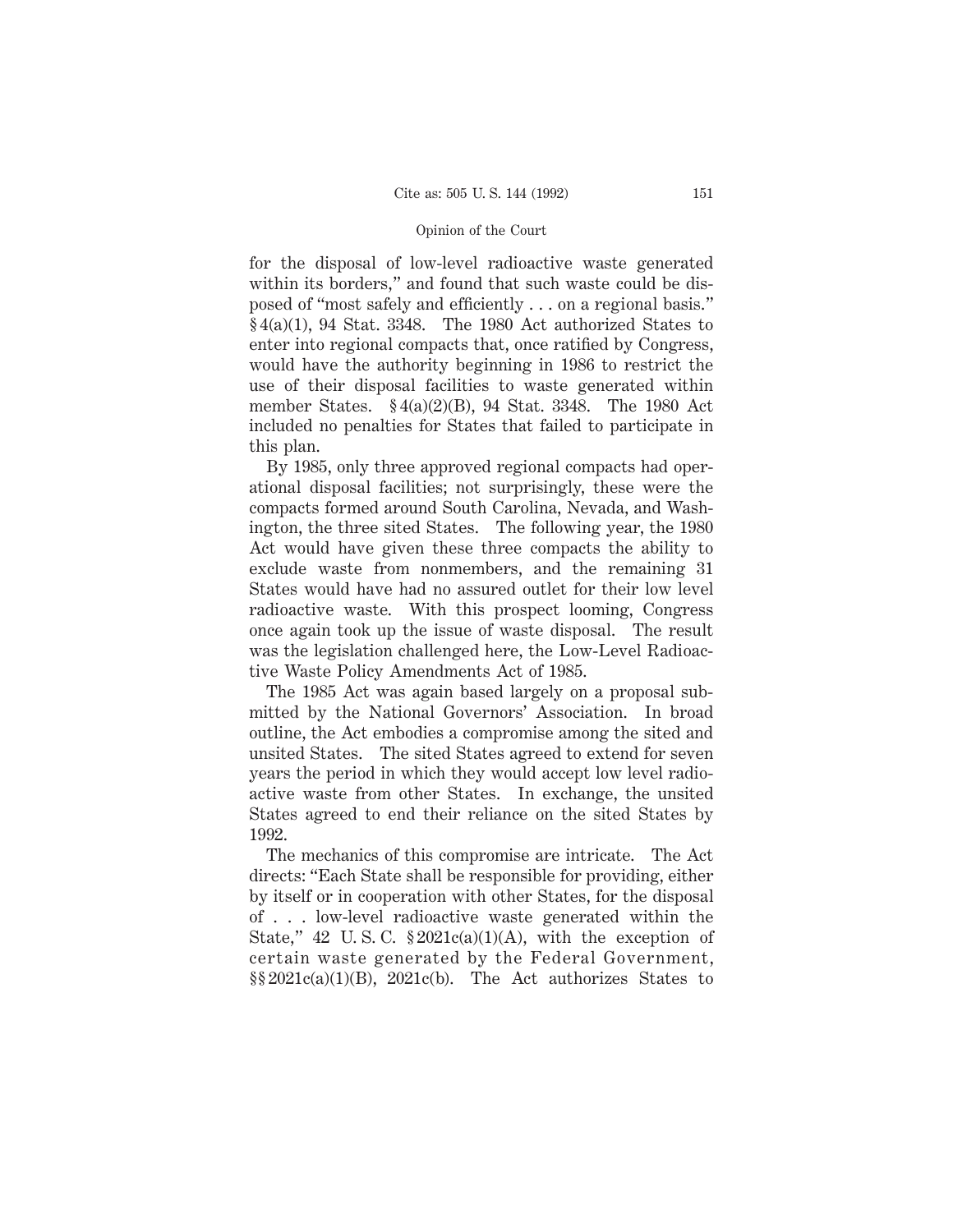for the disposal of low-level radioactive waste generated within its borders," and found that such waste could be disposed of "most safely and efficiently . . . on a regional basis." § 4(a)(1), 94 Stat. 3348. The 1980 Act authorized States to enter into regional compacts that, once ratified by Congress, would have the authority beginning in 1986 to restrict the use of their disposal facilities to waste generated within member States. § 4(a)(2)(B), 94 Stat. 3348. The 1980 Act included no penalties for States that failed to participate in this plan.

By 1985, only three approved regional compacts had operational disposal facilities; not surprisingly, these were the compacts formed around South Carolina, Nevada, and Washington, the three sited States. The following year, the 1980 Act would have given these three compacts the ability to exclude waste from nonmembers, and the remaining 31 States would have had no assured outlet for their low level radioactive waste. With this prospect looming, Congress once again took up the issue of waste disposal. The result was the legislation challenged here, the Low-Level Radioactive Waste Policy Amendments Act of 1985.

The 1985 Act was again based largely on a proposal submitted by the National Governors' Association. In broad outline, the Act embodies a compromise among the sited and unsited States. The sited States agreed to extend for seven years the period in which they would accept low level radioactive waste from other States. In exchange, the unsited States agreed to end their reliance on the sited States by 1992.

The mechanics of this compromise are intricate. The Act directs: "Each State shall be responsible for providing, either by itself or in cooperation with other States, for the disposal of . . . low-level radioactive waste generated within the State," 42 U. S. C. § 2021c(a)(1)(A), with the exception of certain waste generated by the Federal Government, §§ 2021c(a)(1)(B), 2021c(b). The Act authorizes States to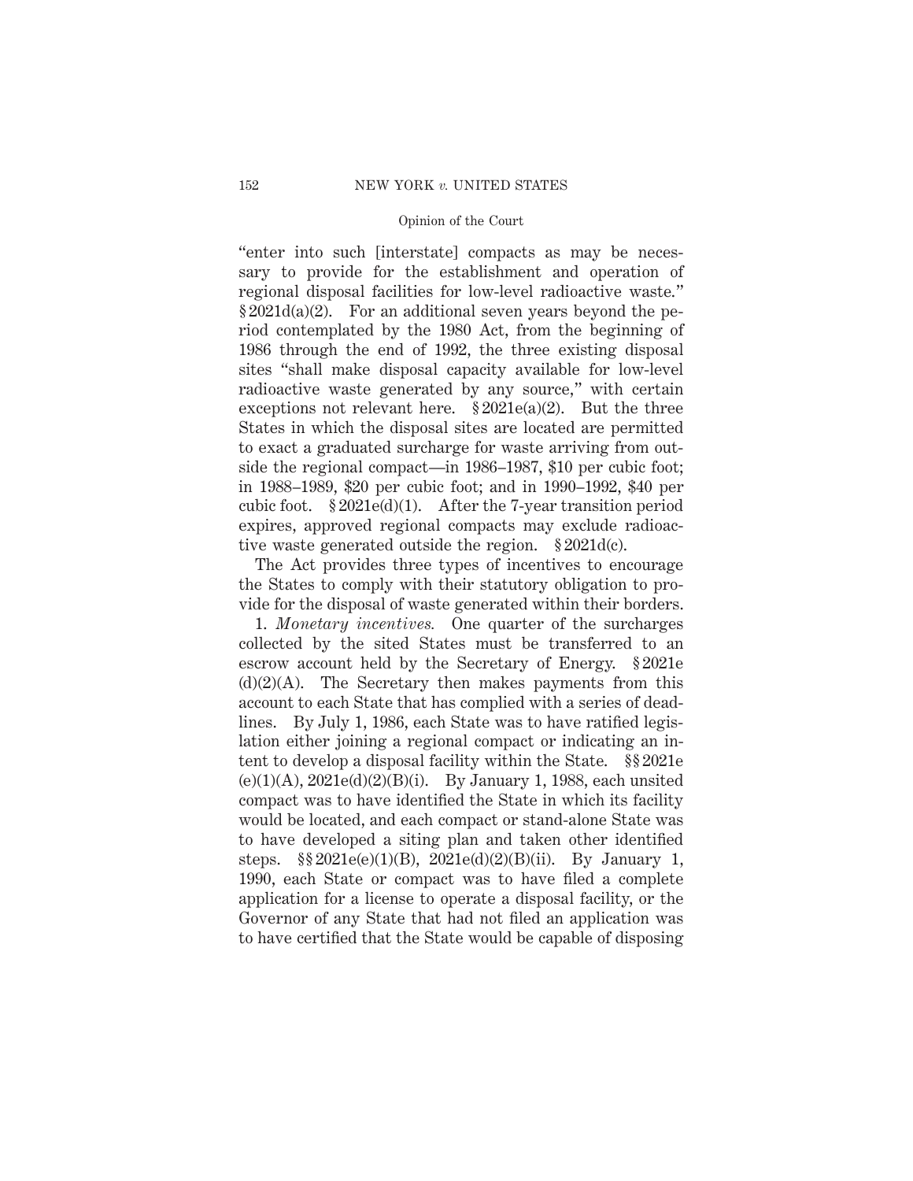"enter into such [interstate] compacts as may be necessary to provide for the establishment and operation of regional disposal facilities for low-level radioactive waste." § 2021d(a)(2). For an additional seven years beyond the period contemplated by the 1980 Act, from the beginning of 1986 through the end of 1992, the three existing disposal sites "shall make disposal capacity available for low-level radioactive waste generated by any source," with certain exceptions not relevant here. § 2021e(a)(2). But the three States in which the disposal sites are located are permitted to exact a graduated surcharge for waste arriving from outside the regional compact—in 1986–1987, $10 per cubic foot; in 1988–1989, $20 per cubic foot; and in 1990–1992, $40 per cubic foot. § 2021e(d)(1). After the 7-year transition period expires, approved regional compacts may exclude radioactive waste generated outside the region. § 2021d(c).

The Act provides three types of incentives to encourage the States to comply with their statutory obligation to provide for the disposal of waste generated within their borders.

1. *Monetary incentives.* One quarter of the surcharges collected by the sited States must be transferred to an escrow account held by the Secretary of Energy. § 2021e(d)(2)(A). The Secretary then makes payments from this account to each State that has complied with a series of deadlines. By July 1, 1986, each State was to have ratified legislation either joining a regional compact or indicating an intent to develop a disposal facility within the State. §§ 2021e(e)(1)(A), 2021e(d)(2)(B)(i). By January 1, 1988, each unsited compact was to have identified the State in which its facility would be located, and each compact or stand-alone State was to have developed a siting plan and taken other identified steps. §§ 2021e(e)(1)(B), 2021e(d)(2)(B)(ii). By January 1, 1990, each State or compact was to have filed a complete application for a license to operate a disposal facility, or the Governor of any State that had not filed an application was to have certified that the State would be capable of disposing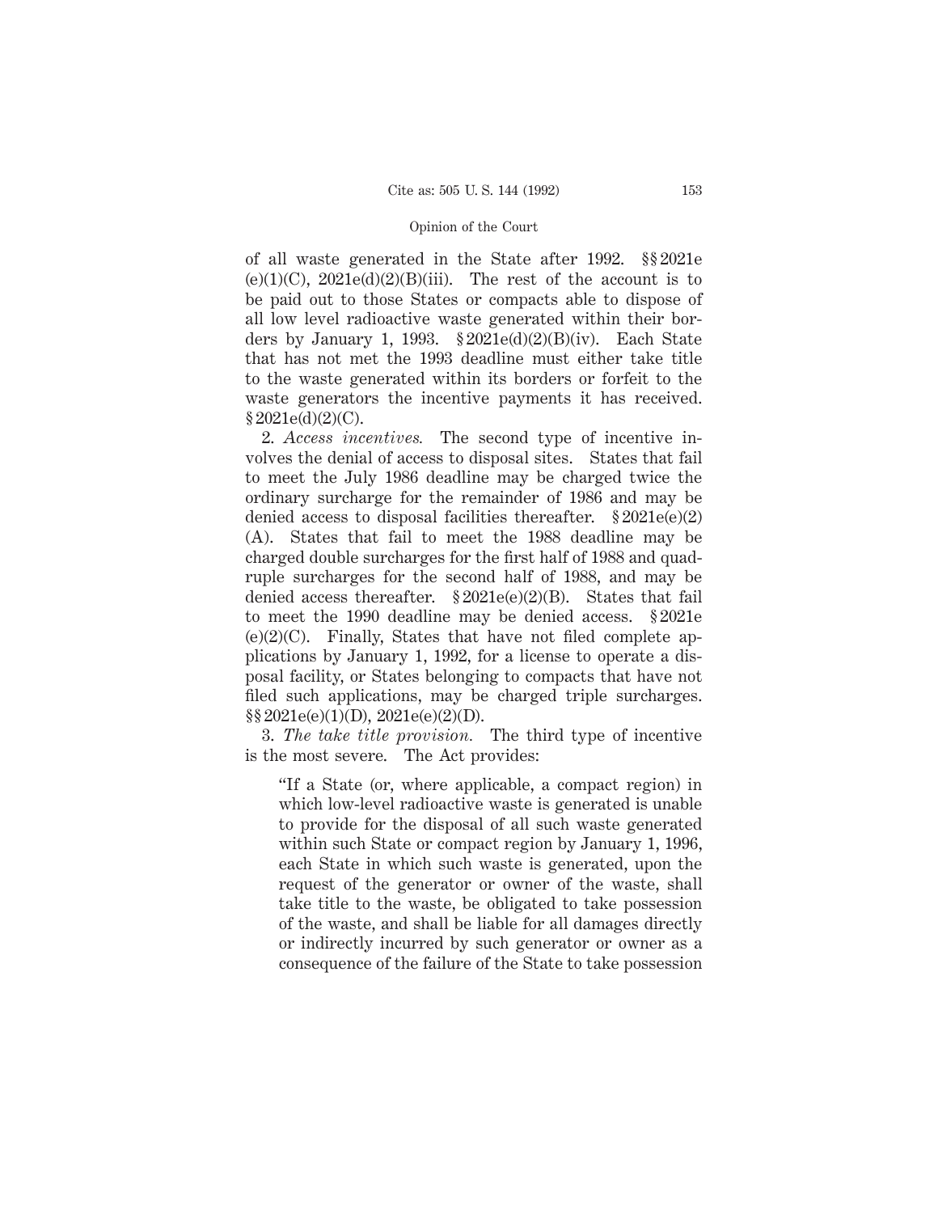of all waste generated in the State after 1992. §§ 2021e(e)(1)(C), 2021e(d)(2)(B)(iii). The rest of the account is to be paid out to those States or compacts able to dispose of all low level radioactive waste generated within their borders by January 1, 1993. § 2021e(d)(2)(B)(iv). Each State that has not met the 1993 deadline must either take title to the waste generated within its borders or forfeit to the waste generators the incentive payments it has received. § 2021e(d)(2)(C).

2. *Access incentives.* The second type of incentive involves the denial of access to disposal sites. States that fail to meet the July 1986 deadline may be charged twice the ordinary surcharge for the remainder of 1986 and may be denied access to disposal facilities thereafter. § 2021e(e)(2)(A). States that fail to meet the 1988 deadline may be charged double surcharges for the first half of 1988 and quadruple surcharges for the second half of 1988, and may be denied access thereafter. § 2021e(e)(2)(B). States that fail to meet the 1990 deadline may be denied access. § 2021e(e)(2)(C). Finally, States that have not filed complete applications by January 1, 1992, for a license to operate a disposal facility, or States belonging to compacts that have not filed such applications, may be charged triple surcharges. §§ 2021e(e)(1)(D), 2021e(e)(2)(D).

3. *The take title provision.* The third type of incentive is the most severe. The Act provides:

> "If a State (or, where applicable, a compact region) in which low-level radioactive waste is generated is unable to provide for the disposal of all such waste generated within such State or compact region by January 1, 1996, each State in which such waste is generated, upon the request of the generator or owner of the waste, shall take title to the waste, be obligated to take possession of the waste, and shall be liable for all damages directly or indirectly incurred by such generator or owner as a consequence of the failure of the State to take possession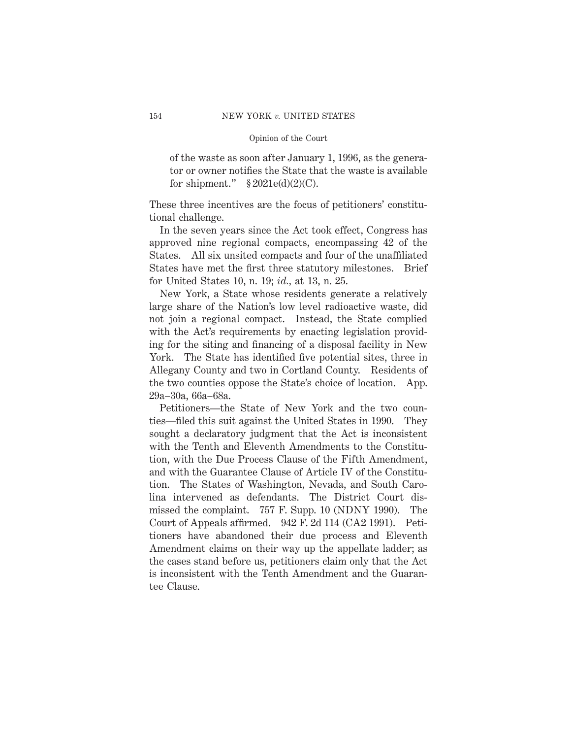of the waste as soon after January 1, 1996, as the generator or owner notifies the State that the waste is available for shipment." § 2021e(d)(2)(C).

These three incentives are the focus of petitioners' constitutional challenge.

In the seven years since the Act took effect, Congress has approved nine regional compacts, encompassing 42 of the States. All six unsited compacts and four of the unaffiliated States have met the first three statutory milestones. Brief for United States 10, n. 19; *id.*, at 13, n. 25.

New York, a State whose residents generate a relatively large share of the Nation's low level radioactive waste, did not join a regional compact. Instead, the State complied with the Act's requirements by enacting legislation providing for the siting and financing of a disposal facility in New York. The State has identified five potential sites, three in Allegany County and two in Cortland County. Residents of the two counties oppose the State's choice of location. App. 29a–30a, 66a–68a.

Petitioners—the State of New York and the two counties—filed this suit against the United States in 1990. They sought a declaratory judgment that the Act is inconsistent with the Tenth and Eleventh Amendments to the Constitution, with the Due Process Clause of the Fifth Amendment, and with the Guarantee Clause of Article IV of the Constitution. The States of Washington, Nevada, and South Carolina intervened as defendants. The District Court dismissed the complaint. 757 F. Supp. 10 (NDNY 1990). The Court of Appeals affirmed. 942 F. 2d 114 (CA2 1991). Petitioners have abandoned their due process and Eleventh Amendment claims on their way up the appellate ladder; as the cases stand before us, petitioners claim only that the Act is inconsistent with the Tenth Amendment and the Guarantee Clause.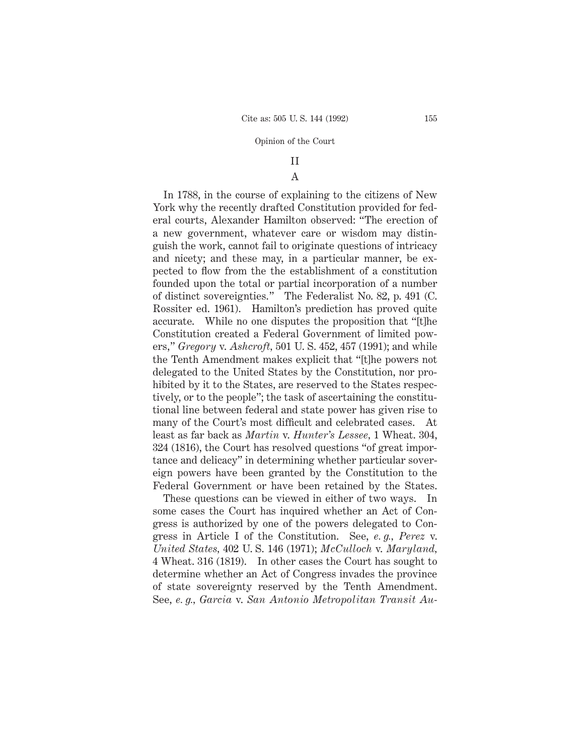## II

### A

In 1788, in the course of explaining to the citizens of New York why the recently drafted Constitution provided for federal courts, Alexander Hamilton observed: "The erection of a new government, whatever care or wisdom may distinguish the work, cannot fail to originate questions of intricacy and nicety; and these may, in a particular manner, be expected to flow from the the establishment of a constitution founded upon the total or partial incorporation of a number of distinct sovereignties." The Federalist No. 82, p. 491 (C. Rossiter ed. 1961). Hamilton's prediction has proved quite accurate. While no one disputes the proposition that "[t]he Constitution created a Federal Government of limited powers," *Gregory* v. *Ashcroft,* 501 U. S. 452, 457 (1991); and while the Tenth Amendment makes explicit that "[t]he powers not delegated to the United States by the Constitution, nor prohibited by it to the States, are reserved to the States respectively, or to the people"; the task of ascertaining the constitutional line between federal and state power has given rise to many of the Court's most difficult and celebrated cases. At least as far back as *Martin* v. *Hunter's Lessee,* 1 Wheat. 304, 324 (1816), the Court has resolved questions "of great importance and delicacy" in determining whether particular sovereign powers have been granted by the Constitution to the Federal Government or have been retained by the States.

These questions can be viewed in either of two ways. In some cases the Court has inquired whether an Act of Congress is authorized by one of the powers delegated to Congress in Article I of the Constitution. See, *e. g., Perez* v. *United States,* 402 U. S. 146 (1971); *McCulloch* v. *Maryland,* 4 Wheat. 316 (1819). In other cases the Court has sought to determine whether an Act of Congress invades the province of state sovereignty reserved by the Tenth Amendment. See, *e. g., Garcia* v. *San Antonio Metropolitan Transit Au-*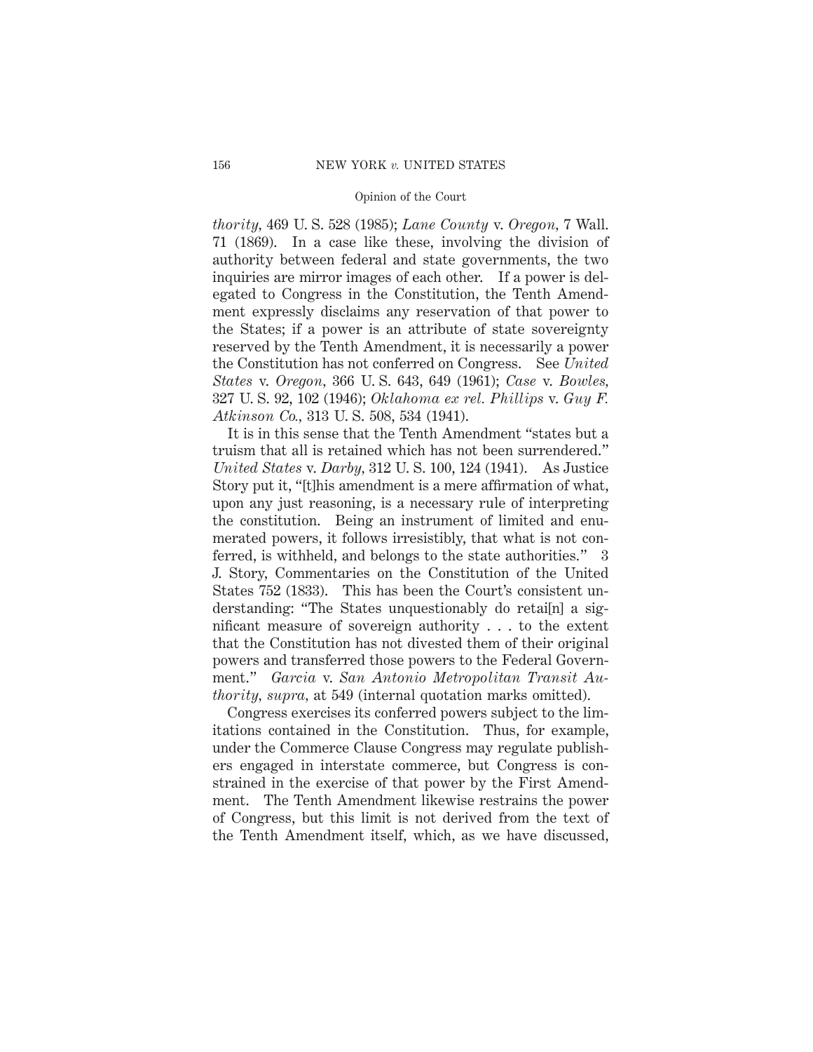*thority*, 469 U. S. 528 (1985); *Lane County* v. *Oregon*, 7 Wall. 71 (1869). In a case like these, involving the division of authority between federal and state governments, the two inquiries are mirror images of each other. If a power is delegated to Congress in the Constitution, the Tenth Amendment expressly disclaims any reservation of that power to the States; if a power is an attribute of state sovereignty reserved by the Tenth Amendment, it is necessarily a power the Constitution has not conferred on Congress. See *United States* v. *Oregon*, 366 U. S. 643, 649 (1961); *Case* v. *Bowles*, 327 U. S. 92, 102 (1946); *Oklahoma ex rel. Phillips* v. *Guy F. Atkinson Co.*, 313 U. S. 508, 534 (1941).

It is in this sense that the Tenth Amendment "states but a truism that all is retained which has not been surrendered." *United States* v. *Darby*, 312 U. S. 100, 124 (1941). As Justice Story put it, "[t]his amendment is a mere affirmation of what, upon any just reasoning, is a necessary rule of interpreting the constitution. Being an instrument of limited and enumerated powers, it follows irresistibly, that what is not conferred, is withheld, and belongs to the state authorities." 3 J. Story, Commentaries on the Constitution of the United States 752 (1833). This has been the Court's consistent understanding: "The States unquestionably do retai[n] a significant measure of sovereign authority . . . to the extent that the Constitution has not divested them of their original powers and transferred those powers to the Federal Government." *Garcia* v. *San Antonio Metropolitan Transit Authority*, *supra*, at 549 (internal quotation marks omitted).

Congress exercises its conferred powers subject to the limitations contained in the Constitution. Thus, for example, under the Commerce Clause Congress may regulate publishers engaged in interstate commerce, but Congress is constrained in the exercise of that power by the First Amendment. The Tenth Amendment likewise restrains the power of Congress, but this limit is not derived from the text of the Tenth Amendment itself, which, as we have discussed,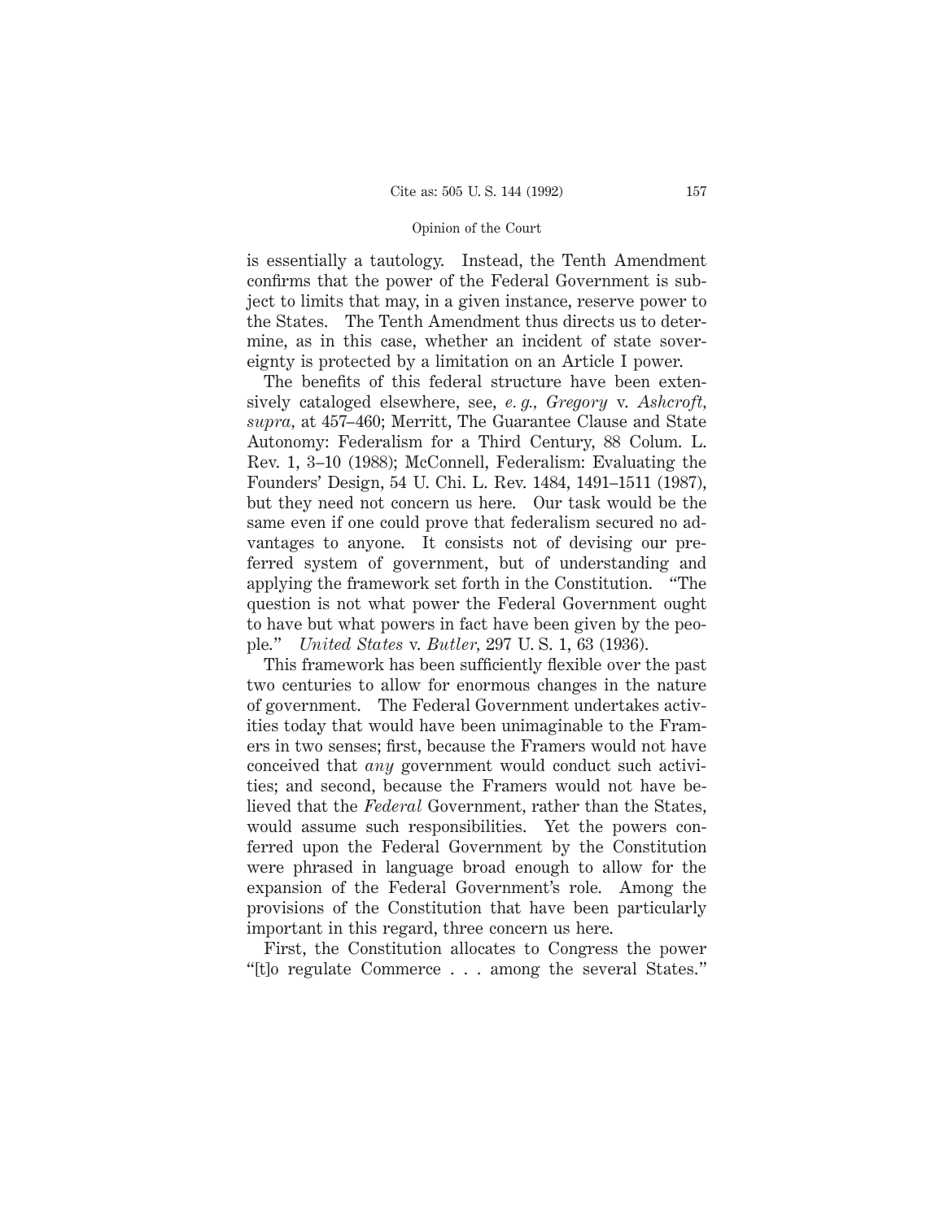is essentially a tautology. Instead, the Tenth Amendment confirms that the power of the Federal Government is subject to limits that may, in a given instance, reserve power to the States. The Tenth Amendment thus directs us to determine, as in this case, whether an incident of state sovereignty is protected by a limitation on an Article I power.

The benefits of this federal structure have been extensively cataloged elsewhere, see, *e. g., Gregory* v. *Ashcroft, supra,* at 457–460; Merritt, The Guarantee Clause and State Autonomy: Federalism for a Third Century, 88 Colum. L. Rev. 1, 3–10 (1988); McConnell, Federalism: Evaluating the Founders' Design, 54 U. Chi. L. Rev. 1484, 1491–1511 (1987), but they need not concern us here. Our task would be the same even if one could prove that federalism secured no advantages to anyone. It consists not of devising our preferred system of government, but of understanding and applying the framework set forth in the Constitution. "The question is not what power the Federal Government ought to have but what powers in fact have been given by the people." *United States* v. *Butler,* 297 U. S. 1, 63 (1936).

This framework has been sufficiently flexible over the past two centuries to allow for enormous changes in the nature of government. The Federal Government undertakes activities today that would have been unimaginable to the Framers in two senses; first, because the Framers would not have conceived that *any* government would conduct such activities; and second, because the Framers would not have believed that the *Federal* Government, rather than the States, would assume such responsibilities. Yet the powers conferred upon the Federal Government by the Constitution were phrased in language broad enough to allow for the expansion of the Federal Government's role. Among the provisions of the Constitution that have been particularly important in this regard, three concern us here.

First, the Constitution allocates to Congress the power "[t]o regulate Commerce . . . among the several States."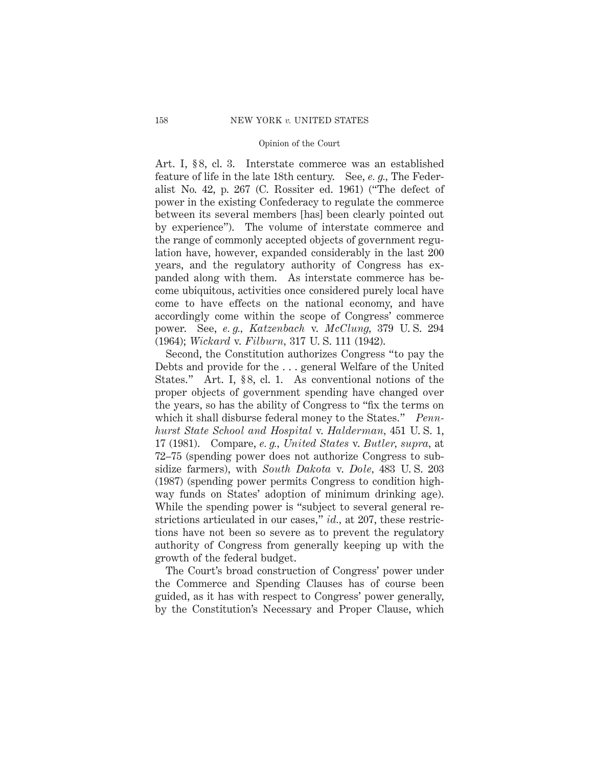Art. I, § 8, cl. 3. Interstate commerce was an established feature of life in the late 18th century. See, *e. g.,* The Federalist No. 42, p. 267 (C. Rossiter ed. 1961) ("The defect of power in the existing Confederacy to regulate the commerce between its several members [has] been clearly pointed out by experience"). The volume of interstate commerce and the range of commonly accepted objects of government regulation have, however, expanded considerably in the last 200 years, and the regulatory authority of Congress has expanded along with them. As interstate commerce has become ubiquitous, activities once considered purely local have come to have effects on the national economy, and have accordingly come within the scope of Congress' commerce power. See, *e. g., Katzenbach* v. *McClung,* 379 U. S. 294 (1964); *Wickard* v. *Filburn,* 317 U. S. 111 (1942).

Second, the Constitution authorizes Congress "to pay the Debts and provide for the . . . general Welfare of the United States." Art. I, § 8, cl. 1. As conventional notions of the proper objects of government spending have changed over the years, so has the ability of Congress to "fix the terms on which it shall disburse federal money to the States." *Pennhurst State School and Hospital* v. *Halderman,* 451 U. S. 1, 17 (1981). Compare, *e. g., United States* v. *Butler, supra,* at 72–75 (spending power does not authorize Congress to subsidize farmers), with *South Dakota* v. *Dole,* 483 U. S. 203 (1987) (spending power permits Congress to condition highway funds on States' adoption of minimum drinking age). While the spending power is "subject to several general restrictions articulated in our cases," *id.,* at 207, these restrictions have not been so severe as to prevent the regulatory authority of Congress from generally keeping up with the growth of the federal budget.

The Court's broad construction of Congress' power under the Commerce and Spending Clauses has of course been guided, as it has with respect to Congress' power generally, by the Constitution's Necessary and Proper Clause, which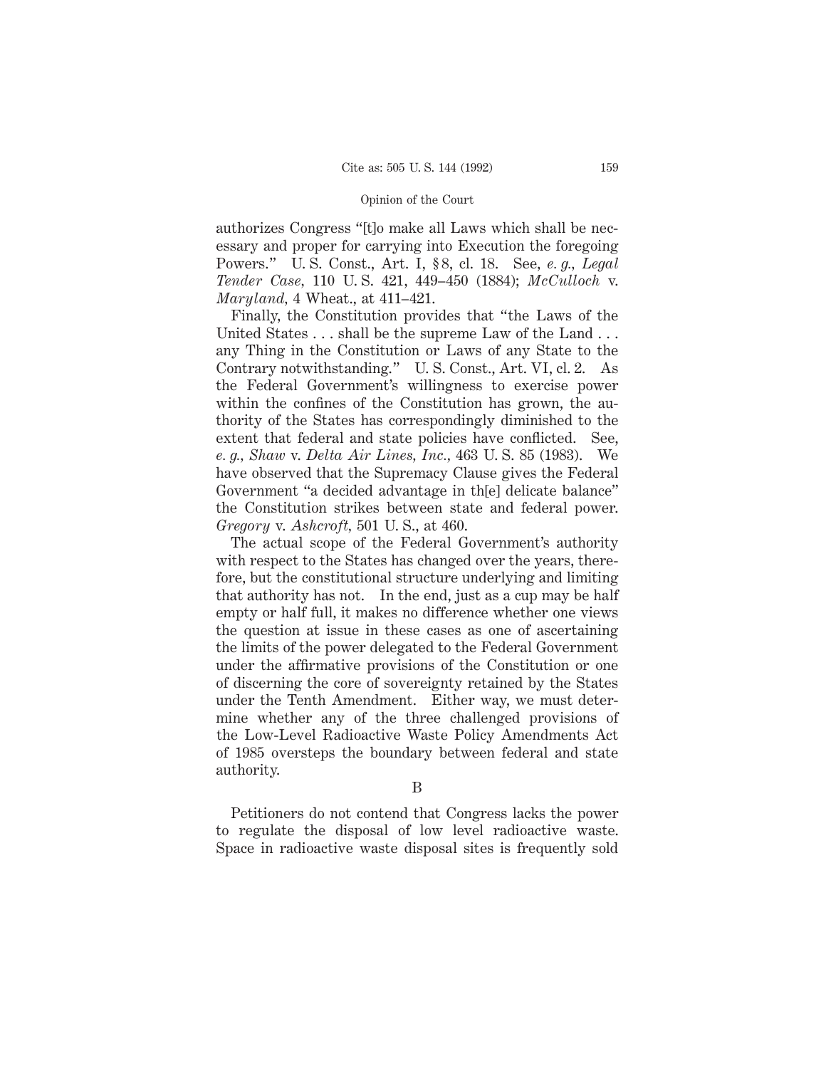authorizes Congress "[t]o make all Laws which shall be necessary and proper for carrying into Execution the foregoing Powers." U. S. Const., Art. I, § 8, cl. 18. See, *e. g., Legal Tender Case*, 110 U. S. 421, 449–450 (1884); *McCulloch* v. *Maryland*, 4 Wheat., at 411–421.

Finally, the Constitution provides that "the Laws of the United States . . . shall be the supreme Law of the Land . . . any Thing in the Constitution or Laws of any State to the Contrary notwithstanding." U. S. Const., Art. VI, cl. 2. As the Federal Government's willingness to exercise power within the confines of the Constitution has grown, the authority of the States has correspondingly diminished to the extent that federal and state policies have conflicted. See, *e. g., Shaw* v. *Delta Air Lines, Inc.*, 463 U. S. 85 (1983). We have observed that the Supremacy Clause gives the Federal Government "a decided advantage in th[e] delicate balance" the Constitution strikes between state and federal power. *Gregory* v. *Ashcroft*, 501 U. S., at 460.

The actual scope of the Federal Government's authority with respect to the States has changed over the years, therefore, but the constitutional structure underlying and limiting that authority has not. In the end, just as a cup may be half empty or half full, it makes no difference whether one views the question at issue in these cases as one of ascertaining the limits of the power delegated to the Federal Government under the affirmative provisions of the Constitution or one of discerning the core of sovereignty retained by the States under the Tenth Amendment. Either way, we must determine whether any of the three challenged provisions of the Low-Level Radioactive Waste Policy Amendments Act of 1985 oversteps the boundary between federal and state authority.

B

Petitioners do not contend that Congress lacks the power to regulate the disposal of low level radioactive waste. Space in radioactive waste disposal sites is frequently sold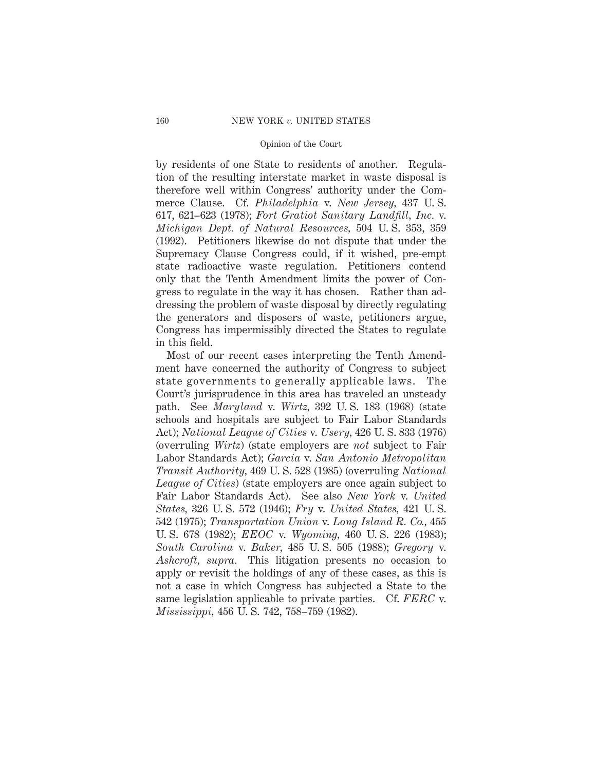by residents of one State to residents of another. Regulation of the resulting interstate market in waste disposal is therefore well within Congress' authority under the Commerce Clause. Cf. *Philadelphia* v. *New Jersey,* 437 U. S. 617, 621–623 (1978); *Fort Gratiot Sanitary Landfill, Inc.* v. *Michigan Dept. of Natural Resources,* 504 U. S. 353, 359 (1992). Petitioners likewise do not dispute that under the Supremacy Clause Congress could, if it wished, pre-empt state radioactive waste regulation. Petitioners contend only that the Tenth Amendment limits the power of Congress to regulate in the way it has chosen. Rather than addressing the problem of waste disposal by directly regulating the generators and disposers of waste, petitioners argue, Congress has impermissibly directed the States to regulate in this field.

Most of our recent cases interpreting the Tenth Amendment have concerned the authority of Congress to subject state governments to generally applicable laws. The Court's jurisprudence in this area has traveled an unsteady path. See *Maryland* v. *Wirtz,* 392 U. S. 183 (1968) (state schools and hospitals are subject to Fair Labor Standards Act); *National League of Cities* v. *Usery,* 426 U. S. 833 (1976) (overruling *Wirtz*) (state employers are *not* subject to Fair Labor Standards Act); *Garcia* v. *San Antonio Metropolitan Transit Authority,* 469 U. S. 528 (1985) (overruling *National League of Cities*) (state employers are once again subject to Fair Labor Standards Act). See also *New York* v. *United States,* 326 U. S. 572 (1946); *Fry* v. *United States,* 421 U. S. 542 (1975); *Transportation Union* v. *Long Island R. Co.,* 455 U. S. 678 (1982); *EEOC* v. *Wyoming,* 460 U. S. 226 (1983); *South Carolina* v. *Baker,* 485 U. S. 505 (1988); *Gregory* v. *Ashcroft, supra.* This litigation presents no occasion to apply or revisit the holdings of any of these cases, as this is not a case in which Congress has subjected a State to the same legislation applicable to private parties. Cf. *FERC* v. *Mississippi,* 456 U. S. 742, 758–759 (1982).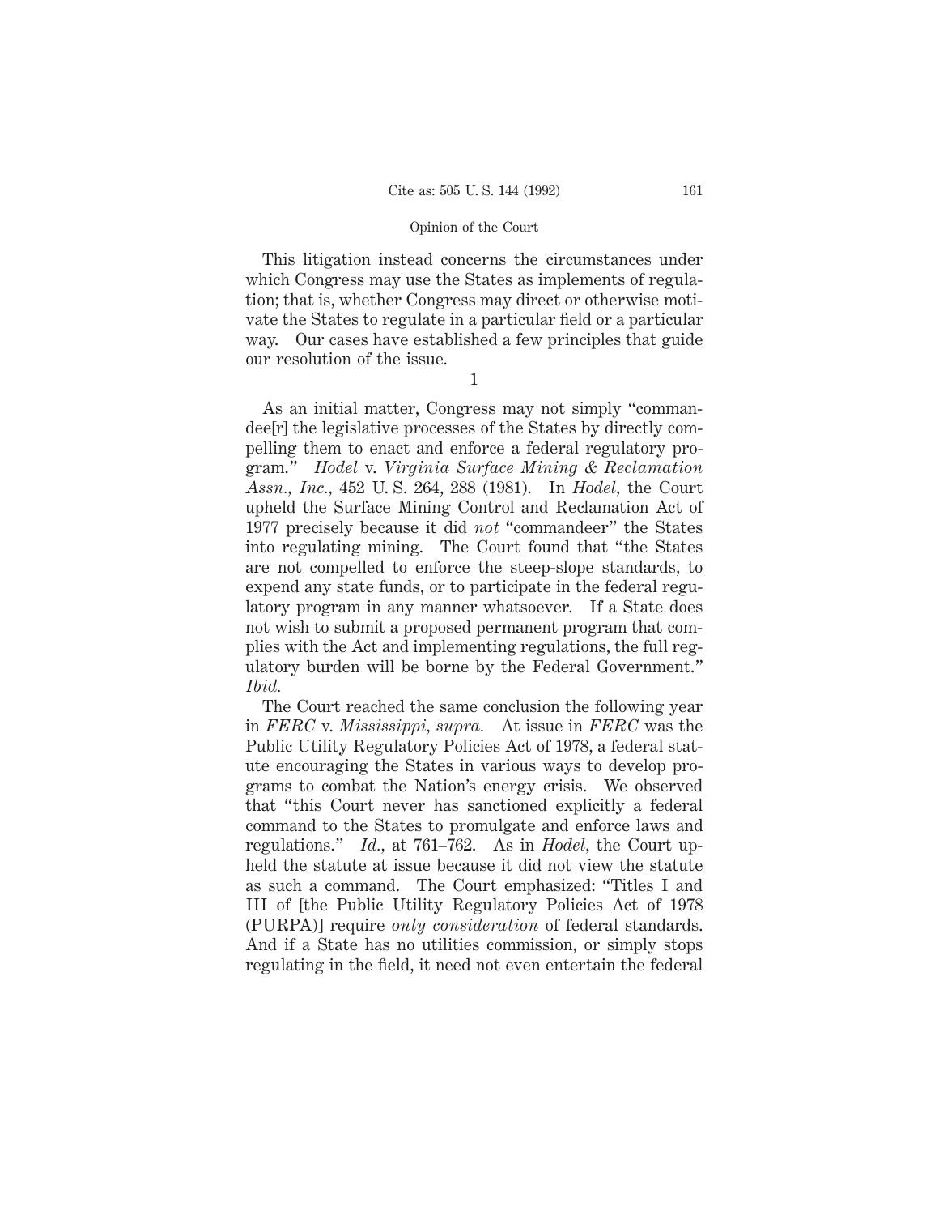This litigation instead concerns the circumstances under which Congress may use the States as implements of regulation; that is, whether Congress may direct or otherwise motivate the States to regulate in a particular field or a particular way. Our cases have established a few principles that guide our resolution of the issue.

1

As an initial matter, Congress may not simply "commandee[r] the legislative processes of the States by directly compelling them to enact and enforce a federal regulatory program." *Hodel* v. *Virginia Surface Mining & Reclamation Assn., Inc.*, 452 U. S. 264, 288 (1981). In *Hodel*, the Court upheld the Surface Mining Control and Reclamation Act of 1977 precisely because it did *not* "commandeer" the States into regulating mining. The Court found that "the States are not compelled to enforce the steep-slope standards, to expend any state funds, or to participate in the federal regulatory program in any manner whatsoever. If a State does not wish to submit a proposed permanent program that complies with the Act and implementing regulations, the full regulatory burden will be borne by the Federal Government." *Ibid.*

The Court reached the same conclusion the following year in *FERC* v. *Mississippi*, *supra.* At issue in *FERC* was the Public Utility Regulatory Policies Act of 1978, a federal statute encouraging the States in various ways to develop programs to combat the Nation's energy crisis. We observed that "this Court never has sanctioned explicitly a federal command to the States to promulgate and enforce laws and regulations." *Id.*, at 761–762. As in *Hodel*, the Court upheld the statute at issue because it did not view the statute as such a command. The Court emphasized: "Titles I and III of [the Public Utility Regulatory Policies Act of 1978 (PURPA)] require *only consideration* of federal standards. And if a State has no utilities commission, or simply stops regulating in the field, it need not even entertain the federal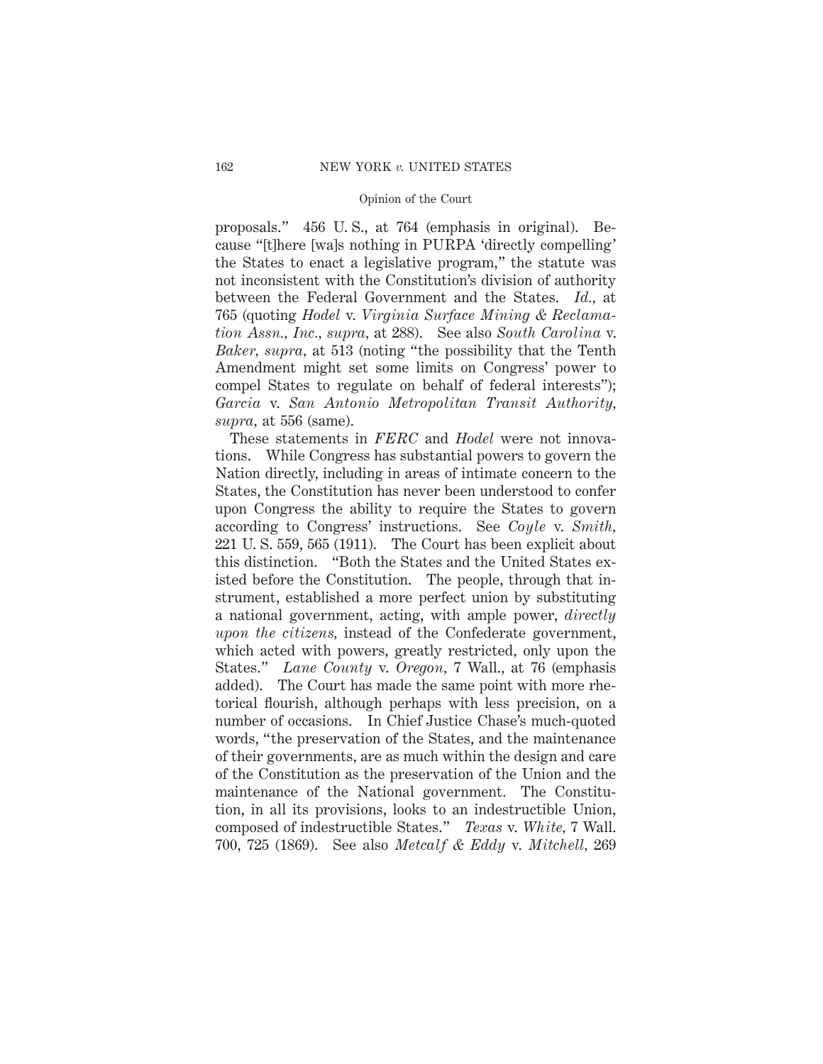proposals." 456 U. S., at 764 (emphasis in original). Because "[t]here [wa]s nothing in PURPA 'directly compelling' the States to enact a legislative program," the statute was not inconsistent with the Constitution's division of authority between the Federal Government and the States. *Id.*, at 765 (quoting *Hodel* v. *Virginia Surface Mining & Reclamation Assn., Inc.*, *supra*, at 288). See also *South Carolina* v. *Baker*, *supra*, at 513 (noting "the possibility that the Tenth Amendment might set some limits on Congress' power to compel States to regulate on behalf of federal interests"); *Garcia* v. *San Antonio Metropolitan Transit Authority*, *supra*, at 556 (same).

These statements in *FERC* and *Hodel* were not innovations. While Congress has substantial powers to govern the Nation directly, including in areas of intimate concern to the States, the Constitution has never been understood to confer upon Congress the ability to require the States to govern according to Congress' instructions. See *Coyle* v. *Smith*, 221 U. S. 559, 565 (1911). The Court has been explicit about this distinction. "Both the States and the United States existed before the Constitution. The people, through that instrument, established a more perfect union by substituting a national government, acting, with ample power, *directly upon the citizens*, instead of the Confederate government, which acted with powers, greatly restricted, only upon the States." *Lane County* v. *Oregon*, 7 Wall., at 76 (emphasis added). The Court has made the same point with more rhetorical flourish, although perhaps with less precision, on a number of occasions. In Chief Justice Chase's much-quoted words, "the preservation of the States, and the maintenance of their governments, are as much within the design and care of the Constitution as the preservation of the Union and the maintenance of the National government. The Constitution, in all its provisions, looks to an indestructible Union, composed of indestructible States." *Texas* v. *White*, 7 Wall. 700, 725 (1869). See also *Metcalf & Eddy* v. *Mitchell*, 269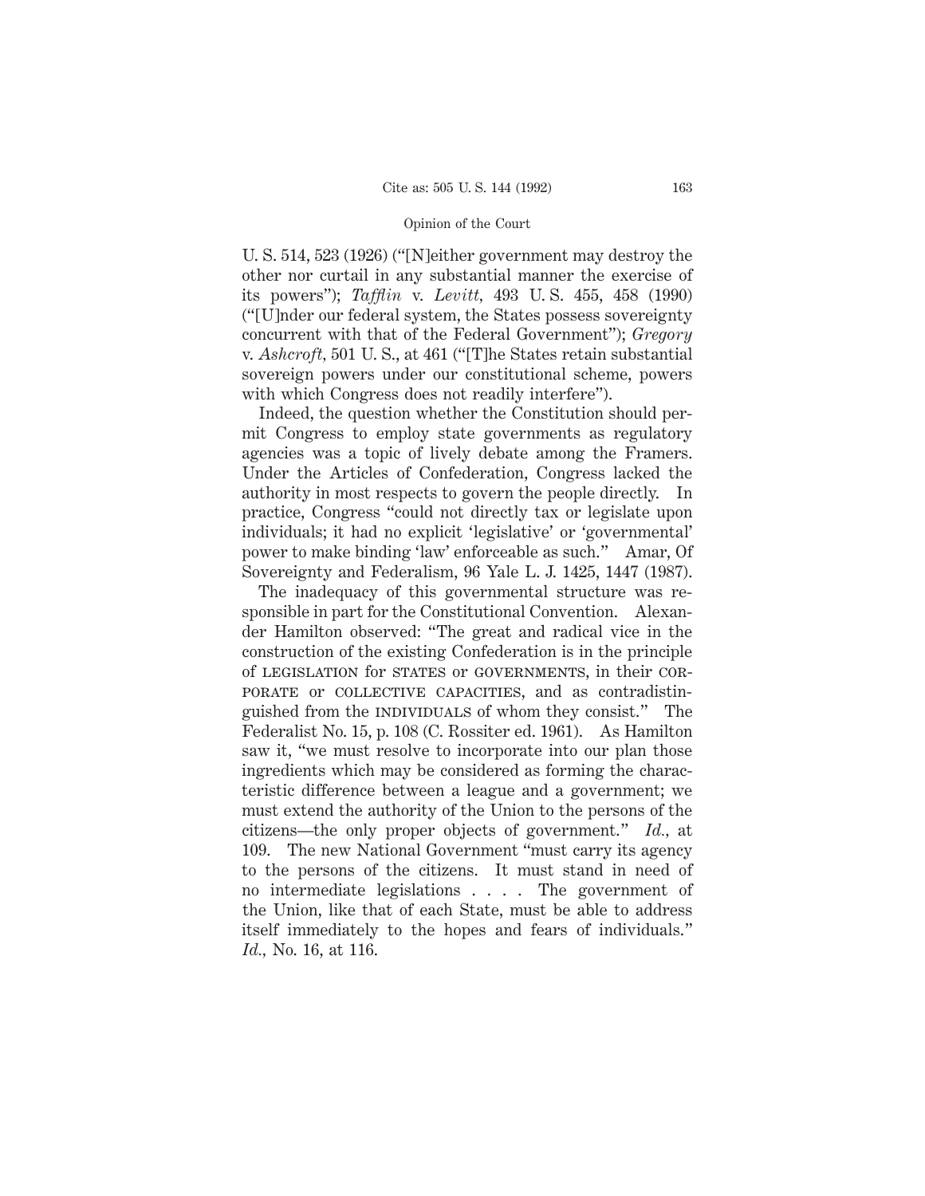U. S. 514, 523 (1926) ("[N]either government may destroy the other nor curtail in any substantial manner the exercise of its powers"); *Tafflin* v. *Levitt,* 493 U. S. 455, 458 (1990) ("[U]nder our federal system, the States possess sovereignty concurrent with that of the Federal Government"); *Gregory* v. *Ashcroft,* 501 U. S., at 461 ("[T]he States retain substantial sovereign powers under our constitutional scheme, powers with which Congress does not readily interfere").

Indeed, the question whether the Constitution should permit Congress to employ state governments as regulatory agencies was a topic of lively debate among the Framers. Under the Articles of Confederation, Congress lacked the authority in most respects to govern the people directly. In practice, Congress "could not directly tax or legislate upon individuals; it had no explicit 'legislative' or 'governmental' power to make binding 'law' enforceable as such." Amar, Of Sovereignty and Federalism, 96 Yale L. J. 1425, 1447 (1987).

The inadequacy of this governmental structure was responsible in part for the Constitutional Convention. Alexander Hamilton observed: "The great and radical vice in the construction of the existing Confederation is in the principle of LEGISLATION for STATES or GOVERNMENTS, in their CORPORATE or COLLECTIVE CAPACITIES, and as contradistinguished from the INDIVIDUALS of whom they consist." The Federalist No. 15, p. 108 (C. Rossiter ed. 1961). As Hamilton saw it, "we must resolve to incorporate into our plan those ingredients which may be considered as forming the characteristic difference between a league and a government; we must extend the authority of the Union to the persons of the citizens—the only proper objects of government." *Id.,* at 109. The new National Government "must carry its agency to the persons of the citizens. It must stand in need of no intermediate legislations . . . . The government of the Union, like that of each State, must be able to address itself immediately to the hopes and fears of individuals." *Id.,* No. 16, at 116.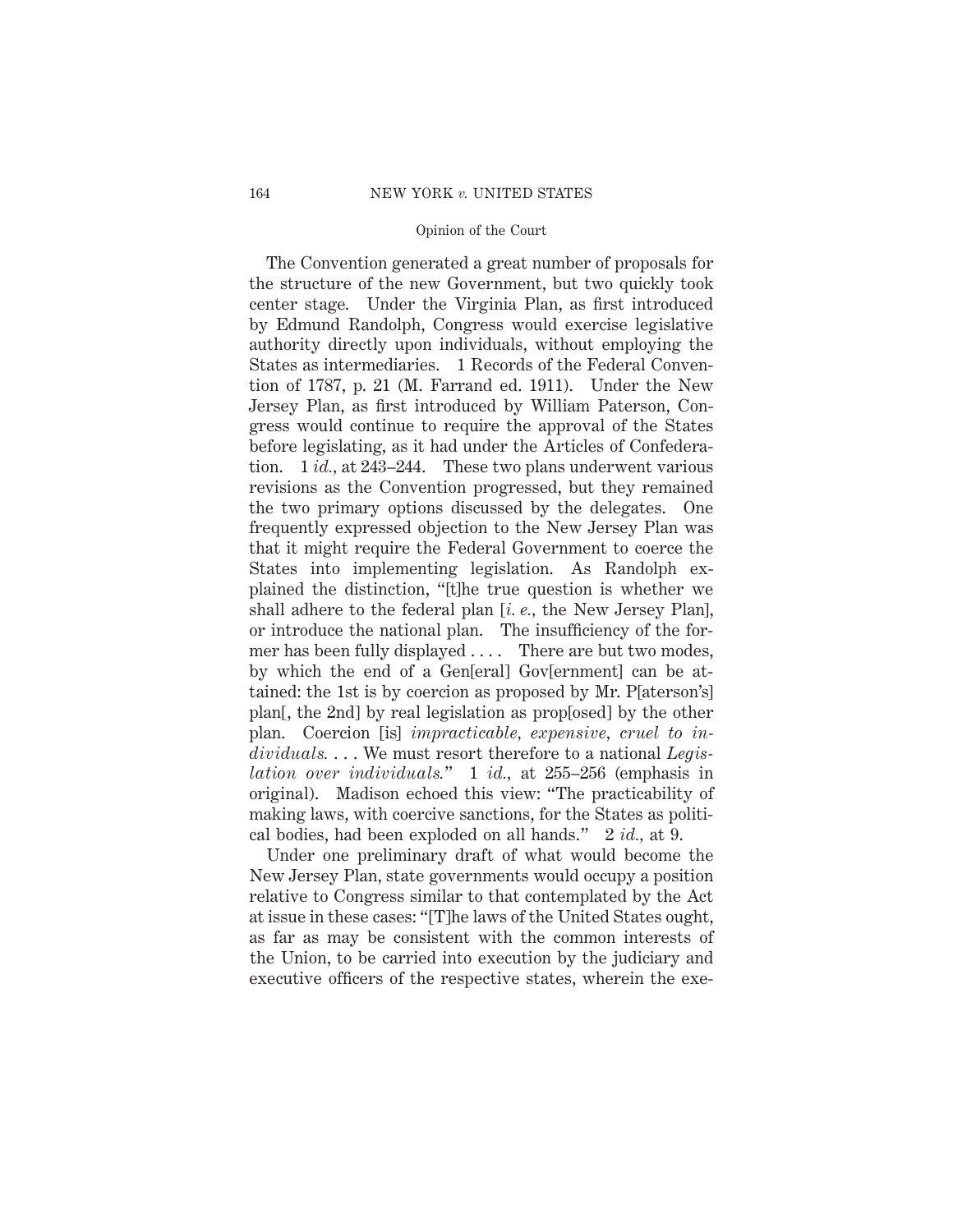The Convention generated a great number of proposals for the structure of the new Government, but two quickly took center stage. Under the Virginia Plan, as first introduced by Edmund Randolph, Congress would exercise legislative authority directly upon individuals, without employing the States as intermediaries. 1 Records of the Federal Convention of 1787, p. 21 (M. Farrand ed. 1911). Under the New Jersey Plan, as first introduced by William Paterson, Congress would continue to require the approval of the States before legislating, as it had under the Articles of Confederation. 1 *id.,* at 243–244. These two plans underwent various revisions as the Convention progressed, but they remained the two primary options discussed by the delegates. One frequently expressed objection to the New Jersey Plan was that it might require the Federal Government to coerce the States into implementing legislation. As Randolph explained the distinction, "[t]he true question is whether we shall adhere to the federal plan [*i. e.,* the New Jersey Plan], or introduce the national plan. The insufficiency of the former has been fully displayed . . . . There are but two modes, by which the end of a Gen[eral] Gov[ernment] can be attained: the 1st is by coercion as proposed by Mr. P[aterson's] plan[, the 2nd] by real legislation as prop[osed] by the other plan. Coercion [is] *impracticable, expensive, cruel to individuals.* . . . We must resort therefore to a national *Legislation over individuals.*" 1 *id.,* at 255–256 (emphasis in original). Madison echoed this view: "The practicability of making laws, with coercive sanctions, for the States as political bodies, had been exploded on all hands." 2 *id.,* at 9.

Under one preliminary draft of what would become the New Jersey Plan, state governments would occupy a position relative to Congress similar to that contemplated by the Act at issue in these cases: "[T]he laws of the United States ought, as far as may be consistent with the common interests of the Union, to be carried into execution by the judiciary and executive officers of the respective states, wherein the exe-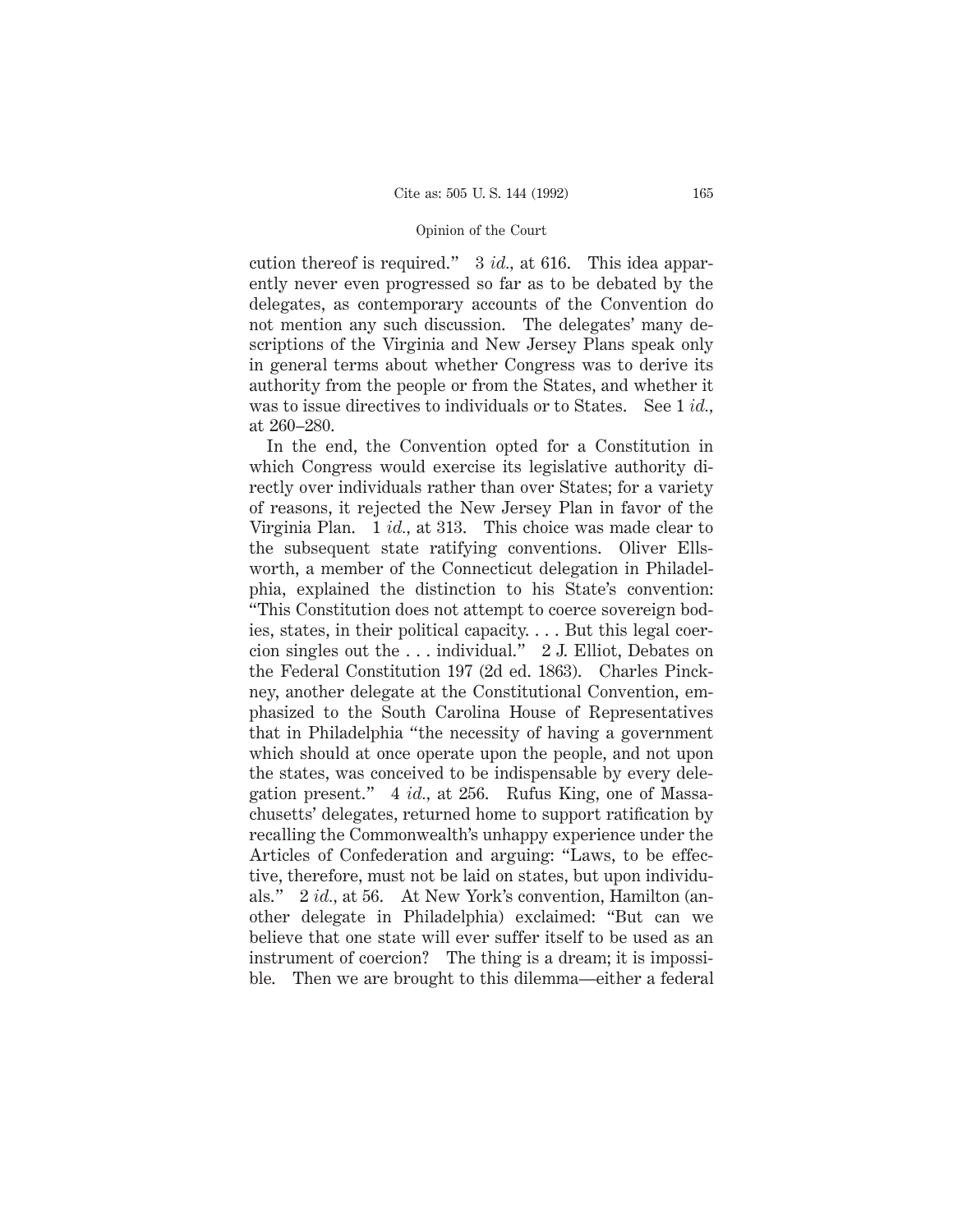cution thereof is required." 3 *id.*, at 616. This idea apparently never even progressed so far as to be debated by the delegates, as contemporary accounts of the Convention do not mention any such discussion. The delegates' many descriptions of the Virginia and New Jersey Plans speak only in general terms about whether Congress was to derive its authority from the people or from the States, and whether it was to issue directives to individuals or to States. See 1 *id.*, at 260–280.

In the end, the Convention opted for a Constitution in which Congress would exercise its legislative authority directly over individuals rather than over States; for a variety of reasons, it rejected the New Jersey Plan in favor of the Virginia Plan. 1 *id.*, at 313. This choice was made clear to the subsequent state ratifying conventions. Oliver Ellsworth, a member of the Connecticut delegation in Philadelphia, explained the distinction to his State's convention: "This Constitution does not attempt to coerce sovereign bodies, states, in their political capacity. . . . But this legal coercion singles out the . . . individual." 2 J. Elliot, Debates on the Federal Constitution 197 (2d ed. 1863). Charles Pinckney, another delegate at the Constitutional Convention, emphasized to the South Carolina House of Representatives that in Philadelphia "the necessity of having a government which should at once operate upon the people, and not upon the states, was conceived to be indispensable by every delegation present." 4 *id.*, at 256. Rufus King, one of Massachusetts' delegates, returned home to support ratification by recalling the Commonwealth's unhappy experience under the Articles of Confederation and arguing: "Laws, to be effective, therefore, must not be laid on states, but upon individuals." 2 *id.*, at 56. At New York's convention, Hamilton (another delegate in Philadelphia) exclaimed: "But can we believe that one state will ever suffer itself to be used as an instrument of coercion? The thing is a dream; it is impossible. Then we are brought to this dilemma—either a federal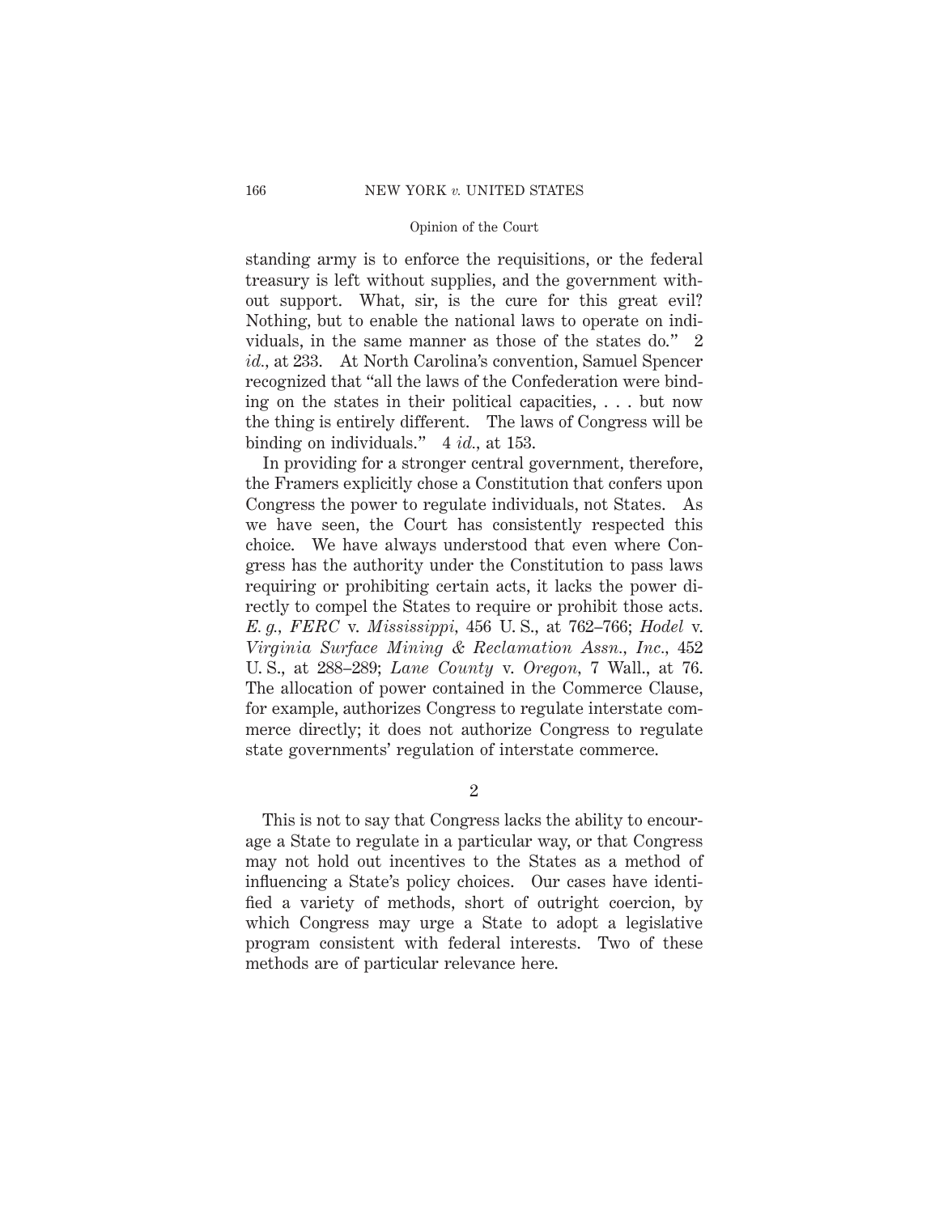standing army is to enforce the requisitions, or the federal treasury is left without supplies, and the government without support. What, sir, is the cure for this great evil? Nothing, but to enable the national laws to operate on individuals, in the same manner as those of the states do." 2 *id.*, at 233. At North Carolina's convention, Samuel Spencer recognized that "all the laws of the Confederation were binding on the states in their political capacities, . . . but now the thing is entirely different. The laws of Congress will be binding on individuals." 4 *id.*, at 153.

In providing for a stronger central government, therefore, the Framers explicitly chose a Constitution that confers upon Congress the power to regulate individuals, not States. As we have seen, the Court has consistently respected this choice. We have always understood that even where Congress has the authority under the Constitution to pass laws requiring or prohibiting certain acts, it lacks the power directly to compel the States to require or prohibit those acts. *E. g., FERC* v. *Mississippi*, 456 U. S., at 762–766; *Hodel* v. *Virginia Surface Mining & Reclamation Assn., Inc.*, 452 U. S., at 288–289; *Lane County* v. *Oregon*, 7 Wall., at 76. The allocation of power contained in the Commerce Clause, for example, authorizes Congress to regulate interstate commerce directly; it does not authorize Congress to regulate state governments' regulation of interstate commerce.

2

This is not to say that Congress lacks the ability to encourage a State to regulate in a particular way, or that Congress may not hold out incentives to the States as a method of influencing a State's policy choices. Our cases have identified a variety of methods, short of outright coercion, by which Congress may urge a State to adopt a legislative program consistent with federal interests. Two of these methods are of particular relevance here.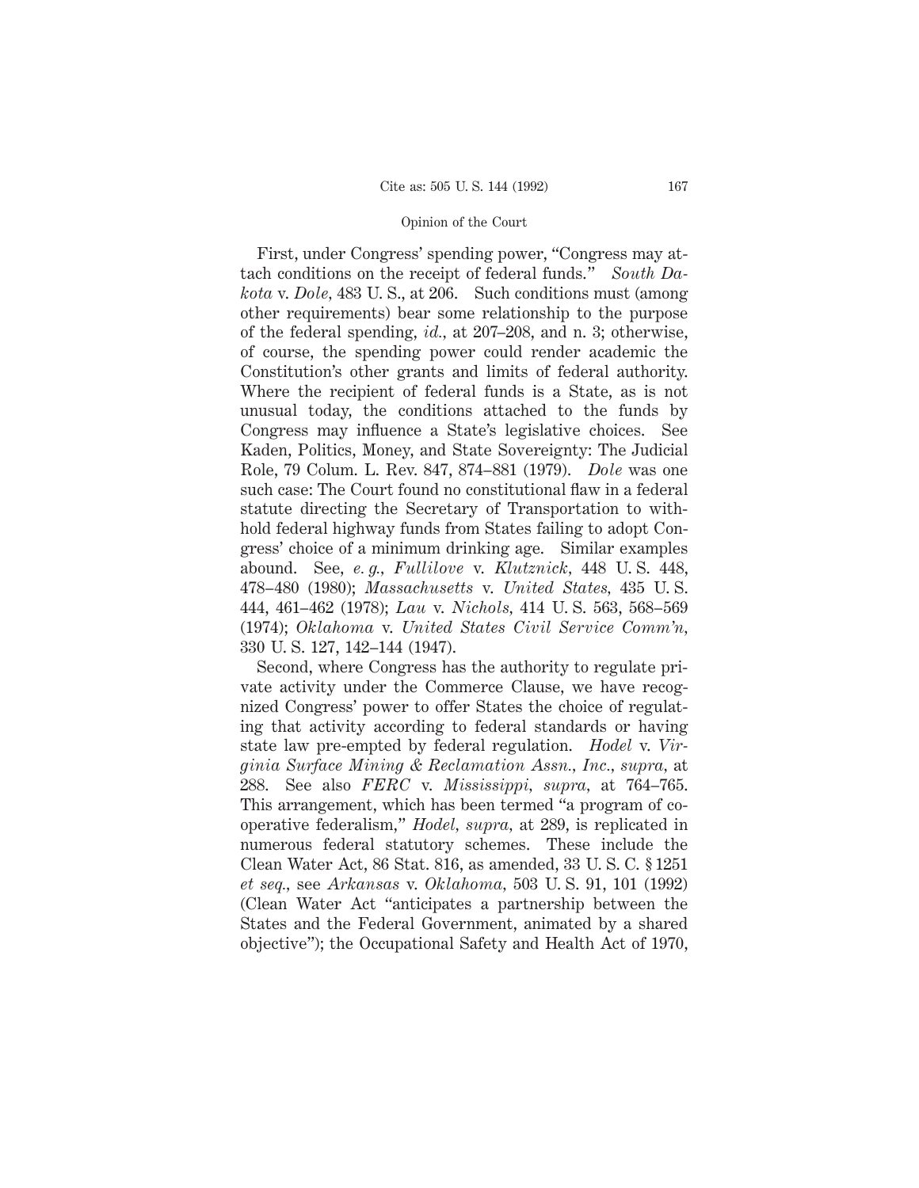First, under Congress' spending power, "Congress may attach conditions on the receipt of federal funds." *South Dakota* v. *Dole*, 483 U. S., at 206. Such conditions must (among other requirements) bear some relationship to the purpose of the federal spending, *id.*, at 207–208, and n. 3; otherwise, of course, the spending power could render academic the Constitution's other grants and limits of federal authority. Where the recipient of federal funds is a State, as is not unusual today, the conditions attached to the funds by Congress may influence a State's legislative choices. See Kaden, Politics, Money, and State Sovereignty: The Judicial Role, 79 Colum. L. Rev. 847, 874–881 (1979). *Dole* was one such case: The Court found no constitutional flaw in a federal statute directing the Secretary of Transportation to withhold federal highway funds from States failing to adopt Congress' choice of a minimum drinking age. Similar examples abound. See, *e. g.*, *Fullilove* v. *Klutznick*, 448 U. S. 448, 478–480 (1980); *Massachusetts* v. *United States*, 435 U. S. 444, 461–462 (1978); *Lau* v. *Nichols*, 414 U. S. 563, 568–569 (1974); *Oklahoma* v. *United States Civil Service Comm'n*, 330 U. S. 127, 142–144 (1947).

Second, where Congress has the authority to regulate private activity under the Commerce Clause, we have recognized Congress' power to offer States the choice of regulating that activity according to federal standards or having state law pre-empted by federal regulation. *Hodel* v. *Virginia Surface Mining & Reclamation Assn., Inc.*, *supra*, at 288. See also *FERC* v. *Mississippi*, *supra*, at 764–765. This arrangement, which has been termed "a program of cooperative federalism," *Hodel*, *supra*, at 289, is replicated in numerous federal statutory schemes. These include the Clean Water Act, 86 Stat. 816, as amended, 33 U. S. C. § 1251 *et seq.*, see *Arkansas* v. *Oklahoma*, 503 U. S. 91, 101 (1992) (Clean Water Act "anticipates a partnership between the States and the Federal Government, animated by a shared objective"); the Occupational Safety and Health Act of 1970,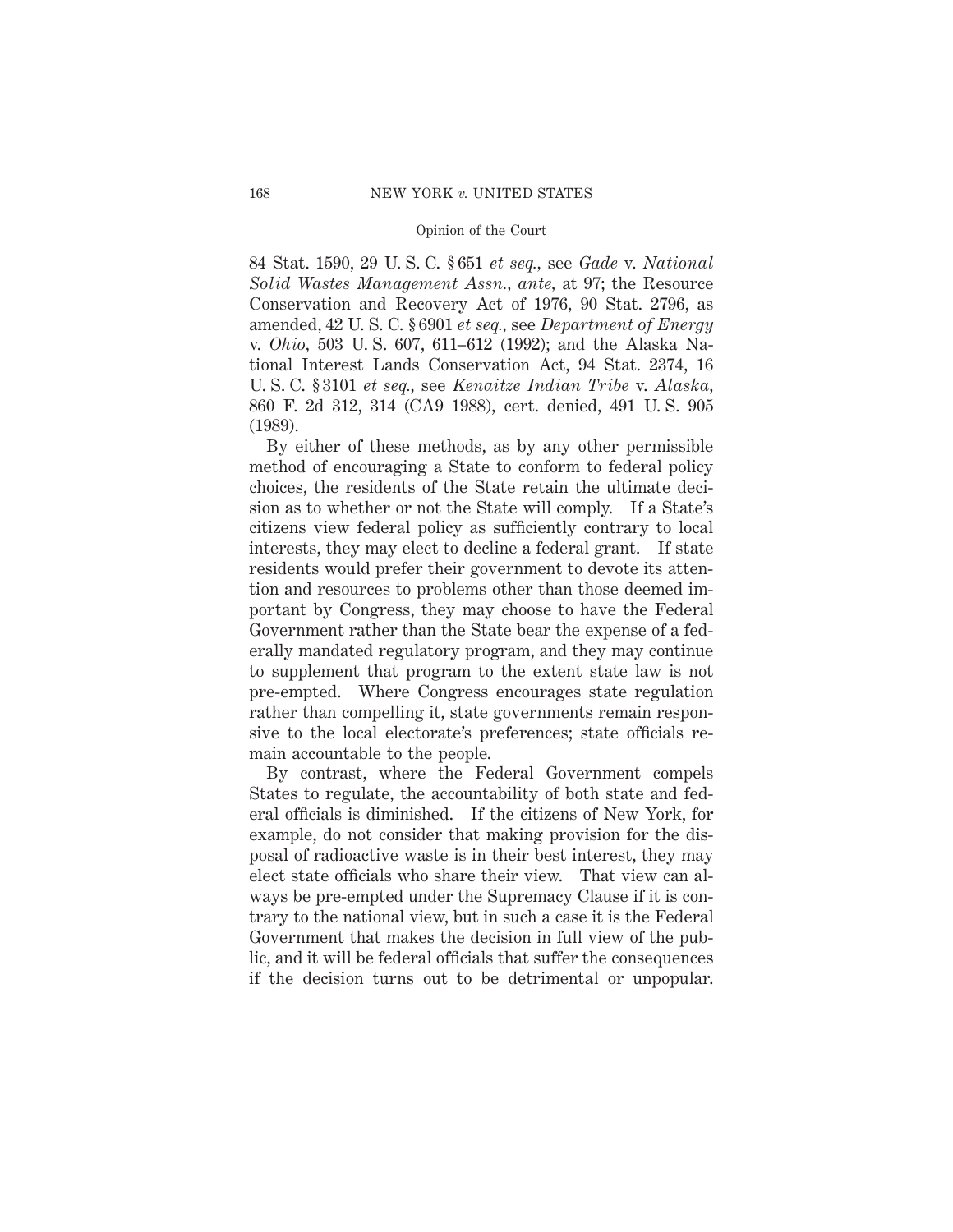84 Stat. 1590, 29 U. S. C. § 651 *et seq.*, see *Gade* v. *National Solid Wastes Management Assn.*, *ante*, at 97; the Resource Conservation and Recovery Act of 1976, 90 Stat. 2796, as amended, 42 U. S. C. § 6901 *et seq.*, see *Department of Energy* v. *Ohio*, 503 U. S. 607, 611–612 (1992); and the Alaska National Interest Lands Conservation Act, 94 Stat. 2374, 16 U. S. C. § 3101 *et seq.*, see *Kenaitze Indian Tribe* v. *Alaska*, 860 F. 2d 312, 314 (CA9 1988), cert. denied, 491 U. S. 905 (1989).

By either of these methods, as by any other permissible method of encouraging a State to conform to federal policy choices, the residents of the State retain the ultimate decision as to whether or not the State will comply. If a State's citizens view federal policy as sufficiently contrary to local interests, they may elect to decline a federal grant. If state residents would prefer their government to devote its attention and resources to problems other than those deemed important by Congress, they may choose to have the Federal Government rather than the State bear the expense of a federally mandated regulatory program, and they may continue to supplement that program to the extent state law is not pre-empted. Where Congress encourages state regulation rather than compelling it, state governments remain responsive to the local electorate's preferences; state officials remain accountable to the people.

By contrast, where the Federal Government compels States to regulate, the accountability of both state and federal officials is diminished. If the citizens of New York, for example, do not consider that making provision for the disposal of radioactive waste is in their best interest, they may elect state officials who share their view. That view can always be pre-empted under the Supremacy Clause if it is contrary to the national view, but in such a case it is the Federal Government that makes the decision in full view of the public, and it will be federal officials that suffer the consequences if the decision turns out to be detrimental or unpopular.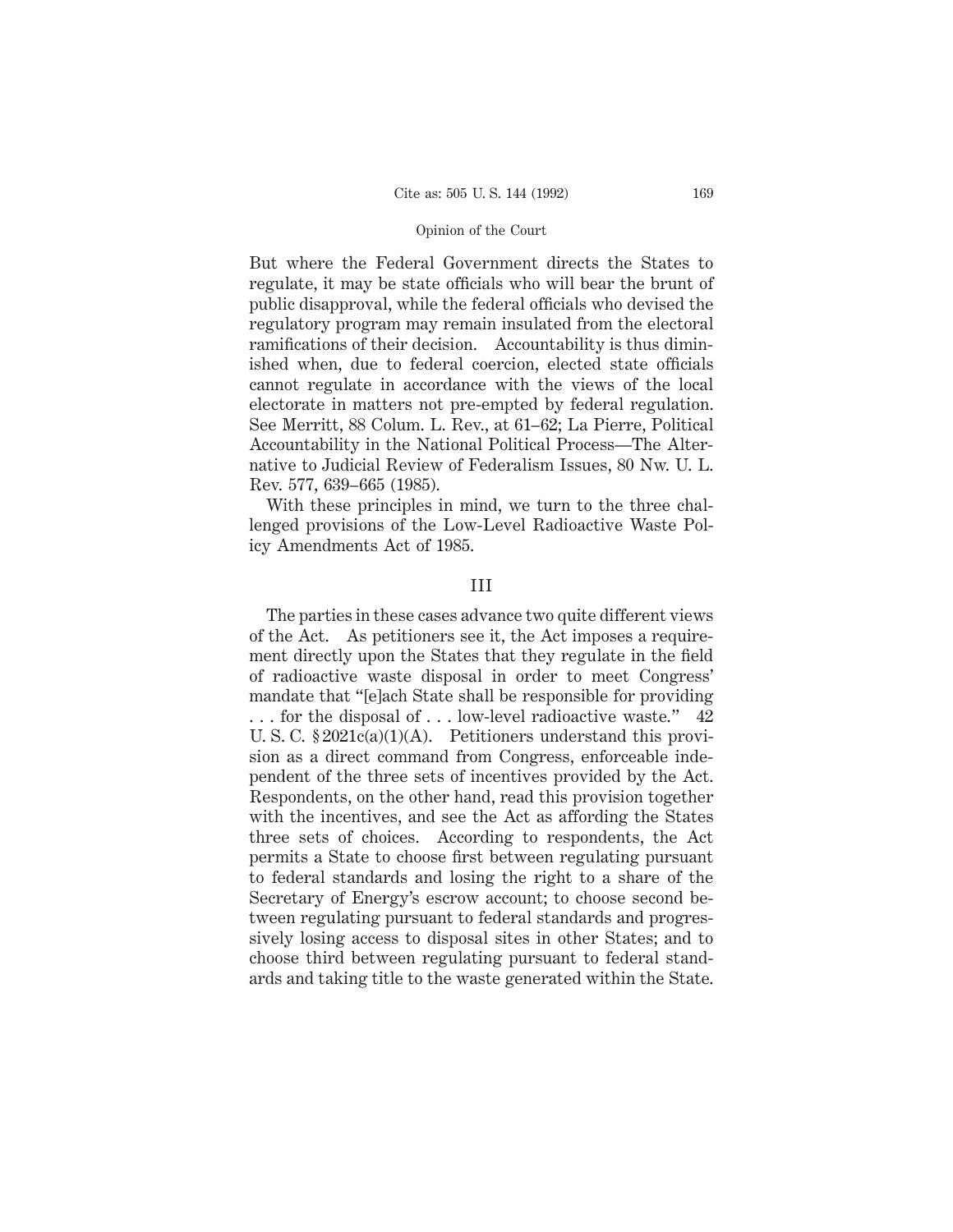But where the Federal Government directs the States to regulate, it may be state officials who will bear the brunt of public disapproval, while the federal officials who devised the regulatory program may remain insulated from the electoral ramifications of their decision. Accountability is thus diminished when, due to federal coercion, elected state officials cannot regulate in accordance with the views of the local electorate in matters not pre-empted by federal regulation. See Merritt, 88 Colum. L. Rev., at 61–62; La Pierre, Political Accountability in the National Political Process—The Alternative to Judicial Review of Federalism Issues, 80 Nw. U. L. Rev. 577, 639–665 (1985).

With these principles in mind, we turn to the three challenged provisions of the Low-Level Radioactive Waste Policy Amendments Act of 1985.

## III

The parties in these cases advance two quite different views of the Act. As petitioners see it, the Act imposes a requirement directly upon the States that they regulate in the field of radioactive waste disposal in order to meet Congress' mandate that "[e]ach State shall be responsible for providing . . . for the disposal of . . . low-level radioactive waste." 42 U. S. C. § 2021c(a)(1)(A). Petitioners understand this provision as a direct command from Congress, enforceable independent of the three sets of incentives provided by the Act. Respondents, on the other hand, read this provision together with the incentives, and see the Act as affording the States three sets of choices. According to respondents, the Act permits a State to choose first between regulating pursuant to federal standards and losing the right to a share of the Secretary of Energy's escrow account; to choose second between regulating pursuant to federal standards and progressively losing access to disposal sites in other States; and to choose third between regulating pursuant to federal standards and taking title to the waste generated within the State.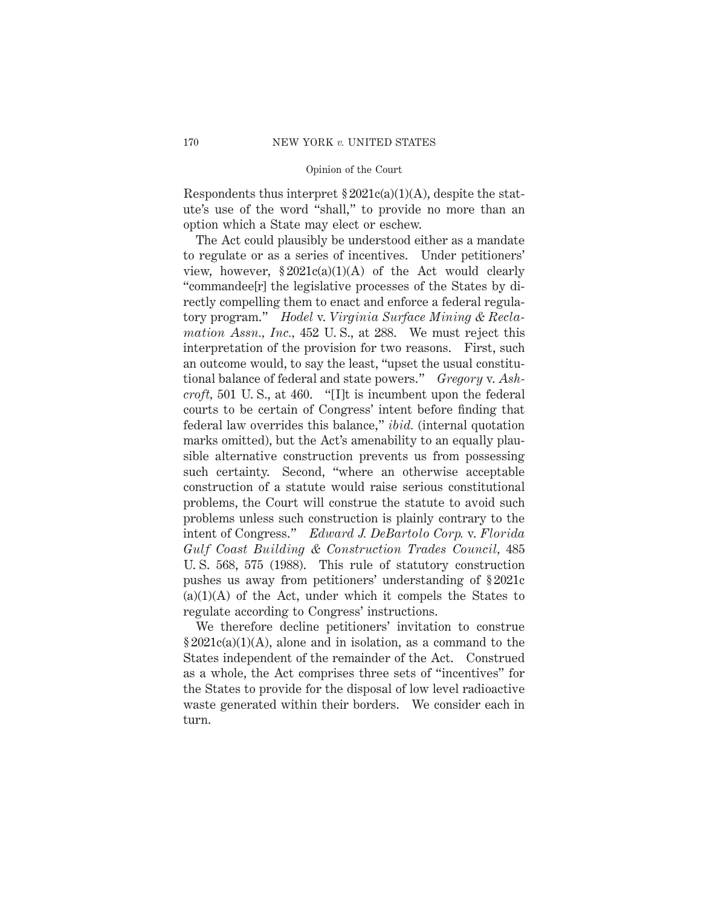Respondents thus interpret § 2021c(a)(1)(A), despite the statute's use of the word "shall," to provide no more than an option which a State may elect or eschew.

The Act could plausibly be understood either as a mandate to regulate or as a series of incentives. Under petitioners' view, however, § 2021c(a)(1)(A) of the Act would clearly "commandee[r] the legislative processes of the States by directly compelling them to enact and enforce a federal regulatory program." *Hodel* v. *Virginia Surface Mining & Reclamation Assn., Inc.,* 452 U. S., at 288. We must reject this interpretation of the provision for two reasons. First, such an outcome would, to say the least, "upset the usual constitutional balance of federal and state powers." *Gregory* v. *Ashcroft,* 501 U. S., at 460. "[I]t is incumbent upon the federal courts to be certain of Congress' intent before finding that federal law overrides this balance," *ibid.* (internal quotation marks omitted), but the Act's amenability to an equally plausible alternative construction prevents us from possessing such certainty. Second, "where an otherwise acceptable construction of a statute would raise serious constitutional problems, the Court will construe the statute to avoid such problems unless such construction is plainly contrary to the intent of Congress." *Edward J. DeBartolo Corp.* v. *Florida Gulf Coast Building & Construction Trades Council,* 485 U. S. 568, 575 (1988). This rule of statutory construction pushes us away from petitioners' understanding of § 2021c (a)(1)(A) of the Act, under which it compels the States to regulate according to Congress' instructions.

We therefore decline petitioners' invitation to construe § 2021c(a)(1)(A), alone and in isolation, as a command to the States independent of the remainder of the Act. Construed as a whole, the Act comprises three sets of "incentives" for the States to provide for the disposal of low level radioactive waste generated within their borders. We consider each in turn.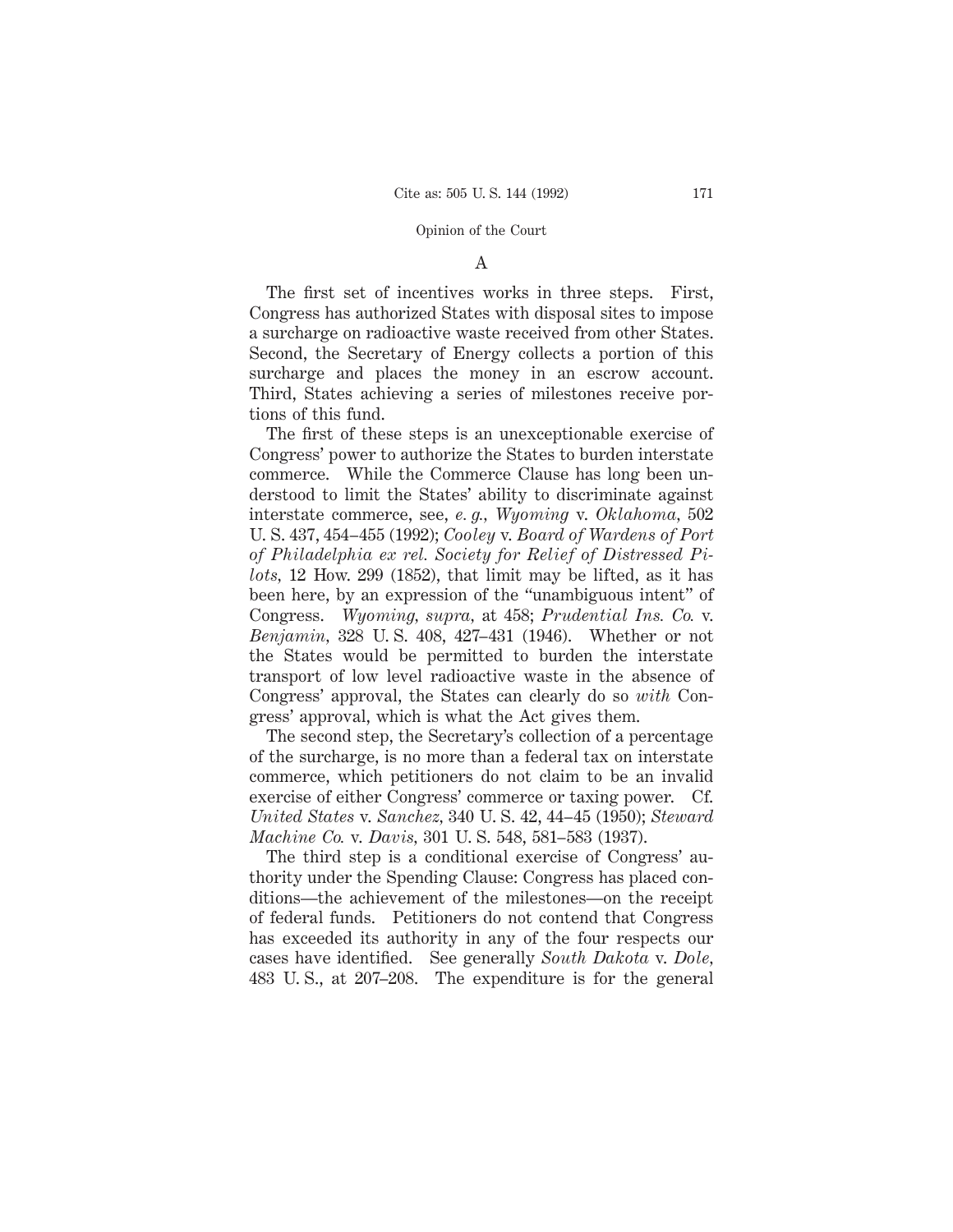### A

The first set of incentives works in three steps. First, Congress has authorized States with disposal sites to impose a surcharge on radioactive waste received from other States. Second, the Secretary of Energy collects a portion of this surcharge and places the money in an escrow account. Third, States achieving a series of milestones receive portions of this fund.

The first of these steps is an unexceptionable exercise of Congress' power to authorize the States to burden interstate commerce. While the Commerce Clause has long been understood to limit the States' ability to discriminate against interstate commerce, see, *e. g., Wyoming* v. *Oklahoma*, 502 U. S. 437, 454–455 (1992); *Cooley* v. *Board of Wardens of Port of Philadelphia ex rel. Society for Relief of Distressed Pilots*, 12 How. 299 (1852), that limit may be lifted, as it has been here, by an expression of the "unambiguous intent" of Congress. *Wyoming, supra*, at 458; *Prudential Ins. Co.* v. *Benjamin*, 328 U. S. 408, 427–431 (1946). Whether or not the States would be permitted to burden the interstate transport of low level radioactive waste in the absence of Congress' approval, the States can clearly do so *with* Congress' approval, which is what the Act gives them.

The second step, the Secretary's collection of a percentage of the surcharge, is no more than a federal tax on interstate commerce, which petitioners do not claim to be an invalid exercise of either Congress' commerce or taxing power. Cf. *United States* v. *Sanchez*, 340 U. S. 42, 44–45 (1950); *Steward Machine Co.* v. *Davis*, 301 U. S. 548, 581–583 (1937).

The third step is a conditional exercise of Congress' authority under the Spending Clause: Congress has placed conditions—the achievement of the milestones—on the receipt of federal funds. Petitioners do not contend that Congress has exceeded its authority in any of the four respects our cases have identified. See generally *South Dakota* v. *Dole*, 483 U. S., at 207–208. The expenditure is for the general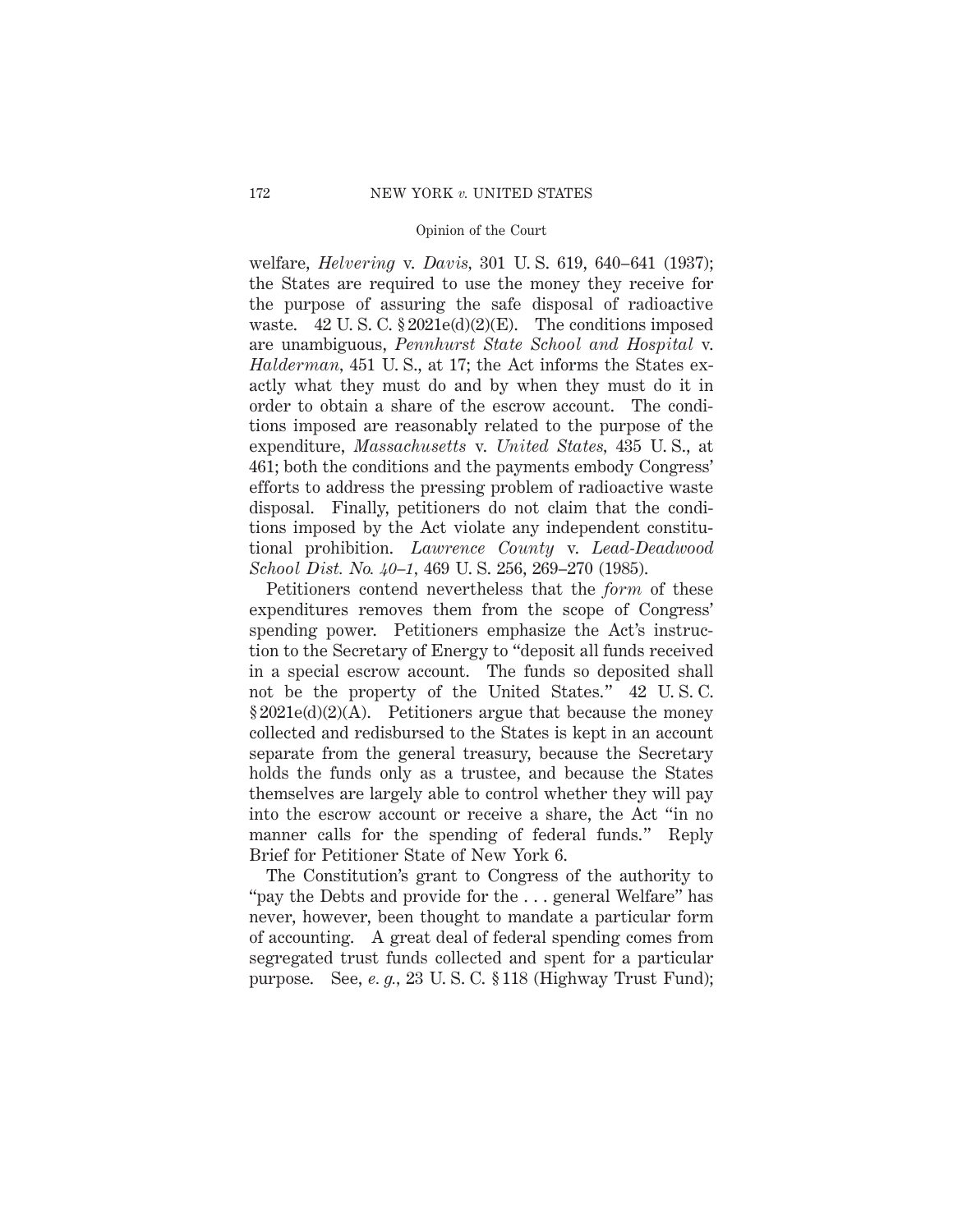welfare, *Helvering* v. *Davis*, 301 U. S. 619, 640–641 (1937); the States are required to use the money they receive for the purpose of assuring the safe disposal of radioactive waste. 42 U. S. C. § 2021e(d)(2)(E). The conditions imposed are unambiguous, *Pennhurst State School and Hospital* v. *Halderman*, 451 U. S., at 17; the Act informs the States exactly what they must do and by when they must do it in order to obtain a share of the escrow account. The conditions imposed are reasonably related to the purpose of the expenditure, *Massachusetts* v. *United States*, 435 U. S., at 461; both the conditions and the payments embody Congress' efforts to address the pressing problem of radioactive waste disposal. Finally, petitioners do not claim that the conditions imposed by the Act violate any independent constitutional prohibition. *Lawrence County* v. *Lead-Deadwood School Dist. No. 40–1*, 469 U. S. 256, 269–270 (1985).

Petitioners contend nevertheless that the *form* of these expenditures removes them from the scope of Congress' spending power. Petitioners emphasize the Act's instruction to the Secretary of Energy to "deposit all funds received in a special escrow account. The funds so deposited shall not be the property of the United States." 42 U. S. C. § 2021e(d)(2)(A). Petitioners argue that because the money collected and redisbursed to the States is kept in an account separate from the general treasury, because the Secretary holds the funds only as a trustee, and because the States themselves are largely able to control whether they will pay into the escrow account or receive a share, the Act "in no manner calls for the spending of federal funds." Reply Brief for Petitioner State of New York 6.

The Constitution's grant to Congress of the authority to "pay the Debts and provide for the . . . general Welfare" has never, however, been thought to mandate a particular form of accounting. A great deal of federal spending comes from segregated trust funds collected and spent for a particular purpose. See, *e. g.*, 23 U. S. C. § 118 (Highway Trust Fund);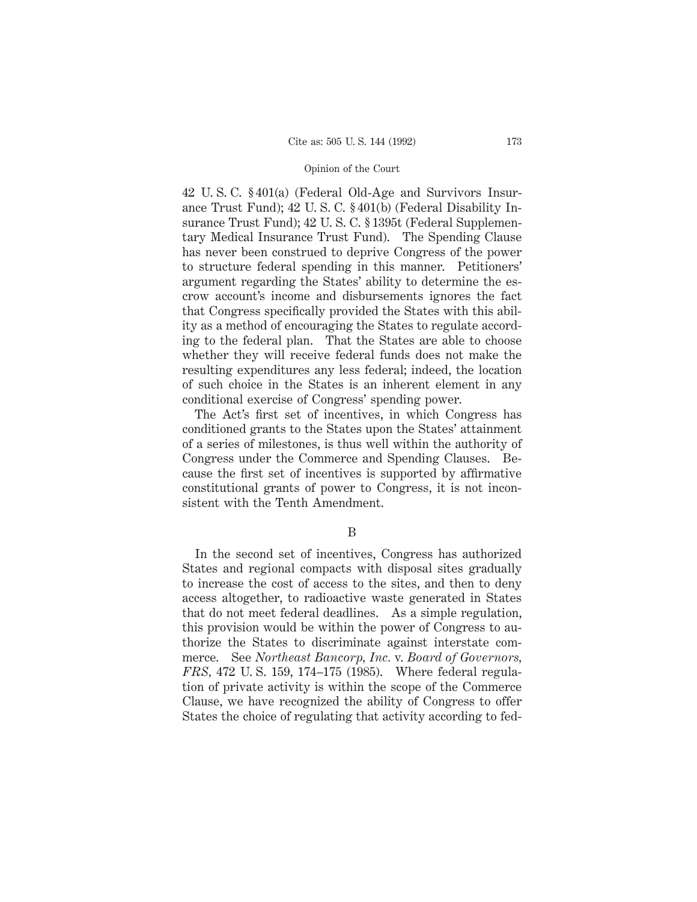42 U. S. C. § 401(a) (Federal Old-Age and Survivors Insurance Trust Fund); 42 U. S. C. § 401(b) (Federal Disability Insurance Trust Fund); 42 U. S. C. § 1395t (Federal Supplementary Medical Insurance Trust Fund). The Spending Clause has never been construed to deprive Congress of the power to structure federal spending in this manner. Petitioners' argument regarding the States' ability to determine the escrow account's income and disbursements ignores the fact that Congress specifically provided the States with this ability as a method of encouraging the States to regulate according to the federal plan. That the States are able to choose whether they will receive federal funds does not make the resulting expenditures any less federal; indeed, the location of such choice in the States is an inherent element in any conditional exercise of Congress' spending power.

The Act's first set of incentives, in which Congress has conditioned grants to the States upon the States' attainment of a series of milestones, is thus well within the authority of Congress under the Commerce and Spending Clauses. Because the first set of incentives is supported by affirmative constitutional grants of power to Congress, it is not inconsistent with the Tenth Amendment.

B

In the second set of incentives, Congress has authorized States and regional compacts with disposal sites gradually to increase the cost of access to the sites, and then to deny access altogether, to radioactive waste generated in States that do not meet federal deadlines. As a simple regulation, this provision would be within the power of Congress to authorize the States to discriminate against interstate commerce. See *Northeast Bancorp, Inc.* v. *Board of Governors, FRS*, 472 U. S. 159, 174–175 (1985). Where federal regulation of private activity is within the scope of the Commerce Clause, we have recognized the ability of Congress to offer States the choice of regulating that activity according to fed-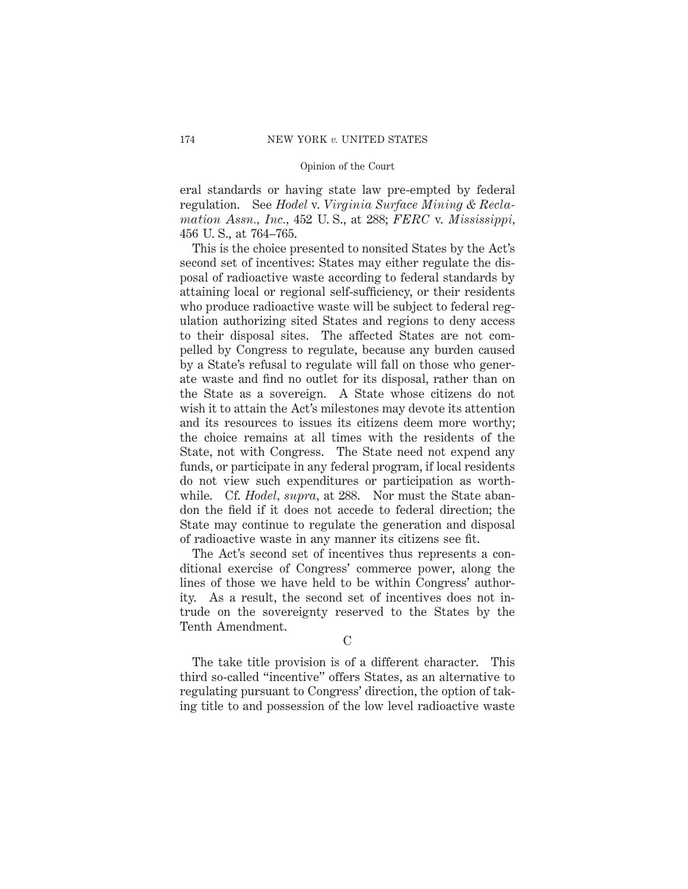eral standards or having state law pre-empted by federal regulation. See *Hodel* v. *Virginia Surface Mining & Reclamation Assn., Inc.*, 452 U. S., at 288; *FERC* v. *Mississippi*, 456 U. S., at 764–765.

This is the choice presented to nonsited States by the Act's second set of incentives: States may either regulate the disposal of radioactive waste according to federal standards by attaining local or regional self-sufficiency, or their residents who produce radioactive waste will be subject to federal regulation authorizing sited States and regions to deny access to their disposal sites. The affected States are not compelled by Congress to regulate, because any burden caused by a State's refusal to regulate will fall on those who generate waste and find no outlet for its disposal, rather than on the State as a sovereign. A State whose citizens do not wish it to attain the Act's milestones may devote its attention and its resources to issues its citizens deem more worthy; the choice remains at all times with the residents of the State, not with Congress. The State need not expend any funds, or participate in any federal program, if local residents do not view such expenditures or participation as worthwhile. Cf. *Hodel*, *supra*, at 288. Nor must the State abandon the field if it does not accede to federal direction; the State may continue to regulate the generation and disposal of radioactive waste in any manner its citizens see fit.

The Act's second set of incentives thus represents a conditional exercise of Congress' commerce power, along the lines of those we have held to be within Congress' authority. As a result, the second set of incentives does not intrude on the sovereignty reserved to the States by the Tenth Amendment.

### C

The take title provision is of a different character. This third so-called "incentive" offers States, as an alternative to regulating pursuant to Congress' direction, the option of taking title to and possession of the low level radioactive waste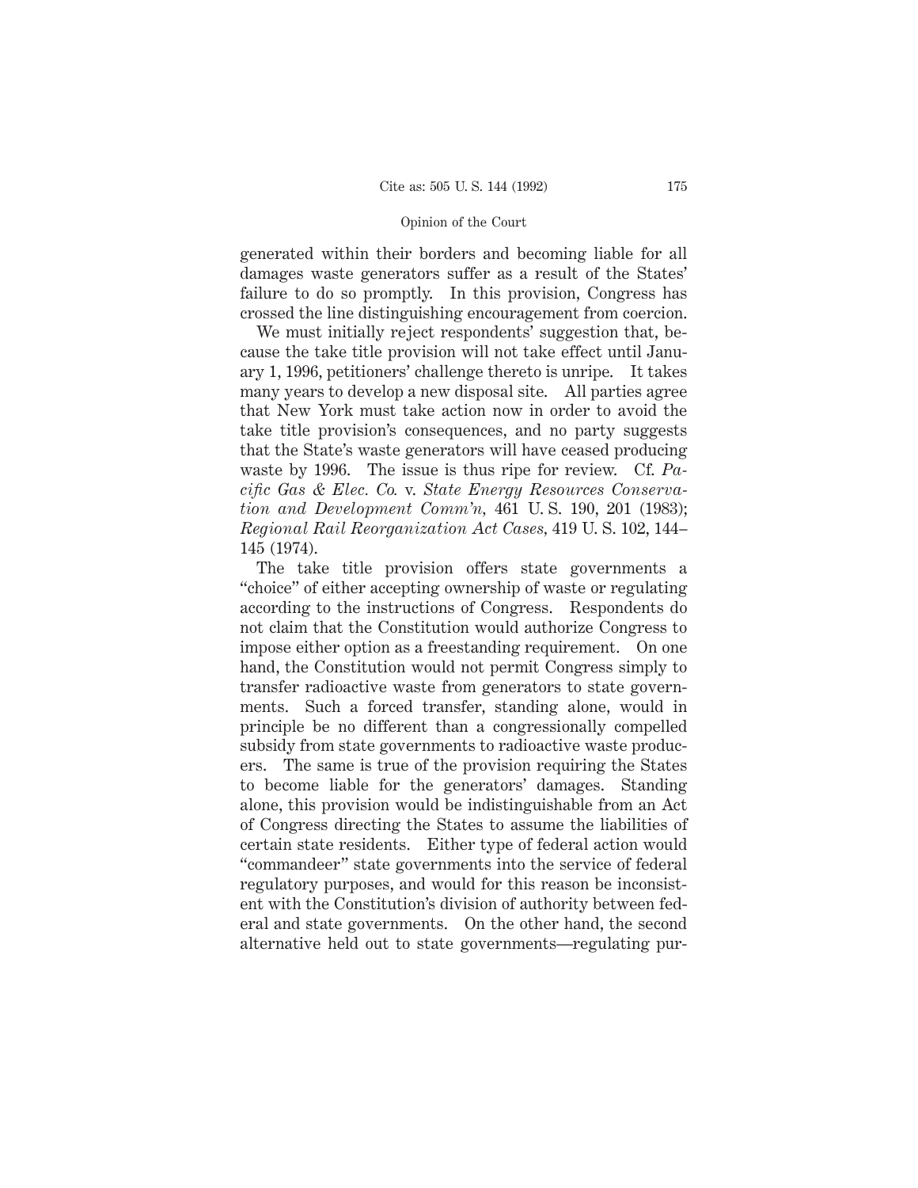generated within their borders and becoming liable for all damages waste generators suffer as a result of the States' failure to do so promptly. In this provision, Congress has crossed the line distinguishing encouragement from coercion.

We must initially reject respondents' suggestion that, because the take title provision will not take effect until January 1, 1996, petitioners' challenge thereto is unripe. It takes many years to develop a new disposal site. All parties agree that New York must take action now in order to avoid the take title provision's consequences, and no party suggests that the State's waste generators will have ceased producing waste by 1996. The issue is thus ripe for review. Cf. *Pacific Gas & Elec. Co.* v. *State Energy Resources Conservation and Development Comm'n,* 461 U. S. 190, 201 (1983); *Regional Rail Reorganization Act Cases,* 419 U. S. 102, 144–145 (1974).

The take title provision offers state governments a "choice" of either accepting ownership of waste or regulating according to the instructions of Congress. Respondents do not claim that the Constitution would authorize Congress to impose either option as a freestanding requirement. On one hand, the Constitution would not permit Congress simply to transfer radioactive waste from generators to state governments. Such a forced transfer, standing alone, would in principle be no different than a congressionally compelled subsidy from state governments to radioactive waste producers. The same is true of the provision requiring the States to become liable for the generators' damages. Standing alone, this provision would be indistinguishable from an Act of Congress directing the States to assume the liabilities of certain state residents. Either type of federal action would "commandeer" state governments into the service of federal regulatory purposes, and would for this reason be inconsistent with the Constitution's division of authority between federal and state governments. On the other hand, the second alternative held out to state governments—regulating pur-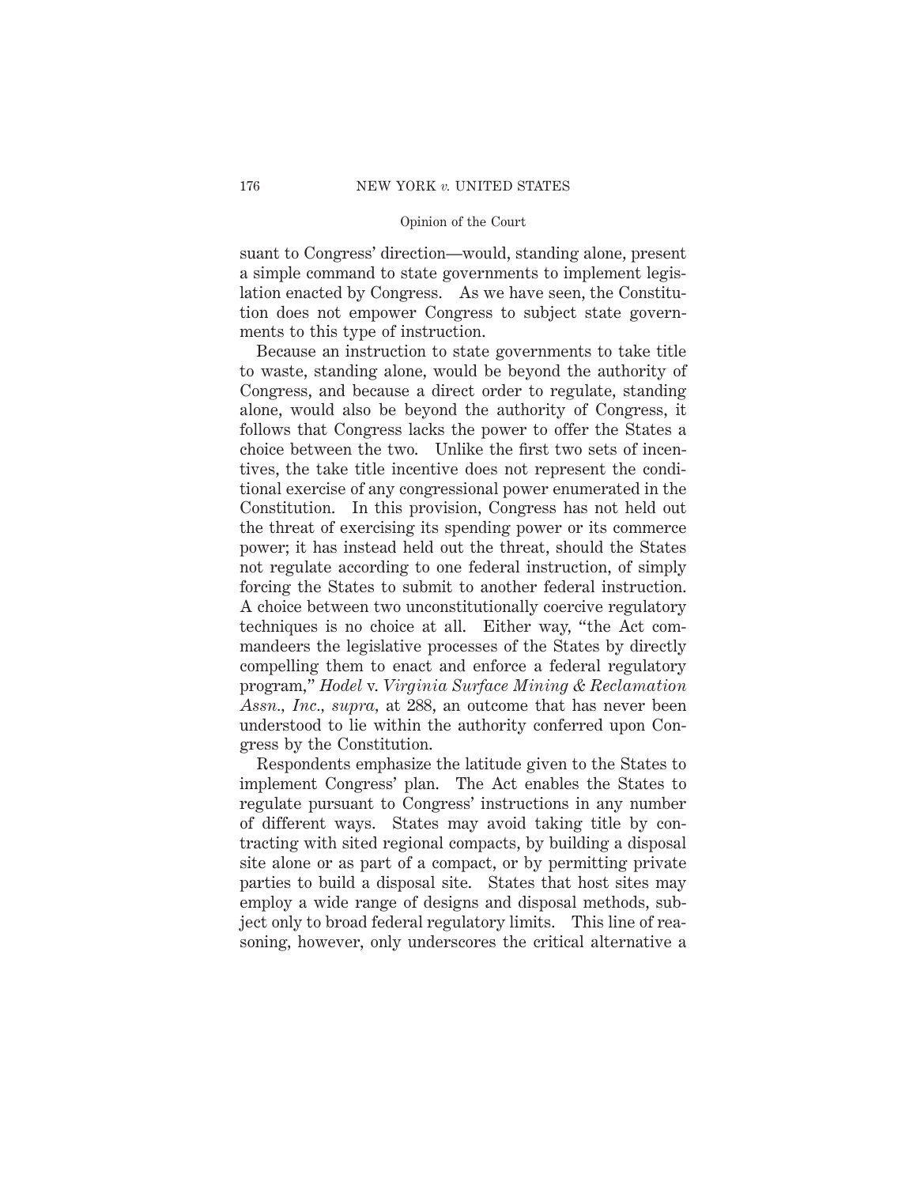suant to Congress' direction—would, standing alone, present a simple command to state governments to implement legislation enacted by Congress. As we have seen, the Constitution does not empower Congress to subject state governments to this type of instruction.

Because an instruction to state governments to take title to waste, standing alone, would be beyond the authority of Congress, and because a direct order to regulate, standing alone, would also be beyond the authority of Congress, it follows that Congress lacks the power to offer the States a choice between the two. Unlike the first two sets of incentives, the take title incentive does not represent the conditional exercise of any congressional power enumerated in the Constitution. In this provision, Congress has not held out the threat of exercising its spending power or its commerce power; it has instead held out the threat, should the States not regulate according to one federal instruction, of simply forcing the States to submit to another federal instruction. A choice between two unconstitutionally coercive regulatory techniques is no choice at all. Either way, "the Act commandeers the legislative processes of the States by directly compelling them to enact and enforce a federal regulatory program," *Hodel* v. *Virginia Surface Mining & Reclamation Assn., Inc., supra,* at 288, an outcome that has never been understood to lie within the authority conferred upon Congress by the Constitution.

Respondents emphasize the latitude given to the States to implement Congress' plan. The Act enables the States to regulate pursuant to Congress' instructions in any number of different ways. States may avoid taking title by contracting with sited regional compacts, by building a disposal site alone or as part of a compact, or by permitting private parties to build a disposal site. States that host sites may employ a wide range of designs and disposal methods, subject only to broad federal regulatory limits. This line of reasoning, however, only underscores the critical alternative a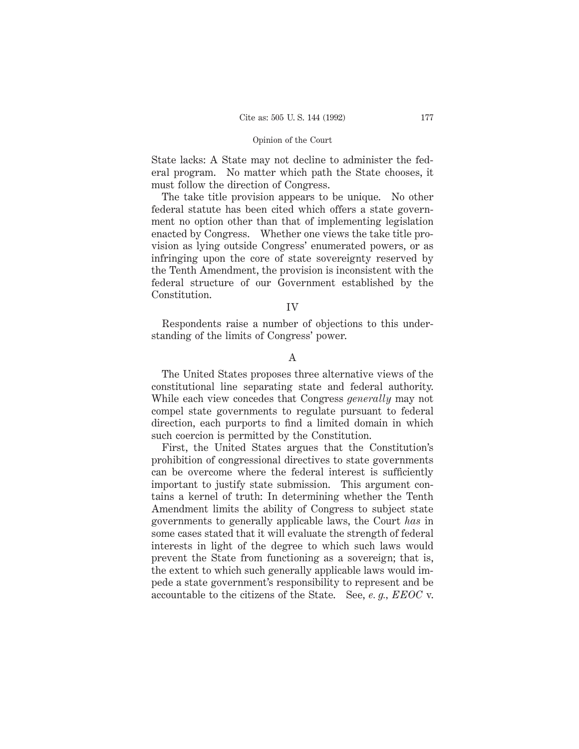State lacks: A State may not decline to administer the federal program. No matter which path the State chooses, it must follow the direction of Congress.

The take title provision appears to be unique. No other federal statute has been cited which offers a state government no option other than that of implementing legislation enacted by Congress. Whether one views the take title provision as lying outside Congress' enumerated powers, or as infringing upon the core of state sovereignty reserved by the Tenth Amendment, the provision is inconsistent with the federal structure of our Government established by the Constitution.

## IV

Respondents raise a number of objections to this understanding of the limits of Congress' power.

### A

The United States proposes three alternative views of the constitutional line separating state and federal authority. While each view concedes that Congress *generally* may not compel state governments to regulate pursuant to federal direction, each purports to find a limited domain in which such coercion is permitted by the Constitution.

First, the United States argues that the Constitution's prohibition of congressional directives to state governments can be overcome where the federal interest is sufficiently important to justify state submission. This argument contains a kernel of truth: In determining whether the Tenth Amendment limits the ability of Congress to subject state governments to generally applicable laws, the Court *has* in some cases stated that it will evaluate the strength of federal interests in light of the degree to which such laws would prevent the State from functioning as a sovereign; that is, the extent to which such generally applicable laws would impede a state government's responsibility to represent and be accountable to the citizens of the State. See, *e. g.*, *EEOC* v.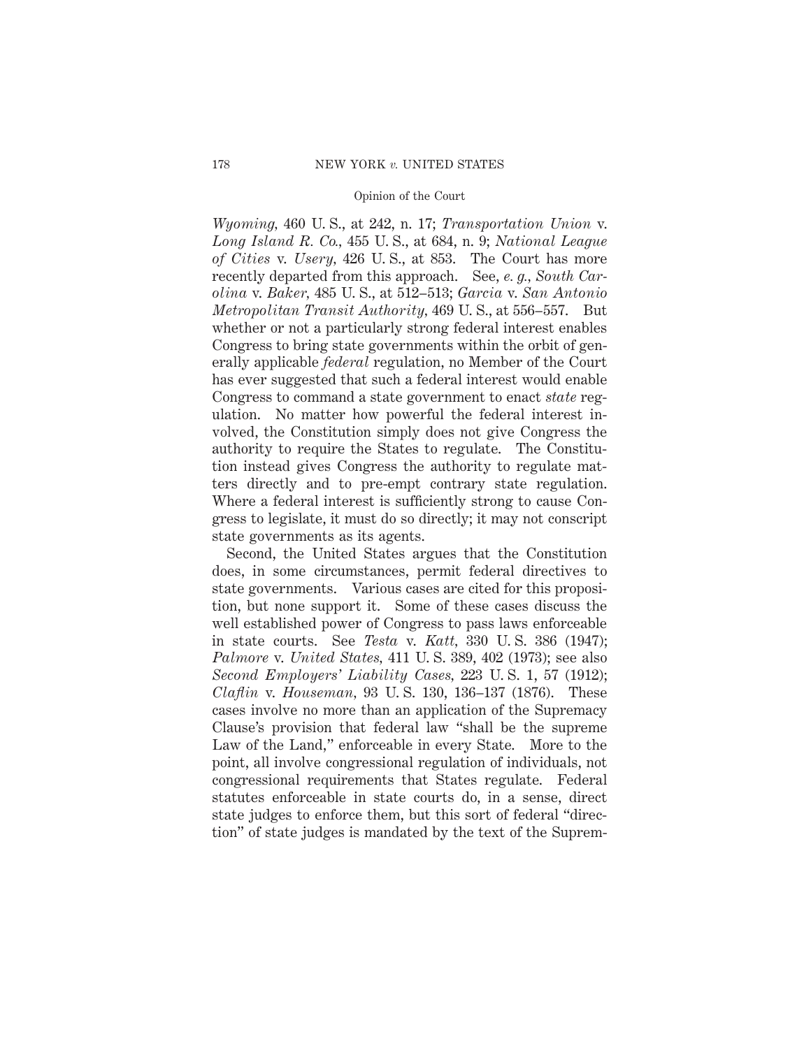*Wyoming,* 460 U. S., at 242, n. 17; *Transportation Union* v. *Long Island R. Co.,* 455 U. S., at 684, n. 9; *National League of Cities* v. *Usery,* 426 U. S., at 853. The Court has more recently departed from this approach. See, *e. g., South Carolina* v. *Baker,* 485 U. S., at 512–513; *Garcia* v. *San Antonio Metropolitan Transit Authority,* 469 U. S., at 556–557. But whether or not a particularly strong federal interest enables Congress to bring state governments within the orbit of generally applicable *federal* regulation, no Member of the Court has ever suggested that such a federal interest would enable Congress to command a state government to enact *state* regulation. No matter how powerful the federal interest involved, the Constitution simply does not give Congress the authority to require the States to regulate. The Constitution instead gives Congress the authority to regulate matters directly and to pre-empt contrary state regulation. Where a federal interest is sufficiently strong to cause Congress to legislate, it must do so directly; it may not conscript state governments as its agents.

Second, the United States argues that the Constitution does, in some circumstances, permit federal directives to state governments. Various cases are cited for this proposition, but none support it. Some of these cases discuss the well established power of Congress to pass laws enforceable in state courts. See *Testa* v. *Katt,* 330 U. S. 386 (1947); *Palmore* v. *United States,* 411 U. S. 389, 402 (1973); see also *Second Employers' Liability Cases,* 223 U. S. 1, 57 (1912); *Claflin* v. *Houseman,* 93 U. S. 130, 136–137 (1876). These cases involve no more than an application of the Supremacy Clause's provision that federal law "shall be the supreme Law of the Land," enforceable in every State. More to the point, all involve congressional regulation of individuals, not congressional requirements that States regulate. Federal statutes enforceable in state courts do, in a sense, direct state judges to enforce them, but this sort of federal "direction" of state judges is mandated by the text of the Suprem-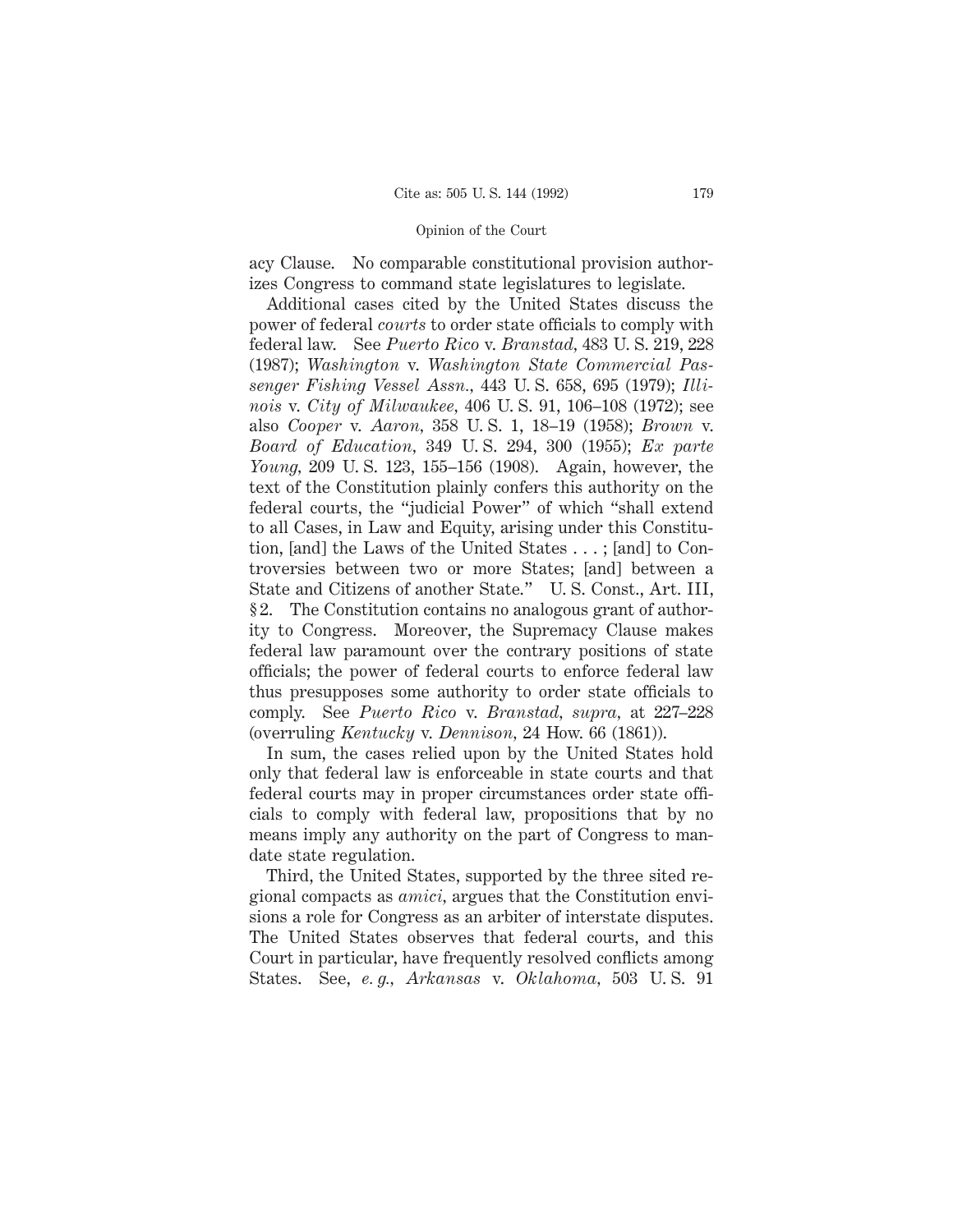acy Clause. No comparable constitutional provision authorizes Congress to command state legislatures to legislate.

Additional cases cited by the United States discuss the power of federal *courts* to order state officials to comply with federal law. See *Puerto Rico* v. *Branstad,* 483 U. S. 219, 228 (1987); *Washington* v. *Washington State Commercial Passenger Fishing Vessel Assn.,* 443 U. S. 658, 695 (1979); *Illinois* v. *City of Milwaukee,* 406 U. S. 91, 106–108 (1972); see also *Cooper* v. *Aaron,* 358 U. S. 1, 18–19 (1958); *Brown* v. *Board of Education,* 349 U. S. 294, 300 (1955); *Ex parte Young,* 209 U. S. 123, 155–156 (1908). Again, however, the text of the Constitution plainly confers this authority on the federal courts, the "judicial Power" of which "shall extend to all Cases, in Law and Equity, arising under this Constitution, [and] the Laws of the United States . . . ; [and] to Controversies between two or more States; [and] between a State and Citizens of another State." U. S. Const., Art. III, § 2. The Constitution contains no analogous grant of authority to Congress. Moreover, the Supremacy Clause makes federal law paramount over the contrary positions of state officials; the power of federal courts to enforce federal law thus presupposes some authority to order state officials to comply. See *Puerto Rico* v. *Branstad, supra,* at 227–228 (overruling *Kentucky* v. *Dennison,* 24 How. 66 (1861)).

In sum, the cases relied upon by the United States hold only that federal law is enforceable in state courts and that federal courts may in proper circumstances order state officials to comply with federal law, propositions that by no means imply any authority on the part of Congress to mandate state regulation.

Third, the United States, supported by the three sited regional compacts as *amici,* argues that the Constitution envisions a role for Congress as an arbiter of interstate disputes. The United States observes that federal courts, and this Court in particular, have frequently resolved conflicts among States. See, *e. g., Arkansas* v. *Oklahoma,* 503 U. S. 91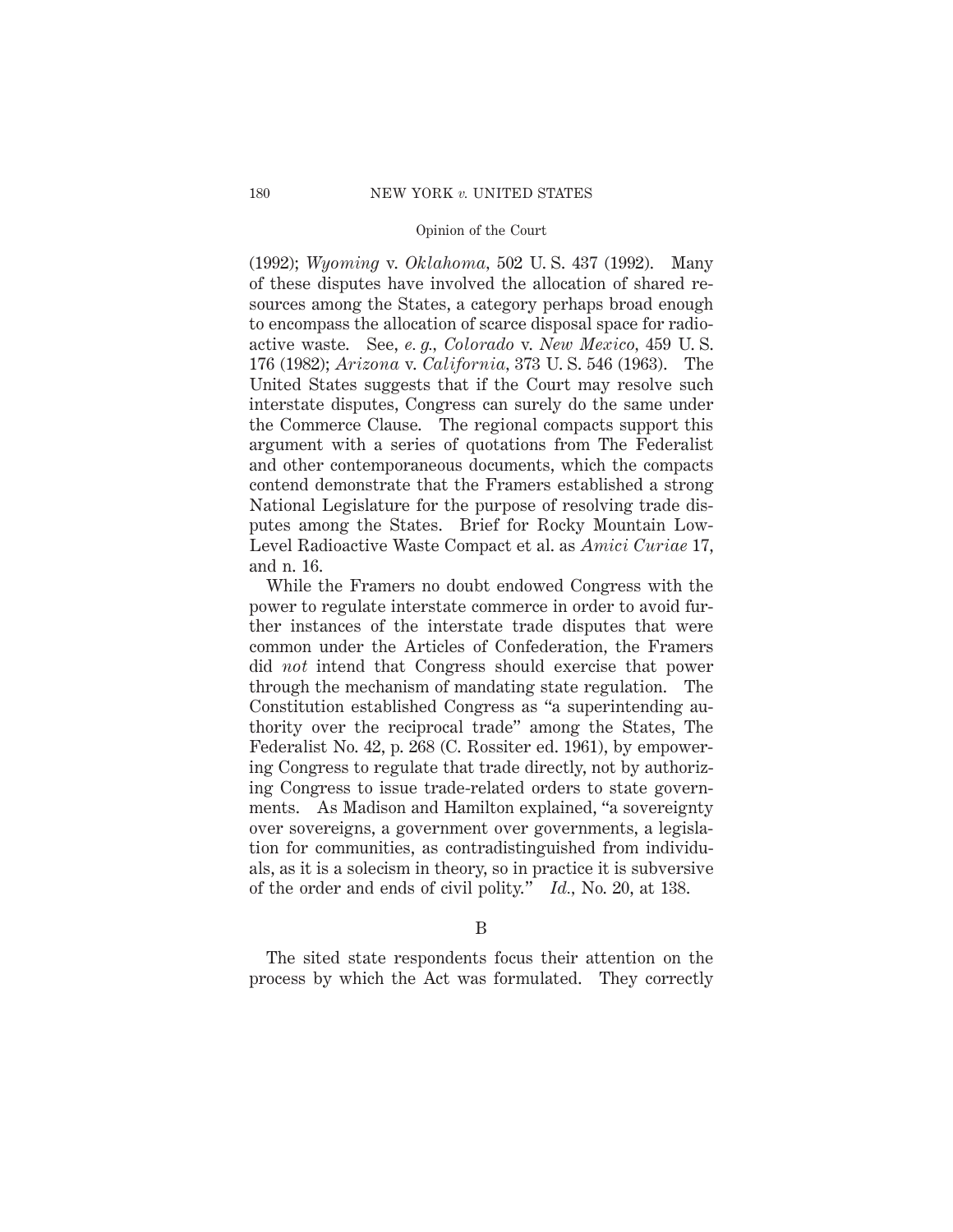(1992); *Wyoming* v. *Oklahoma*, 502 U. S. 437 (1992). Many of these disputes have involved the allocation of shared resources among the States, a category perhaps broad enough to encompass the allocation of scarce disposal space for radioactive waste. See, *e. g.*, *Colorado* v. *New Mexico*, 459 U. S. 176 (1982); *Arizona* v. *California*, 373 U. S. 546 (1963). The United States suggests that if the Court may resolve such interstate disputes, Congress can surely do the same under the Commerce Clause. The regional compacts support this argument with a series of quotations from The Federalist and other contemporaneous documents, which the compacts contend demonstrate that the Framers established a strong National Legislature for the purpose of resolving trade disputes among the States. Brief for Rocky Mountain Low-Level Radioactive Waste Compact et al. as *Amici Curiae* 17, and n. 16.

While the Framers no doubt endowed Congress with the power to regulate interstate commerce in order to avoid further instances of the interstate trade disputes that were common under the Articles of Confederation, the Framers did *not* intend that Congress should exercise that power through the mechanism of mandating state regulation. The Constitution established Congress as "a superintending authority over the reciprocal trade" among the States, The Federalist No. 42, p. 268 (C. Rossiter ed. 1961), by empowering Congress to regulate that trade directly, not by authorizing Congress to issue trade-related orders to state governments. As Madison and Hamilton explained, "a sovereignty over sovereigns, a government over governments, a legislation for communities, as contradistinguished from individuals, as it is a solecism in theory, so in practice it is subversive of the order and ends of civil polity." *Id.*, No. 20, at 138.

### B

The sited state respondents focus their attention on the process by which the Act was formulated. They correctly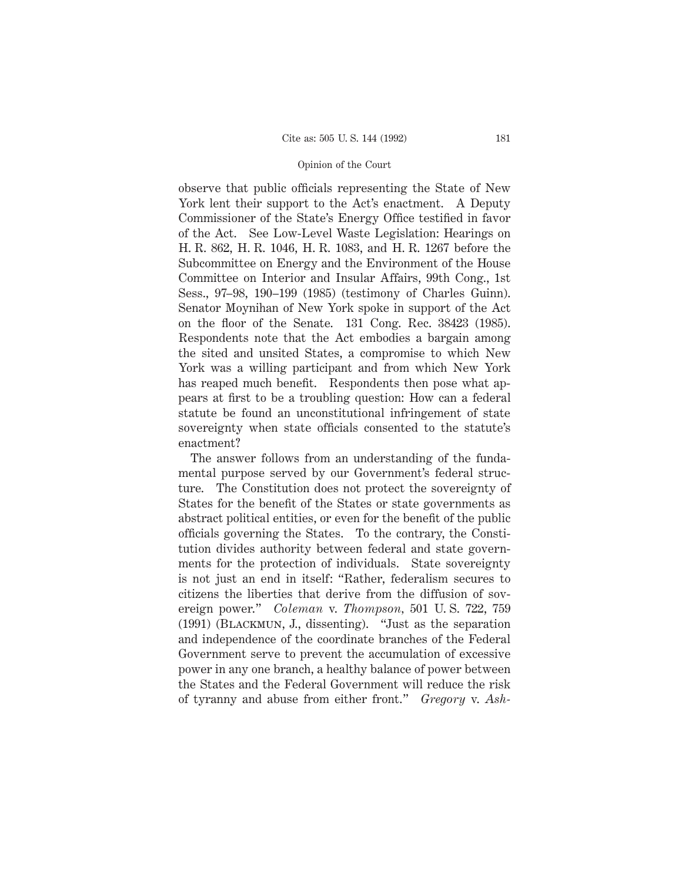observe that public officials representing the State of New York lent their support to the Act's enactment. A Deputy Commissioner of the State's Energy Office testified in favor of the Act. See Low-Level Waste Legislation: Hearings on H. R. 862, H. R. 1046, H. R. 1083, and H. R. 1267 before the Subcommittee on Energy and the Environment of the House Committee on Interior and Insular Affairs, 99th Cong., 1st Sess., 97–98, 190–199 (1985) (testimony of Charles Guinn). Senator Moynihan of New York spoke in support of the Act on the floor of the Senate. 131 Cong. Rec. 38423 (1985). Respondents note that the Act embodies a bargain among the sited and unsited States, a compromise to which New York was a willing participant and from which New York has reaped much benefit. Respondents then pose what appears at first to be a troubling question: How can a federal statute be found an unconstitutional infringement of state sovereignty when state officials consented to the statute's enactment?

The answer follows from an understanding of the fundamental purpose served by our Government's federal structure. The Constitution does not protect the sovereignty of States for the benefit of the States or state governments as abstract political entities, or even for the benefit of the public officials governing the States. To the contrary, the Constitution divides authority between federal and state governments for the protection of individuals. State sovereignty is not just an end in itself: "Rather, federalism secures to citizens the liberties that derive from the diffusion of sovereign power." *Coleman* v. *Thompson*, 501 U. S. 722, 759 (1991) (Blackmun, J., dissenting). "Just as the separation and independence of the coordinate branches of the Federal Government serve to prevent the accumulation of excessive power in any one branch, a healthy balance of power between the States and the Federal Government will reduce the risk of tyranny and abuse from either front." *Gregory* v. *Ash-*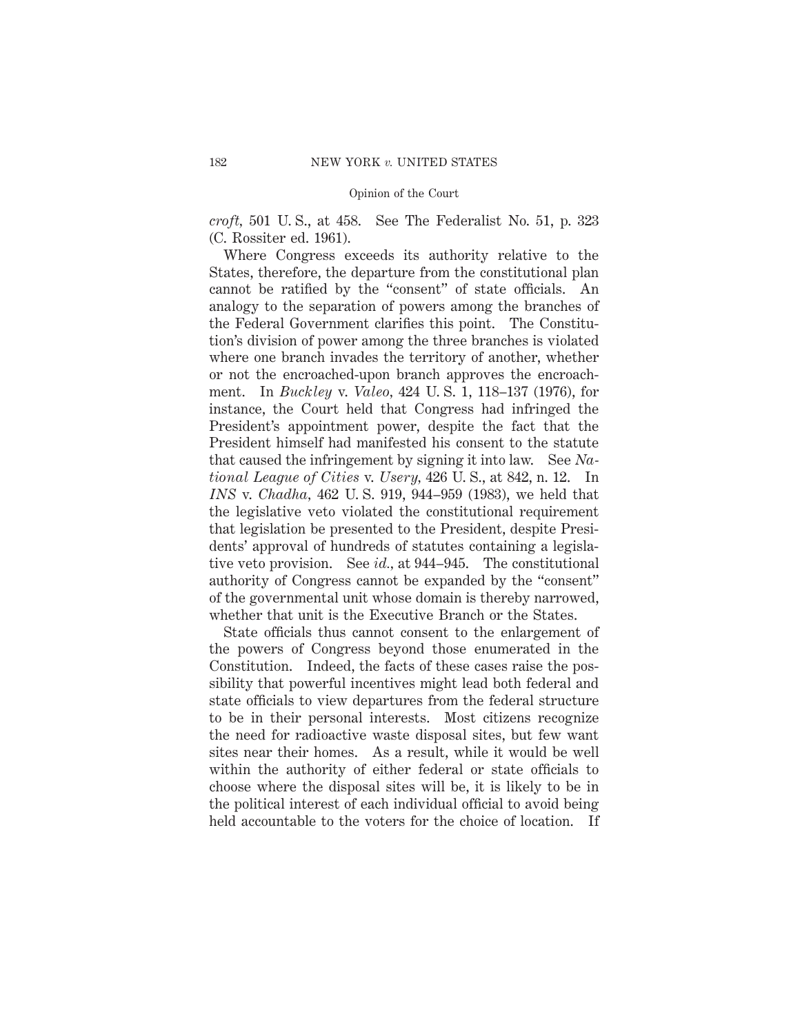*croft,* 501 U. S., at 458. See The Federalist No. 51, p. 323 (C. Rossiter ed. 1961).

Where Congress exceeds its authority relative to the States, therefore, the departure from the constitutional plan cannot be ratified by the "consent" of state officials. An analogy to the separation of powers among the branches of the Federal Government clarifies this point. The Constitution's division of power among the three branches is violated where one branch invades the territory of another, whether or not the encroached-upon branch approves the encroachment. In *Buckley* v. *Valeo,* 424 U. S. 1, 118–137 (1976), for instance, the Court held that Congress had infringed the President's appointment power, despite the fact that the President himself had manifested his consent to the statute that caused the infringement by signing it into law. See *National League of Cities* v. *Usery,* 426 U. S., at 842, n. 12. In *INS* v. *Chadha,* 462 U. S. 919, 944–959 (1983), we held that the legislative veto violated the constitutional requirement that legislation be presented to the President, despite Presidents' approval of hundreds of statutes containing a legislative veto provision. See *id.,* at 944–945. The constitutional authority of Congress cannot be expanded by the "consent" of the governmental unit whose domain is thereby narrowed, whether that unit is the Executive Branch or the States.

State officials thus cannot consent to the enlargement of the powers of Congress beyond those enumerated in the Constitution. Indeed, the facts of these cases raise the possibility that powerful incentives might lead both federal and state officials to view departures from the federal structure to be in their personal interests. Most citizens recognize the need for radioactive waste disposal sites, but few want sites near their homes. As a result, while it would be well within the authority of either federal or state officials to choose where the disposal sites will be, it is likely to be in the political interest of each individual official to avoid being held accountable to the voters for the choice of location. If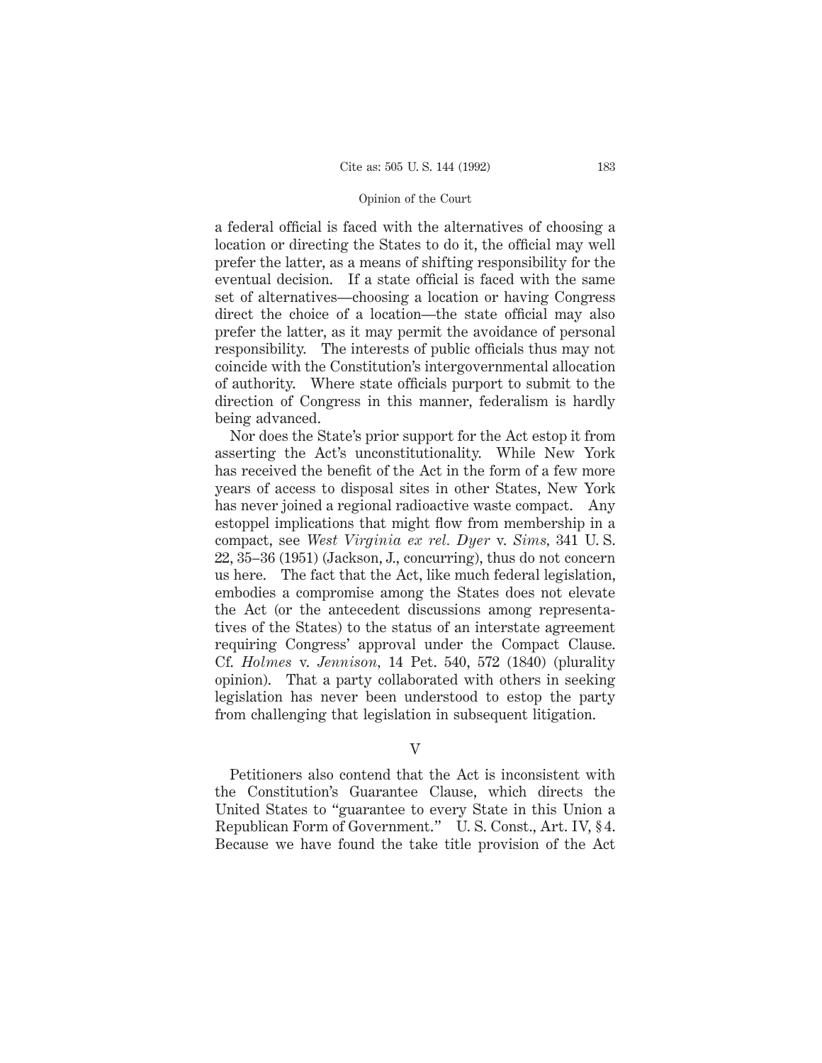a federal official is faced with the alternatives of choosing a location or directing the States to do it, the official may well prefer the latter, as a means of shifting responsibility for the eventual decision. If a state official is faced with the same set of alternatives—choosing a location or having Congress direct the choice of a location—the state official may also prefer the latter, as it may permit the avoidance of personal responsibility. The interests of public officials thus may not coincide with the Constitution's intergovernmental allocation of authority. Where state officials purport to submit to the direction of Congress in this manner, federalism is hardly being advanced.

Nor does the State's prior support for the Act estop it from asserting the Act's unconstitutionality. While New York has received the benefit of the Act in the form of a few more years of access to disposal sites in other States, New York has never joined a regional radioactive waste compact. Any estoppel implications that might flow from membership in a compact, see *West Virginia ex rel. Dyer* v. *Sims*, 341 U. S. 22, 35–36 (1951) (Jackson, J., concurring), thus do not concern us here. The fact that the Act, like much federal legislation, embodies a compromise among the States does not elevate the Act (or the antecedent discussions among representatives of the States) to the status of an interstate agreement requiring Congress' approval under the Compact Clause. Cf. *Holmes* v. *Jennison*, 14 Pet. 540, 572 (1840) (plurality opinion). That a party collaborated with others in seeking legislation has never been understood to estop the party from challenging that legislation in subsequent litigation.

## V

Petitioners also contend that the Act is inconsistent with the Constitution's Guarantee Clause, which directs the United States to "guarantee to every State in this Union a Republican Form of Government." U. S. Const., Art. IV, § 4. Because we have found the take title provision of the Act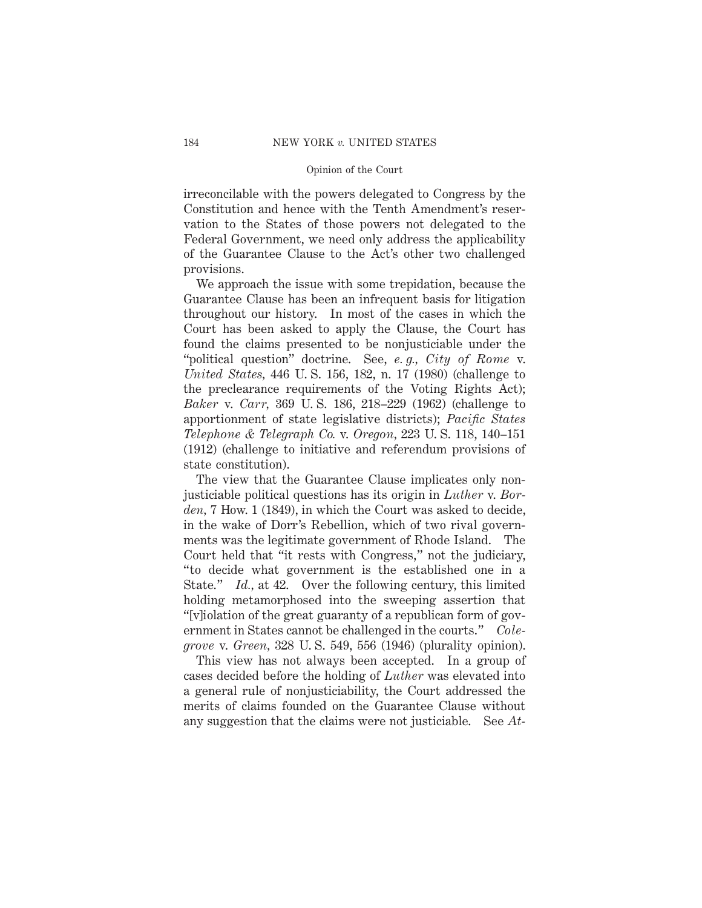irreconcilable with the powers delegated to Congress by the Constitution and hence with the Tenth Amendment's reservation to the States of those powers not delegated to the Federal Government, we need only address the applicability of the Guarantee Clause to the Act's other two challenged provisions.

We approach the issue with some trepidation, because the Guarantee Clause has been an infrequent basis for litigation throughout our history. In most of the cases in which the Court has been asked to apply the Clause, the Court has found the claims presented to be nonjusticiable under the "political question" doctrine. See, *e. g., City of Rome* v. *United States*, 446 U. S. 156, 182, n. 17 (1980) (challenge to the preclearance requirements of the Voting Rights Act); *Baker* v. *Carr*, 369 U. S. 186, 218–229 (1962) (challenge to apportionment of state legislative districts); *Pacific States Telephone & Telegraph Co.* v. *Oregon*, 223 U. S. 118, 140–151 (1912) (challenge to initiative and referendum provisions of state constitution).

The view that the Guarantee Clause implicates only nonjusticiable political questions has its origin in *Luther* v. *Borden*, 7 How. 1 (1849), in which the Court was asked to decide, in the wake of Dorr's Rebellion, which of two rival governments was the legitimate government of Rhode Island. The Court held that "it rests with Congress," not the judiciary, "to decide what government is the established one in a State." *Id.*, at 42. Over the following century, this limited holding metamorphosed into the sweeping assertion that "[v]iolation of the great guaranty of a republican form of government in States cannot be challenged in the courts." *Colegrove* v. *Green*, 328 U. S. 549, 556 (1946) (plurality opinion).

This view has not always been accepted. In a group of cases decided before the holding of *Luther* was elevated into a general rule of nonjusticiability, the Court addressed the merits of claims founded on the Guarantee Clause without any suggestion that the claims were not justiciable. See *At-*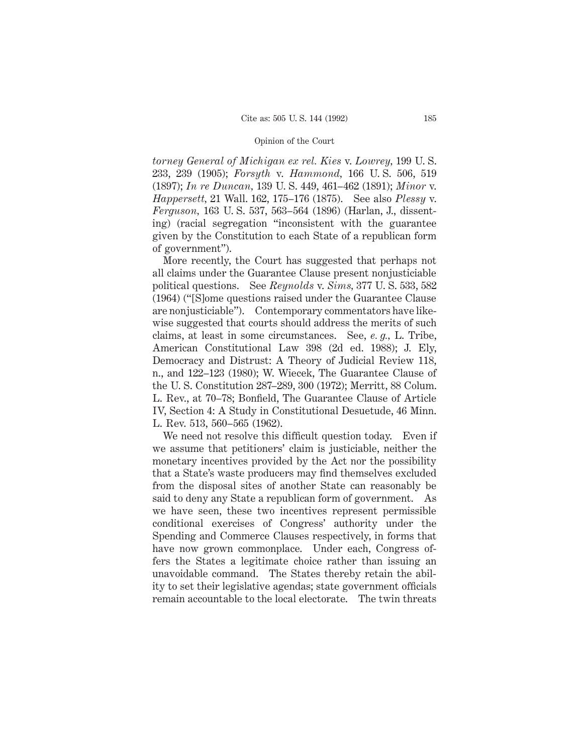*torney General of Michigan ex rel. Kies* v. *Lowrey,* 199 U. S. 233, 239 (1905); *Forsyth* v. *Hammond,* 166 U. S. 506, 519 (1897); *In re Duncan,* 139 U. S. 449, 461–462 (1891); *Minor* v. *Happersett,* 21 Wall. 162, 175–176 (1875). See also *Plessy* v. *Ferguson,* 163 U. S. 537, 563–564 (1896) (Harlan, J., dissenting) (racial segregation "inconsistent with the guarantee given by the Constitution to each State of a republican form of government").

More recently, the Court has suggested that perhaps not all claims under the Guarantee Clause present nonjusticiable political questions. See *Reynolds* v. *Sims,* 377 U. S. 533, 582 (1964) ("[S]ome questions raised under the Guarantee Clause are nonjusticiable"). Contemporary commentators have likewise suggested that courts should address the merits of such claims, at least in some circumstances. See, *e. g.,* L. Tribe, American Constitutional Law 398 (2d ed. 1988); J. Ely, Democracy and Distrust: A Theory of Judicial Review 118, n., and 122–123 (1980); W. Wiecek, The Guarantee Clause of the U. S. Constitution 287–289, 300 (1972); Merritt, 88 Colum. L. Rev., at 70–78; Bonfield, The Guarantee Clause of Article IV, Section 4: A Study in Constitutional Desuetude, 46 Minn. L. Rev. 513, 560–565 (1962).

We need not resolve this difficult question today. Even if we assume that petitioners' claim is justiciable, neither the monetary incentives provided by the Act nor the possibility that a State's waste producers may find themselves excluded from the disposal sites of another State can reasonably be said to deny any State a republican form of government. As we have seen, these two incentives represent permissible conditional exercises of Congress' authority under the Spending and Commerce Clauses respectively, in forms that have now grown commonplace. Under each, Congress offers the States a legitimate choice rather than issuing an unavoidable command. The States thereby retain the ability to set their legislative agendas; state government officials remain accountable to the local electorate. The twin threats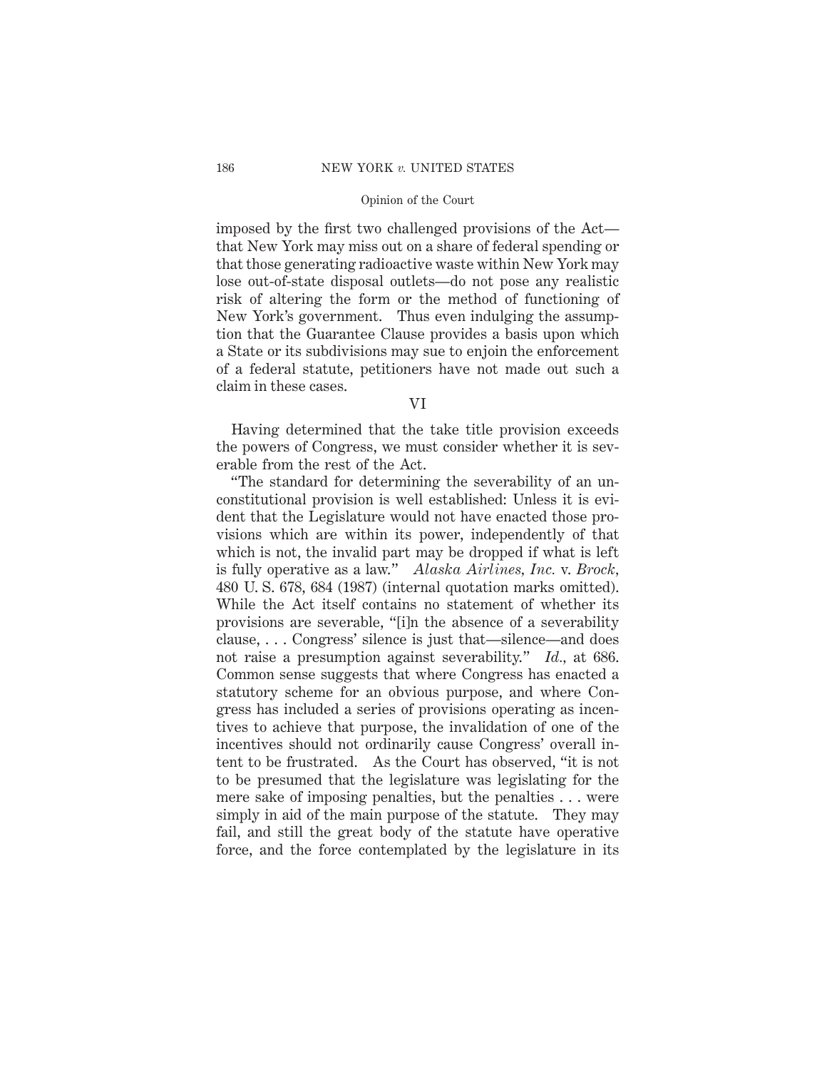imposed by the first two challenged provisions of the Act—that New York may miss out on a share of federal spending or that those generating radioactive waste within New York may lose out-of-state disposal outlets—do not pose any realistic risk of altering the form or the method of functioning of New York's government. Thus even indulging the assumption that the Guarantee Clause provides a basis upon which a State or its subdivisions may sue to enjoin the enforcement of a federal statute, petitioners have not made out such a claim in these cases.

## VI

Having determined that the take title provision exceeds the powers of Congress, we must consider whether it is severable from the rest of the Act.

"The standard for determining the severability of an unconstitutional provision is well established: Unless it is evident that the Legislature would not have enacted those provisions which are within its power, independently of that which is not, the invalid part may be dropped if what is left is fully operative as a law." *Alaska Airlines, Inc.* v. *Brock*, 480 U. S. 678, 684 (1987) (internal quotation marks omitted). While the Act itself contains no statement of whether its provisions are severable, "[i]n the absence of a severability clause, . . . Congress' silence is just that—silence—and does not raise a presumption against severability." *Id.*, at 686. Common sense suggests that where Congress has enacted a statutory scheme for an obvious purpose, and where Congress has included a series of provisions operating as incentives to achieve that purpose, the invalidation of one of the incentives should not ordinarily cause Congress' overall intent to be frustrated. As the Court has observed, "it is not to be presumed that the legislature was legislating for the mere sake of imposing penalties, but the penalties . . . were simply in aid of the main purpose of the statute. They may fail, and still the great body of the statute have operative force, and the force contemplated by the legislature in its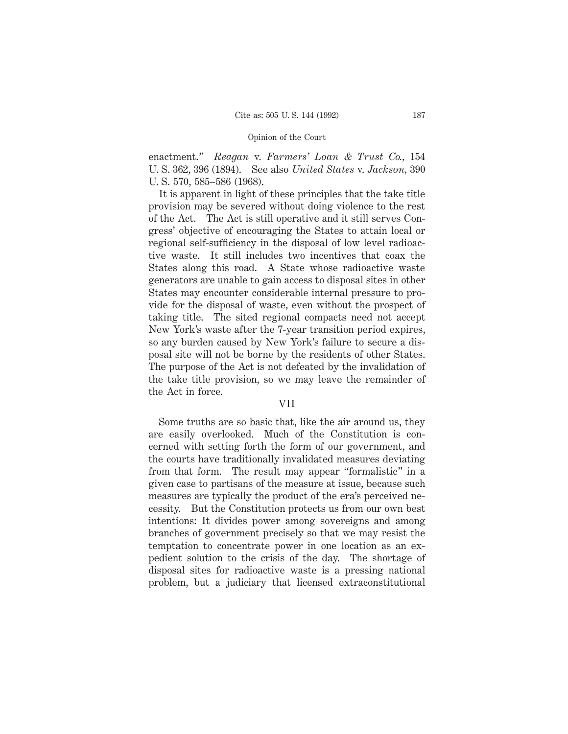enactment." *Reagan* v. *Farmers' Loan & Trust Co.*, 154 U. S. 362, 396 (1894). See also *United States* v. *Jackson*, 390 U. S. 570, 585–586 (1968).

It is apparent in light of these principles that the take title provision may be severed without doing violence to the rest of the Act. The Act is still operative and it still serves Congress' objective of encouraging the States to attain local or regional self-sufficiency in the disposal of low level radioactive waste. It still includes two incentives that coax the States along this road. A State whose radioactive waste generators are unable to gain access to disposal sites in other States may encounter considerable internal pressure to provide for the disposal of waste, even without the prospect of taking title. The sited regional compacts need not accept New York's waste after the 7-year transition period expires, so any burden caused by New York's failure to secure a disposal site will not be borne by the residents of other States. The purpose of the Act is not defeated by the invalidation of the take title provision, so we may leave the remainder of the Act in force.

## VII

Some truths are so basic that, like the air around us, they are easily overlooked. Much of the Constitution is concerned with setting forth the form of our government, and the courts have traditionally invalidated measures deviating from that form. The result may appear "formalistic" in a given case to partisans of the measure at issue, because such measures are typically the product of the era's perceived necessity. But the Constitution protects us from our own best intentions: It divides power among sovereigns and among branches of government precisely so that we may resist the temptation to concentrate power in one location as an expedient solution to the crisis of the day. The shortage of disposal sites for radioactive waste is a pressing national problem, but a judiciary that licensed extraconstitutional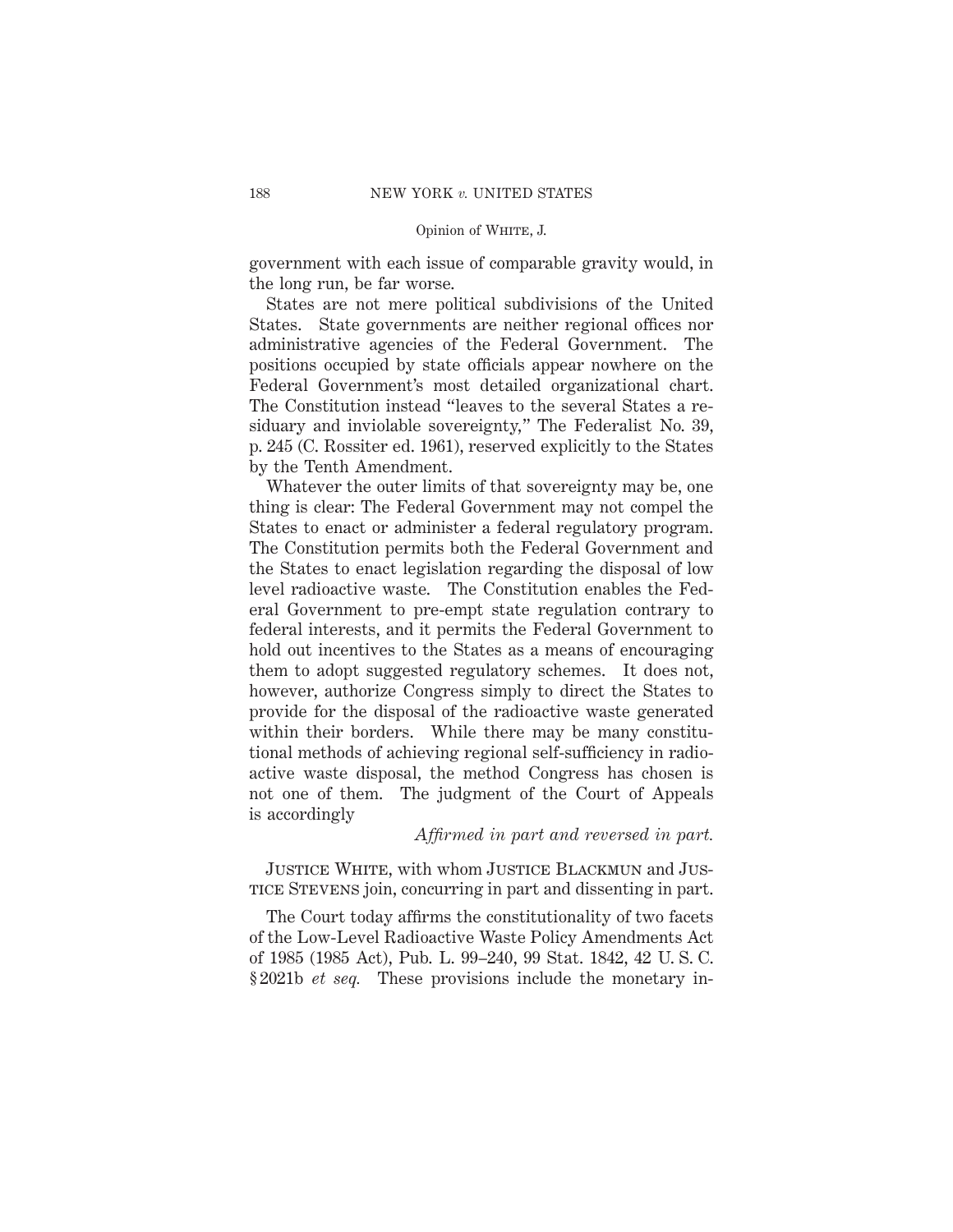government with each issue of comparable gravity would, in the long run, be far worse.

States are not mere political subdivisions of the United States. State governments are neither regional offices nor administrative agencies of the Federal Government. The positions occupied by state officials appear nowhere on the Federal Government's most detailed organizational chart. The Constitution instead "leaves to the several States a residuary and inviolable sovereignty," The Federalist No. 39, p. 245 (C. Rossiter ed. 1961), reserved explicitly to the States by the Tenth Amendment.

Whatever the outer limits of that sovereignty may be, one thing is clear: The Federal Government may not compel the States to enact or administer a federal regulatory program. The Constitution permits both the Federal Government and the States to enact legislation regarding the disposal of low level radioactive waste. The Constitution enables the Federal Government to pre-empt state regulation contrary to federal interests, and it permits the Federal Government to hold out incentives to the States as a means of encouraging them to adopt suggested regulatory schemes. It does not, however, authorize Congress simply to direct the States to provide for the disposal of the radioactive waste generated within their borders. While there may be many constitutional methods of achieving regional self-sufficiency in radioactive waste disposal, the method Congress has chosen is not one of them. The judgment of the Court of Appeals is accordingly

*Affirmed in part and reversed in part.*

Justice White, with whom Justice Blackmun and Justice Stevens join, concurring in part and dissenting in part.

The Court today affirms the constitutionality of two facets of the Low-Level Radioactive Waste Policy Amendments Act of 1985 (1985 Act), Pub. L. 99–240, 99 Stat. 1842, 42 U. S. C. § 2021b *et seq.* These provisions include the monetary in-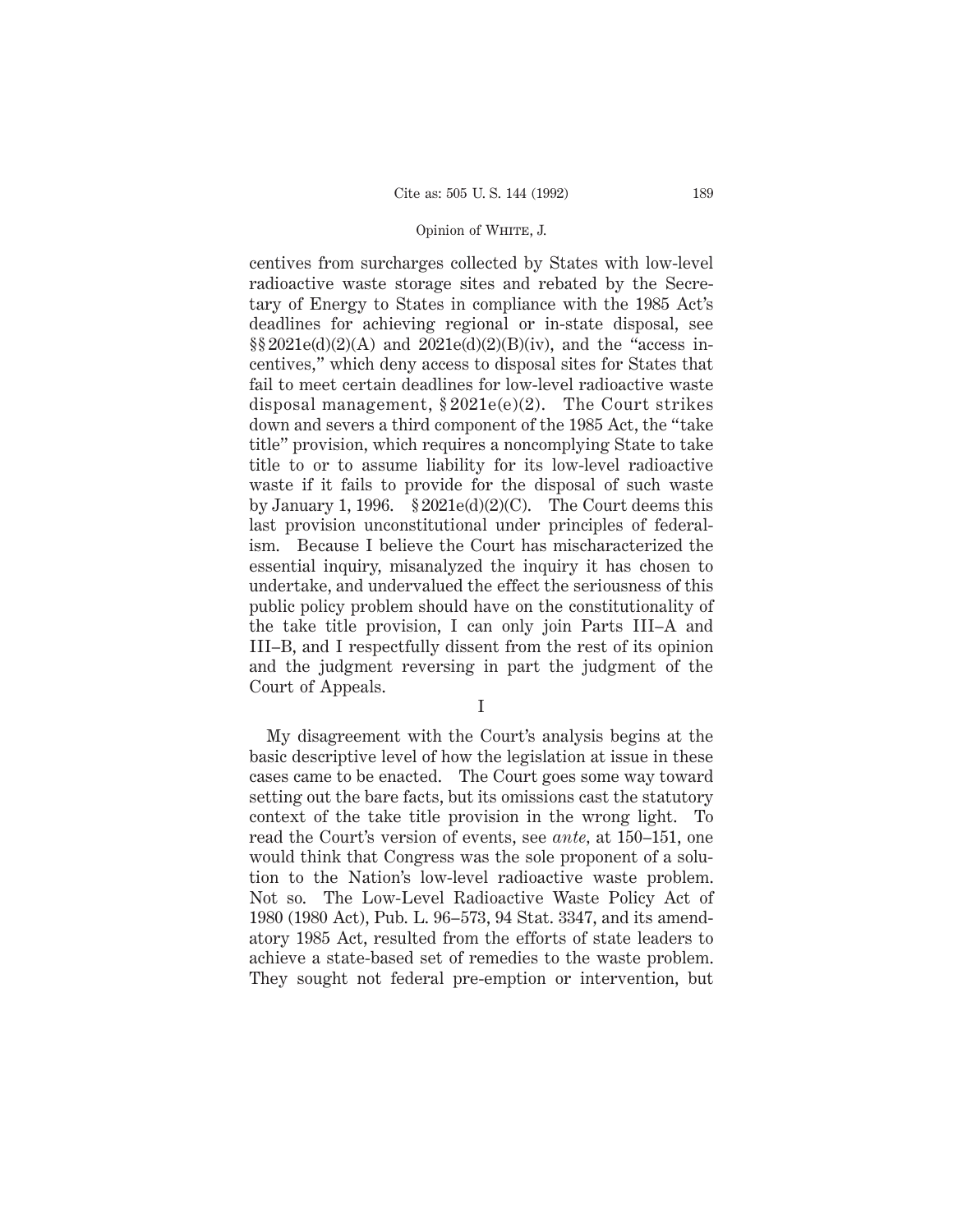centives from surcharges collected by States with low-level radioactive waste storage sites and rebated by the Secretary of Energy to States in compliance with the 1985 Act's deadlines for achieving regional or in-state disposal, see §§ 2021e(d)(2)(A) and 2021e(d)(2)(B)(iv), and the "access incentives," which deny access to disposal sites for States that fail to meet certain deadlines for low-level radioactive waste disposal management, § 2021e(e)(2). The Court strikes down and severs a third component of the 1985 Act, the "take title" provision, which requires a noncomplying State to take title to or to assume liability for its low-level radioactive waste if it fails to provide for the disposal of such waste by January 1, 1996. § 2021e(d)(2)(C). The Court deems this last provision unconstitutional under principles of federalism. Because I believe the Court has mischaracterized the essential inquiry, misanalyzed the inquiry it has chosen to undertake, and undervalued the effect the seriousness of this public policy problem should have on the constitutionality of the take title provision, I can only join Parts III–A and III–B, and I respectfully dissent from the rest of its opinion and the judgment reversing in part the judgment of the Court of Appeals.

I

My disagreement with the Court's analysis begins at the basic descriptive level of how the legislation at issue in these cases came to be enacted. The Court goes some way toward setting out the bare facts, but its omissions cast the statutory context of the take title provision in the wrong light. To read the Court's version of events, see *ante,* at 150–151, one would think that Congress was the sole proponent of a solution to the Nation's low-level radioactive waste problem. Not so. The Low-Level Radioactive Waste Policy Act of 1980 (1980 Act), Pub. L. 96–573, 94 Stat. 3347, and its amendatory 1985 Act, resulted from the efforts of state leaders to achieve a state-based set of remedies to the waste problem. They sought not federal pre-emption or intervention, but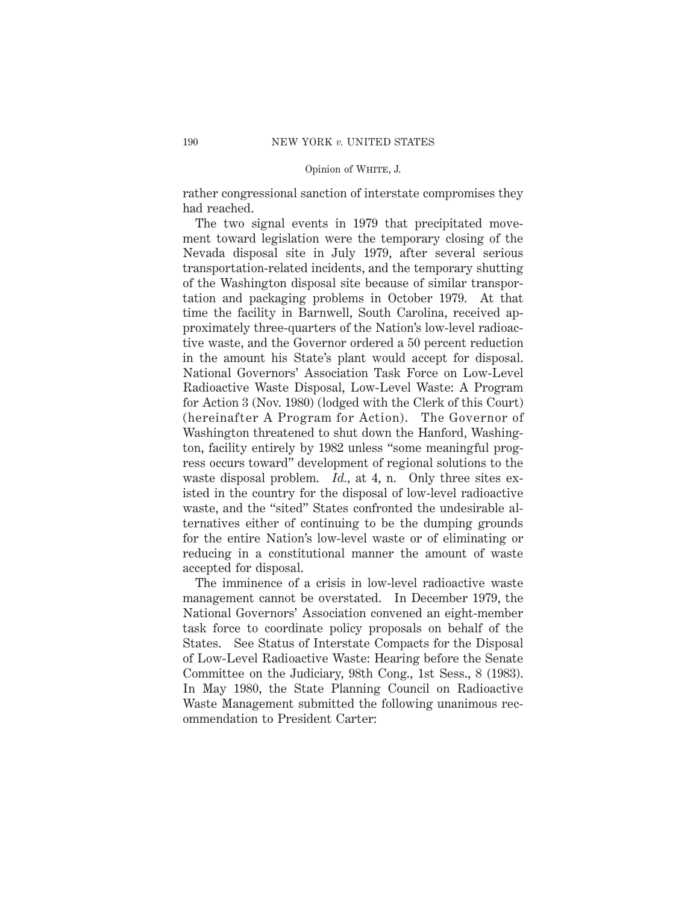rather congressional sanction of interstate compromises they had reached.

The two signal events in 1979 that precipitated movement toward legislation were the temporary closing of the Nevada disposal site in July 1979, after several serious transportation-related incidents, and the temporary shutting of the Washington disposal site because of similar transportation and packaging problems in October 1979. At that time the facility in Barnwell, South Carolina, received approximately three-quarters of the Nation's low-level radioactive waste, and the Governor ordered a 50 percent reduction in the amount his State's plant would accept for disposal. National Governors' Association Task Force on Low-Level Radioactive Waste Disposal, Low-Level Waste: A Program for Action 3 (Nov. 1980) (lodged with the Clerk of this Court) (hereinafter A Program for Action). The Governor of Washington threatened to shut down the Hanford, Washington, facility entirely by 1982 unless "some meaningful progress occurs toward" development of regional solutions to the waste disposal problem. *Id.*, at 4, n. Only three sites existed in the country for the disposal of low-level radioactive waste, and the "sited" States confronted the undesirable alternatives either of continuing to be the dumping grounds for the entire Nation's low-level waste or of eliminating or reducing in a constitutional manner the amount of waste accepted for disposal.

The imminence of a crisis in low-level radioactive waste management cannot be overstated. In December 1979, the National Governors' Association convened an eight-member task force to coordinate policy proposals on behalf of the States. See Status of Interstate Compacts for the Disposal of Low-Level Radioactive Waste: Hearing before the Senate Committee on the Judiciary, 98th Cong., 1st Sess., 8 (1983). In May 1980, the State Planning Council on Radioactive Waste Management submitted the following unanimous recommendation to President Carter: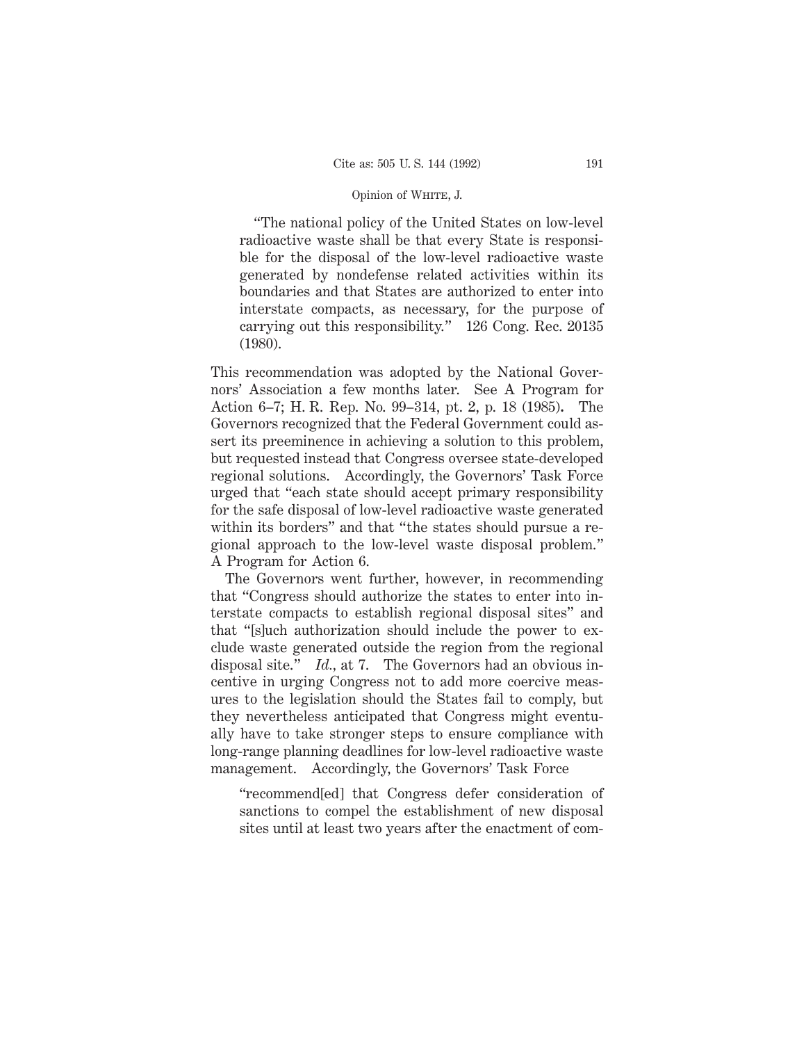> "The national policy of the United States on low-level radioactive waste shall be that every State is responsible for the disposal of the low-level radioactive waste generated by nondefense related activities within its boundaries and that States are authorized to enter into interstate compacts, as necessary, for the purpose of carrying out this responsibility." 126 Cong. Rec. 20135 (1980).

This recommendation was adopted by the National Governors' Association a few months later. See A Program for Action 6–7; H. R. Rep. No. 99–314, pt. 2, p. 18 (1985). The Governors recognized that the Federal Government could assert its preeminence in achieving a solution to this problem, but requested instead that Congress oversee state-developed regional solutions. Accordingly, the Governors' Task Force urged that "each state should accept primary responsibility for the safe disposal of low-level radioactive waste generated within its borders" and that "the states should pursue a regional approach to the low-level waste disposal problem." A Program for Action 6.

The Governors went further, however, in recommending that "Congress should authorize the states to enter into interstate compacts to establish regional disposal sites" and that "[s]uch authorization should include the power to exclude waste generated outside the region from the regional disposal site." *Id.*, at 7. The Governors had an obvious incentive in urging Congress not to add more coercive measures to the legislation should the States fail to comply, but they nevertheless anticipated that Congress might eventually have to take stronger steps to ensure compliance with long-range planning deadlines for low-level radioactive waste management. Accordingly, the Governors' Task Force

> "recommend[ed] that Congress defer consideration of sanctions to compel the establishment of new disposal sites until at least two years after the enactment of com-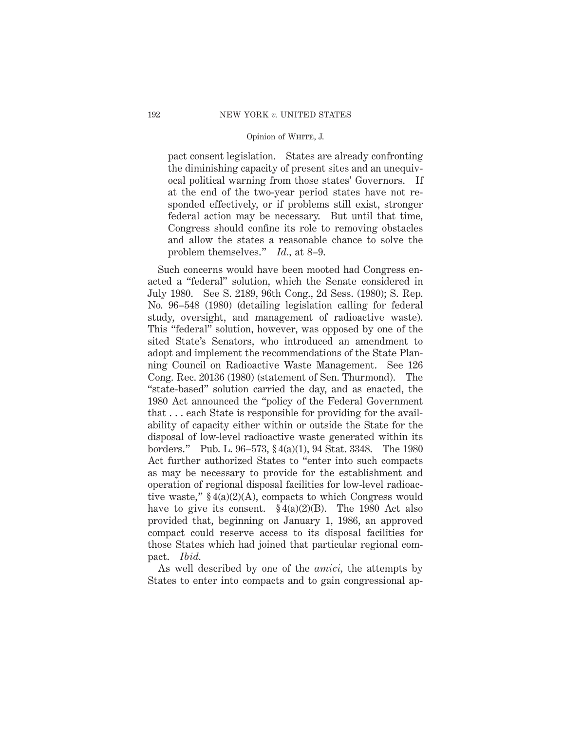> pact consent legislation. States are already confronting the diminishing capacity of present sites and an unequivocal political warning from those states' Governors. If at the end of the two-year period states have not responded effectively, or if problems still exist, stronger federal action may be necessary. But until that time, Congress should confine its role to removing obstacles and allow the states a reasonable chance to solve the problem themselves." *Id.*, at 8–9.

Such concerns would have been mooted had Congress enacted a "federal" solution, which the Senate considered in July 1980. See S. 2189, 96th Cong., 2d Sess. (1980); S. Rep. No. 96–548 (1980) (detailing legislation calling for federal study, oversight, and management of radioactive waste). This "federal" solution, however, was opposed by one of the sited State's Senators, who introduced an amendment to adopt and implement the recommendations of the State Planning Council on Radioactive Waste Management. See 126 Cong. Rec. 20136 (1980) (statement of Sen. Thurmond). The "state-based" solution carried the day, and as enacted, the 1980 Act announced the "policy of the Federal Government that . . . each State is responsible for providing for the availability of capacity either within or outside the State for the disposal of low-level radioactive waste generated within its borders." Pub. L. 96–573, § 4(a)(1), 94 Stat. 3348. The 1980 Act further authorized States to "enter into such compacts as may be necessary to provide for the establishment and operation of regional disposal facilities for low-level radioactive waste," § 4(a)(2)(A), compacts to which Congress would have to give its consent. § 4(a)(2)(B). The 1980 Act also provided that, beginning on January 1, 1986, an approved compact could reserve access to its disposal facilities for those States which had joined that particular regional compact. *Ibid.*

As well described by one of the *amici*, the attempts by States to enter into compacts and to gain congressional ap-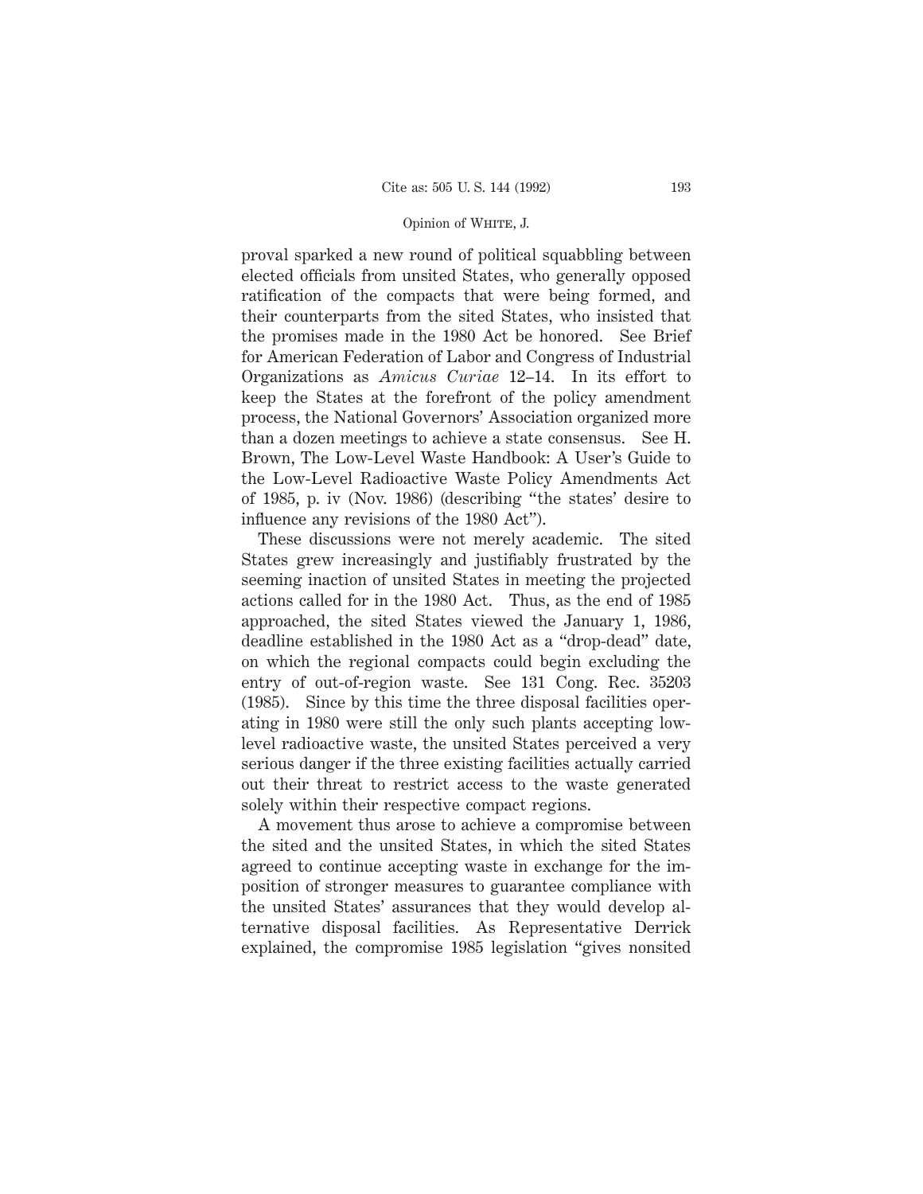proval sparked a new round of political squabbling between elected officials from unsited States, who generally opposed ratification of the compacts that were being formed, and their counterparts from the sited States, who insisted that the promises made in the 1980 Act be honored. See Brief for American Federation of Labor and Congress of Industrial Organizations as *Amicus Curiae* 12–14. In its effort to keep the States at the forefront of the policy amendment process, the National Governors' Association organized more than a dozen meetings to achieve a state consensus. See H. Brown, The Low-Level Waste Handbook: A User's Guide to the Low-Level Radioactive Waste Policy Amendments Act of 1985, p. iv (Nov. 1986) (describing "the states' desire to influence any revisions of the 1980 Act").

These discussions were not merely academic. The sited States grew increasingly and justifiably frustrated by the seeming inaction of unsited States in meeting the projected actions called for in the 1980 Act. Thus, as the end of 1985 approached, the sited States viewed the January 1, 1986, deadline established in the 1980 Act as a "drop-dead" date, on which the regional compacts could begin excluding the entry of out-of-region waste. See 131 Cong. Rec. 35203 (1985). Since by this time the three disposal facilities operating in 1980 were still the only such plants accepting low-level radioactive waste, the unsited States perceived a very serious danger if the three existing facilities actually carried out their threat to restrict access to the waste generated solely within their respective compact regions.

A movement thus arose to achieve a compromise between the sited and the unsited States, in which the sited States agreed to continue accepting waste in exchange for the imposition of stronger measures to guarantee compliance with the unsited States' assurances that they would develop alternative disposal facilities. As Representative Derrick explained, the compromise 1985 legislation "gives nonsited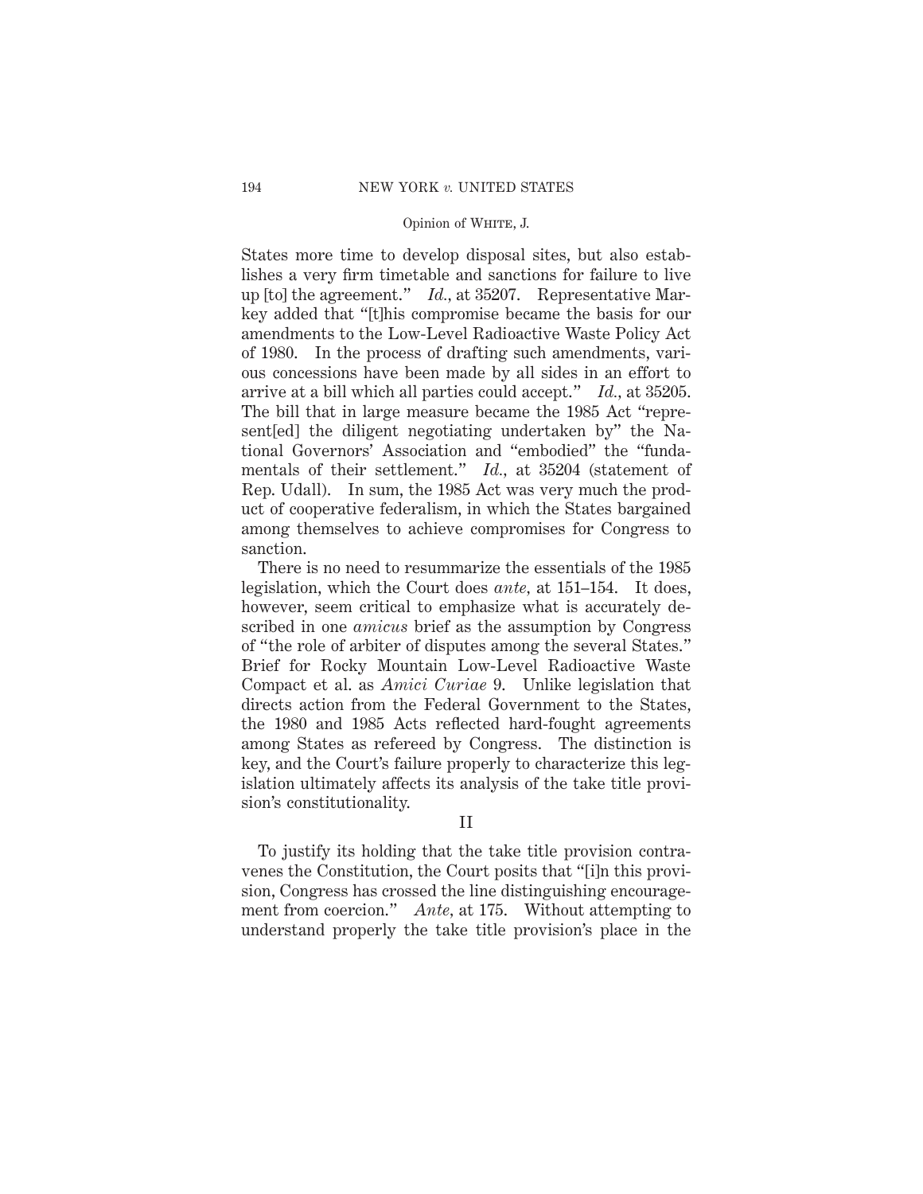States more time to develop disposal sites, but also establishes a very firm timetable and sanctions for failure to live up [to] the agreement." *Id.*, at 35207. Representative Markey added that "[t]his compromise became the basis for our amendments to the Low-Level Radioactive Waste Policy Act of 1980. In the process of drafting such amendments, various concessions have been made by all sides in an effort to arrive at a bill which all parties could accept." *Id.*, at 35205. The bill that in large measure became the 1985 Act "represent[ed] the diligent negotiating undertaken by" the National Governors' Association and "embodied" the "fundamentals of their settlement." *Id.*, at 35204 (statement of Rep. Udall). In sum, the 1985 Act was very much the product of cooperative federalism, in which the States bargained among themselves to achieve compromises for Congress to sanction.

There is no need to resummarize the essentials of the 1985 legislation, which the Court does *ante*, at 151–154. It does, however, seem critical to emphasize what is accurately described in one *amicus* brief as the assumption by Congress of "the role of arbiter of disputes among the several States." Brief for Rocky Mountain Low-Level Radioactive Waste Compact et al. as *Amici Curiae* 9. Unlike legislation that directs action from the Federal Government to the States, the 1980 and 1985 Acts reflected hard-fought agreements among States as refereed by Congress. The distinction is key, and the Court's failure properly to characterize this legislation ultimately affects its analysis of the take title provision's constitutionality.

## II

To justify its holding that the take title provision contravenes the Constitution, the Court posits that "[i]n this provision, Congress has crossed the line distinguishing encouragement from coercion." *Ante*, at 175. Without attempting to understand properly the take title provision's place in the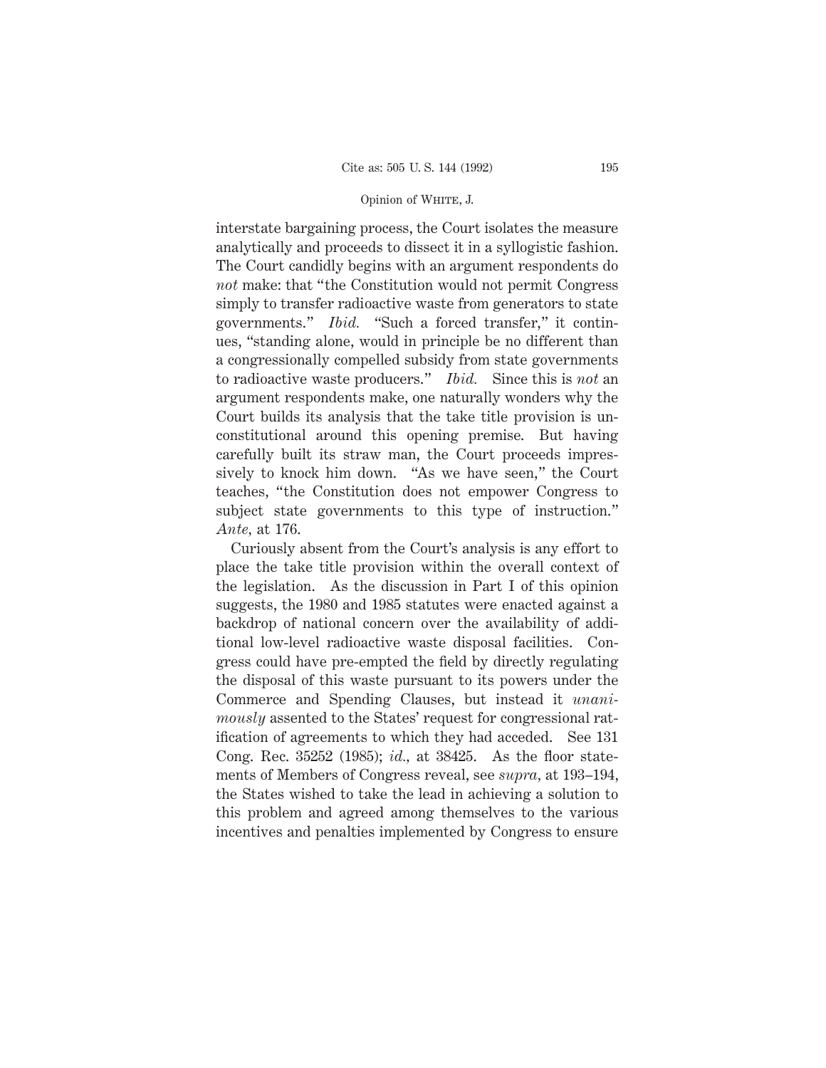interstate bargaining process, the Court isolates the measure analytically and proceeds to dissect it in a syllogistic fashion. The Court candidly begins with an argument respondents do *not* make: that "the Constitution would not permit Congress simply to transfer radioactive waste from generators to state governments." *Ibid.* "Such a forced transfer," it continues, "standing alone, would in principle be no different than a congressionally compelled subsidy from state governments to radioactive waste producers." *Ibid.* Since this is *not* an argument respondents make, one naturally wonders why the Court builds its analysis that the take title provision is unconstitutional around this opening premise. But having carefully built its straw man, the Court proceeds impressively to knock him down. "As we have seen," the Court teaches, "the Constitution does not empower Congress to subject state governments to this type of instruction." *Ante,* at 176.

Curiously absent from the Court's analysis is any effort to place the take title provision within the overall context of the legislation. As the discussion in Part I of this opinion suggests, the 1980 and 1985 statutes were enacted against a backdrop of national concern over the availability of additional low-level radioactive waste disposal facilities. Congress could have pre-empted the field by directly regulating the disposal of this waste pursuant to its powers under the Commerce and Spending Clauses, but instead it *unanimously* assented to the States' request for congressional ratification of agreements to which they had acceded. See 131 Cong. Rec. 35252 (1985); *id.,* at 38425. As the floor statements of Members of Congress reveal, see *supra,* at 193–194, the States wished to take the lead in achieving a solution to this problem and agreed among themselves to the various incentives and penalties implemented by Congress to ensure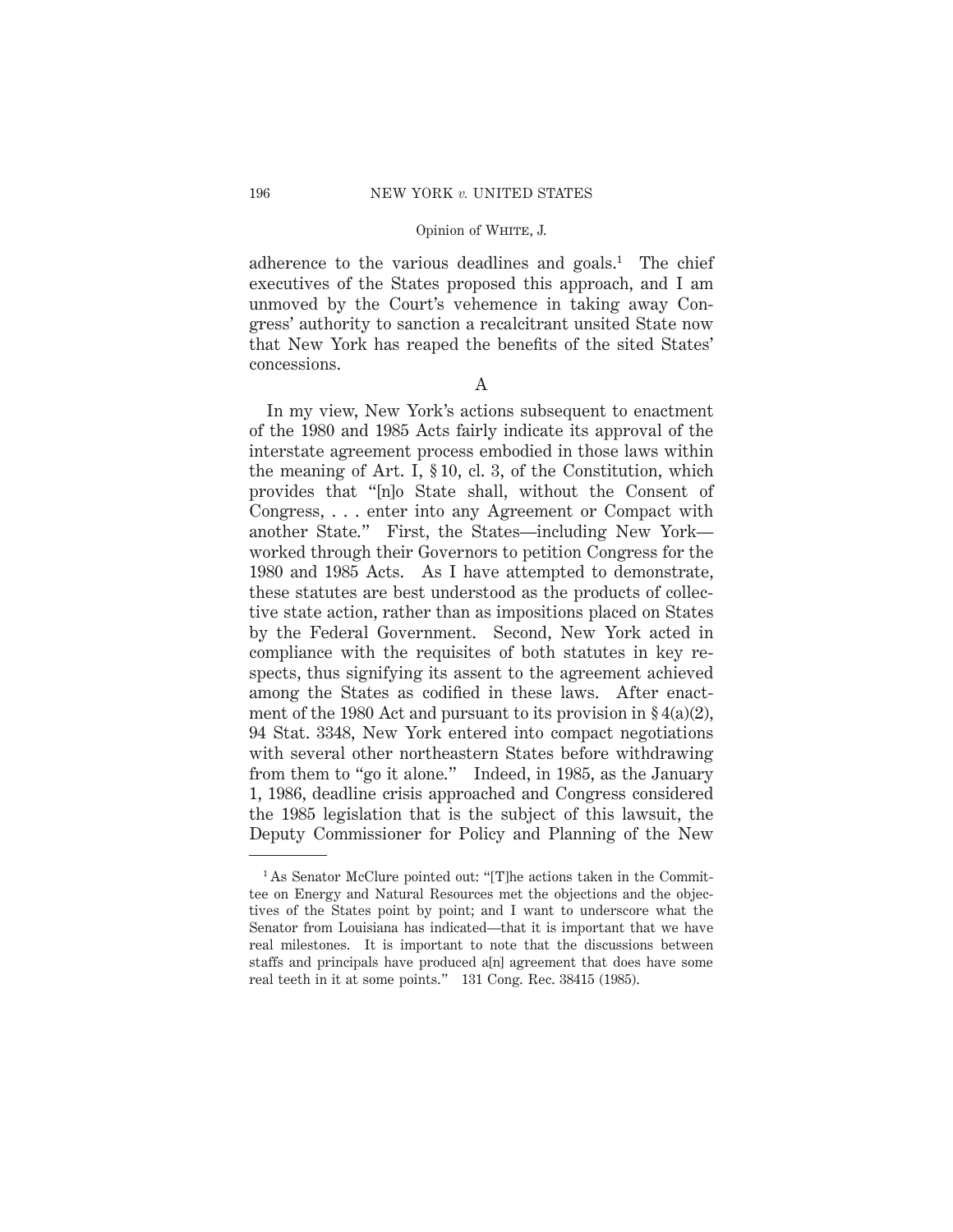adherence to the various deadlines and goals.[1] The chief executives of the States proposed this approach, and I am unmoved by the Court's vehemence in taking away Congress' authority to sanction a recalcitrant unsited State now that New York has reaped the benefits of the sited States' concessions.

A

In my view, New York's actions subsequent to enactment of the 1980 and 1985 Acts fairly indicate its approval of the interstate agreement process embodied in those laws within the meaning of Art. I, § 10, cl. 3, of the Constitution, which provides that "[n]o State shall, without the Consent of Congress, . . . enter into any Agreement or Compact with another State." First, the States—including New York—worked through their Governors to petition Congress for the 1980 and 1985 Acts. As I have attempted to demonstrate, these statutes are best understood as the products of collective state action, rather than as impositions placed on States by the Federal Government. Second, New York acted in compliance with the requisites of both statutes in key respects, thus signifying its assent to the agreement achieved among the States as codified in these laws. After enactment of the 1980 Act and pursuant to its provision in § 4(a)(2), 94 Stat. 3348, New York entered into compact negotiations with several other northeastern States before withdrawing from them to "go it alone." Indeed, in 1985, as the January 1, 1986, deadline crisis approached and Congress considered the 1985 legislation that is the subject of this lawsuit, the Deputy Commissioner for Policy and Planning of the New

---

[1] As Senator McClure pointed out: "[T]he actions taken in the Committee on Energy and Natural Resources met the objections and the objectives of the States point by point; and I want to underscore what the Senator from Louisiana has indicated—that it is important that we have real milestones. It is important to note that the discussions between staffs and principals have produced a[n] agreement that does have some real teeth in it at some points." 131 Cong. Rec. 38415 (1985).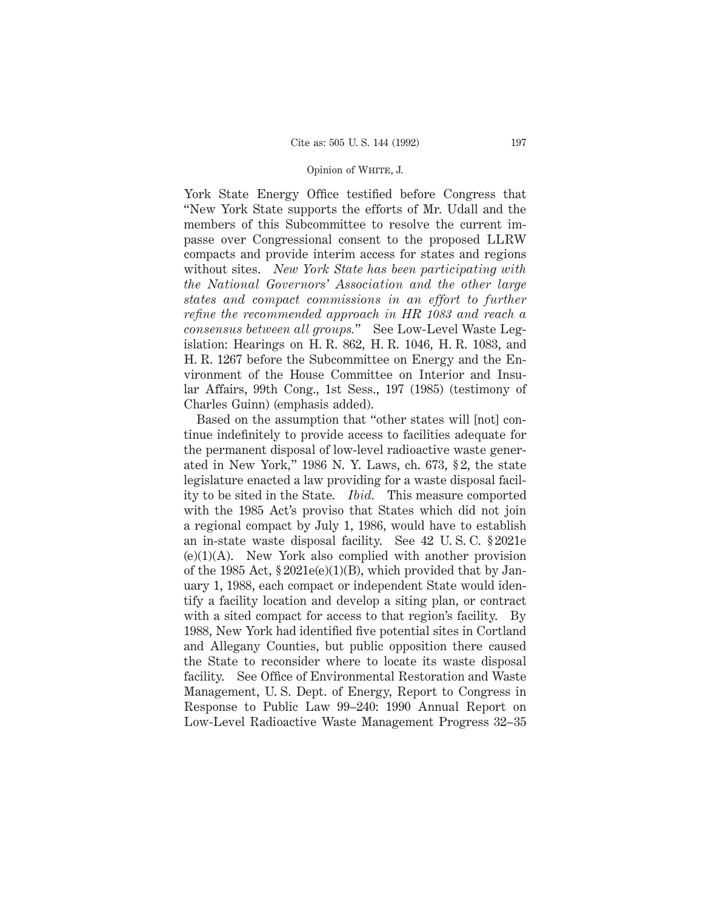York State Energy Office testified before Congress that "New York State supports the efforts of Mr. Udall and the members of this Subcommittee to resolve the current impasse over Congressional consent to the proposed LLRW compacts and provide interim access for states and regions without sites. *New York State has been participating with the National Governors' Association and the other large states and compact commissions in an effort to further refine the recommended approach in HR 1083 and reach a consensus between all groups.*" See Low-Level Waste Legislation: Hearings on H. R. 862, H. R. 1046, H. R. 1083, and H. R. 1267 before the Subcommittee on Energy and the Environment of the House Committee on Interior and Insular Affairs, 99th Cong., 1st Sess., 197 (1985) (testimony of Charles Guinn) (emphasis added).

Based on the assumption that "other states will [not] continue indefinitely to provide access to facilities adequate for the permanent disposal of low-level radioactive waste generated in New York," 1986 N. Y. Laws, ch. 673, § 2, the state legislature enacted a law providing for a waste disposal facility to be sited in the State. *Ibid.* This measure comported with the 1985 Act's proviso that States which did not join a regional compact by July 1, 1986, would have to establish an in-state waste disposal facility. See 42 U. S. C. § 2021e (e)(1)(A). New York also complied with another provision of the 1985 Act, § 2021e(e)(1)(B), which provided that by January 1, 1988, each compact or independent State would identify a facility location and develop a siting plan, or contract with a sited compact for access to that region's facility. By 1988, New York had identified five potential sites in Cortland and Allegany Counties, but public opposition there caused the State to reconsider where to locate its waste disposal facility. See Office of Environmental Restoration and Waste Management, U. S. Dept. of Energy, Report to Congress in Response to Public Law 99–240: 1990 Annual Report on Low-Level Radioactive Waste Management Progress 32–35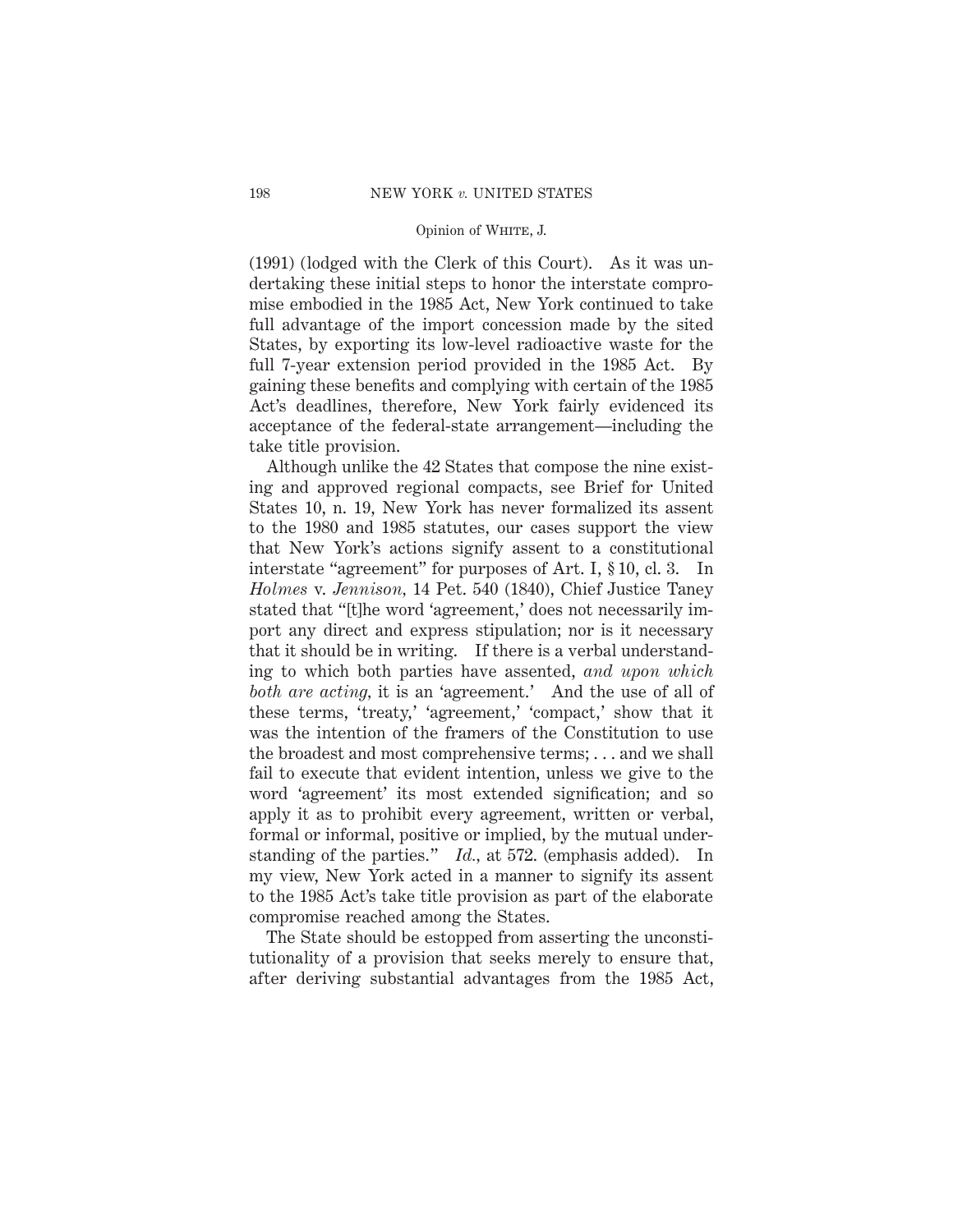(1991) (lodged with the Clerk of this Court). As it was undertaking these initial steps to honor the interstate compromise embodied in the 1985 Act, New York continued to take full advantage of the import concession made by the sited States, by exporting its low-level radioactive waste for the full 7-year extension period provided in the 1985 Act. By gaining these benefits and complying with certain of the 1985 Act's deadlines, therefore, New York fairly evidenced its acceptance of the federal-state arrangement—including the take title provision.

Although unlike the 42 States that compose the nine existing and approved regional compacts, see Brief for United States 10, n. 19, New York has never formalized its assent to the 1980 and 1985 statutes, our cases support the view that New York's actions signify assent to a constitutional interstate "agreement" for purposes of Art. I, § 10, cl. 3. In *Holmes* v. *Jennison*, 14 Pet. 540 (1840), Chief Justice Taney stated that "[t]he word 'agreement,' does not necessarily import any direct and express stipulation; nor is it necessary that it should be in writing. If there is a verbal understanding to which both parties have assented, *and upon which both are acting*, it is an 'agreement.' And the use of all of these terms, 'treaty,' 'agreement,' 'compact,' show that it was the intention of the framers of the Constitution to use the broadest and most comprehensive terms; . . . and we shall fail to execute that evident intention, unless we give to the word 'agreement' its most extended signification; and so apply it as to prohibit every agreement, written or verbal, formal or informal, positive or implied, by the mutual understanding of the parties." *Id.*, at 572. (emphasis added). In my view, New York acted in a manner to signify its assent to the 1985 Act's take title provision as part of the elaborate compromise reached among the States.

The State should be estopped from asserting the unconstitutionality of a provision that seeks merely to ensure that, after deriving substantial advantages from the 1985 Act,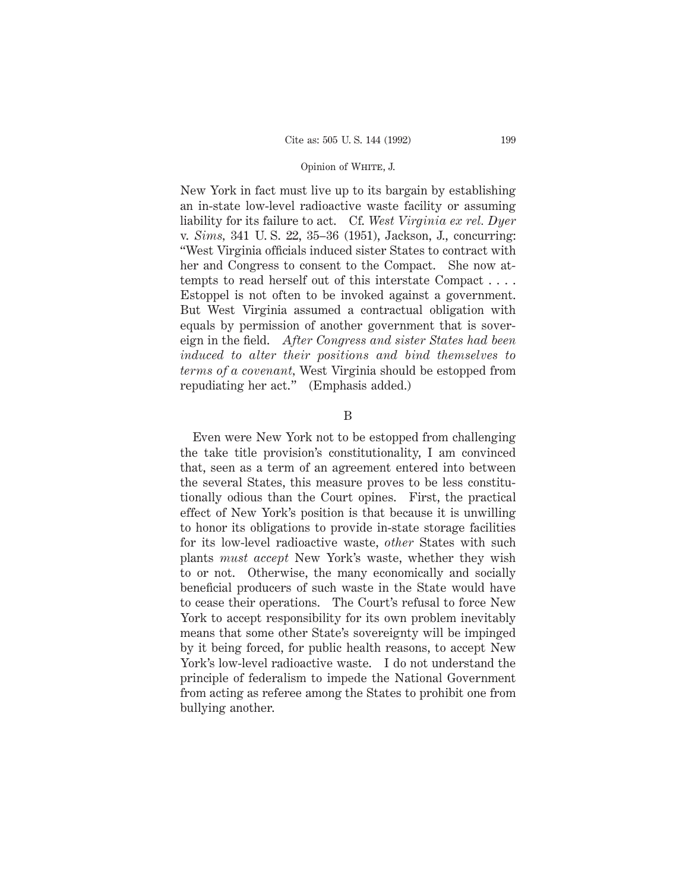New York in fact must live up to its bargain by establishing an in-state low-level radioactive waste facility or assuming liability for its failure to act. Cf. *West Virginia ex rel. Dyer* v. *Sims*, 341 U. S. 22, 35–36 (1951), Jackson, J., concurring: "West Virginia officials induced sister States to contract with her and Congress to consent to the Compact. She now attempts to read herself out of this interstate Compact . . . . Estoppel is not often to be invoked against a government. But West Virginia assumed a contractual obligation with equals by permission of another government that is sovereign in the field. *After Congress and sister States had been induced to alter their positions and bind themselves to terms of a covenant*, West Virginia should be estopped from repudiating her act." (Emphasis added.)

B

Even were New York not to be estopped from challenging the take title provision's constitutionality, I am convinced that, seen as a term of an agreement entered into between the several States, this measure proves to be less constitutionally odious than the Court opines. First, the practical effect of New York's position is that because it is unwilling to honor its obligations to provide in-state storage facilities for its low-level radioactive waste, *other* States with such plants *must accept* New York's waste, whether they wish to or not. Otherwise, the many economically and socially beneficial producers of such waste in the State would have to cease their operations. The Court's refusal to force New York to accept responsibility for its own problem inevitably means that some other State's sovereignty will be impinged by it being forced, for public health reasons, to accept New York's low-level radioactive waste. I do not understand the principle of federalism to impede the National Government from acting as referee among the States to prohibit one from bullying another.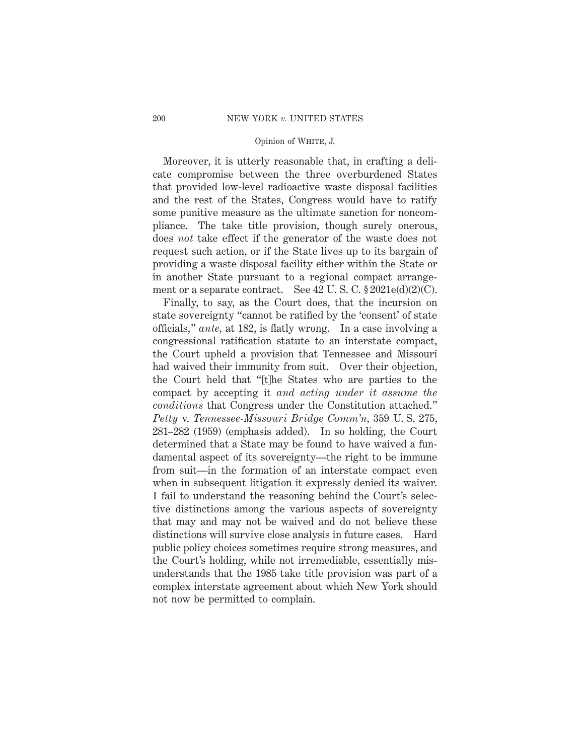Moreover, it is utterly reasonable that, in crafting a delicate compromise between the three overburdened States that provided low-level radioactive waste disposal facilities and the rest of the States, Congress would have to ratify some punitive measure as the ultimate sanction for noncompliance. The take title provision, though surely onerous, does *not* take effect if the generator of the waste does not request such action, or if the State lives up to its bargain of providing a waste disposal facility either within the State or in another State pursuant to a regional compact arrangement or a separate contract. See 42 U. S. C. § 2021e(d)(2)(C).

Finally, to say, as the Court does, that the incursion on state sovereignty "cannot be ratified by the 'consent' of state officials," *ante*, at 182, is flatly wrong. In a case involving a congressional ratification statute to an interstate compact, the Court upheld a provision that Tennessee and Missouri had waived their immunity from suit. Over their objection, the Court held that "[t]he States who are parties to the compact by accepting it *and acting under it assume the conditions* that Congress under the Constitution attached." *Petty* v. *Tennessee-Missouri Bridge Comm'n*, 359 U. S. 275, 281–282 (1959) (emphasis added). In so holding, the Court determined that a State may be found to have waived a fundamental aspect of its sovereignty—the right to be immune from suit—in the formation of an interstate compact even when in subsequent litigation it expressly denied its waiver. I fail to understand the reasoning behind the Court's selective distinctions among the various aspects of sovereignty that may and may not be waived and do not believe these distinctions will survive close analysis in future cases. Hard public policy choices sometimes require strong measures, and the Court's holding, while not irremediable, essentially misunderstands that the 1985 take title provision was part of a complex interstate agreement about which New York should not now be permitted to complain.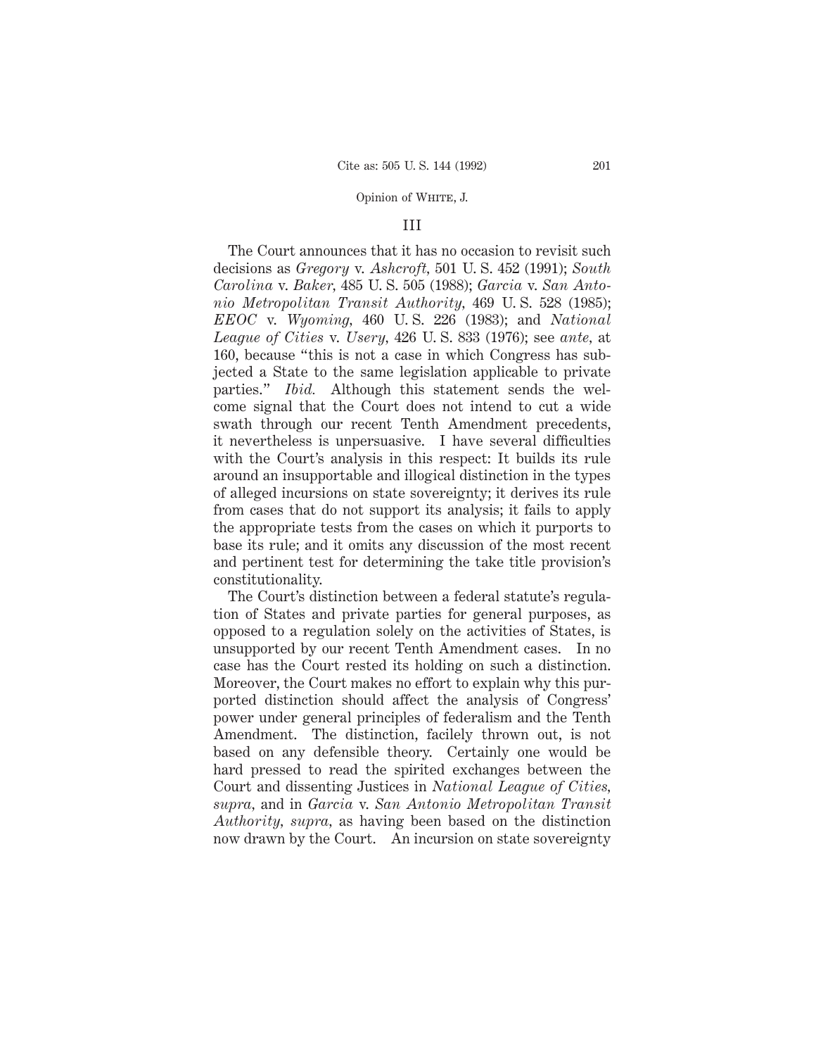### III

The Court announces that it has no occasion to revisit such decisions as *Gregory* v. *Ashcroft,* 501 U. S. 452 (1991); *South Carolina* v. *Baker,* 485 U. S. 505 (1988); *Garcia* v. *San Antonio Metropolitan Transit Authority,* 469 U. S. 528 (1985); *EEOC* v. *Wyoming,* 460 U. S. 226 (1983); and *National League of Cities* v. *Usery,* 426 U. S. 833 (1976); see *ante,* at 160, because "this is not a case in which Congress has subjected a State to the same legislation applicable to private parties." *Ibid.* Although this statement sends the welcome signal that the Court does not intend to cut a wide swath through our recent Tenth Amendment precedents, it nevertheless is unpersuasive. I have several difficulties with the Court's analysis in this respect: It builds its rule around an insupportable and illogical distinction in the types of alleged incursions on state sovereignty; it derives its rule from cases that do not support its analysis; it fails to apply the appropriate tests from the cases on which it purports to base its rule; and it omits any discussion of the most recent and pertinent test for determining the take title provision's constitutionality.

The Court's distinction between a federal statute's regulation of States and private parties for general purposes, as opposed to a regulation solely on the activities of States, is unsupported by our recent Tenth Amendment cases. In no case has the Court rested its holding on such a distinction. Moreover, the Court makes no effort to explain why this purported distinction should affect the analysis of Congress' power under general principles of federalism and the Tenth Amendment. The distinction, facilely thrown out, is not based on any defensible theory. Certainly one would be hard pressed to read the spirited exchanges between the Court and dissenting Justices in *National League of Cities, supra,* and in *Garcia* v. *San Antonio Metropolitan Transit Authority, supra,* as having been based on the distinction now drawn by the Court. An incursion on state sovereignty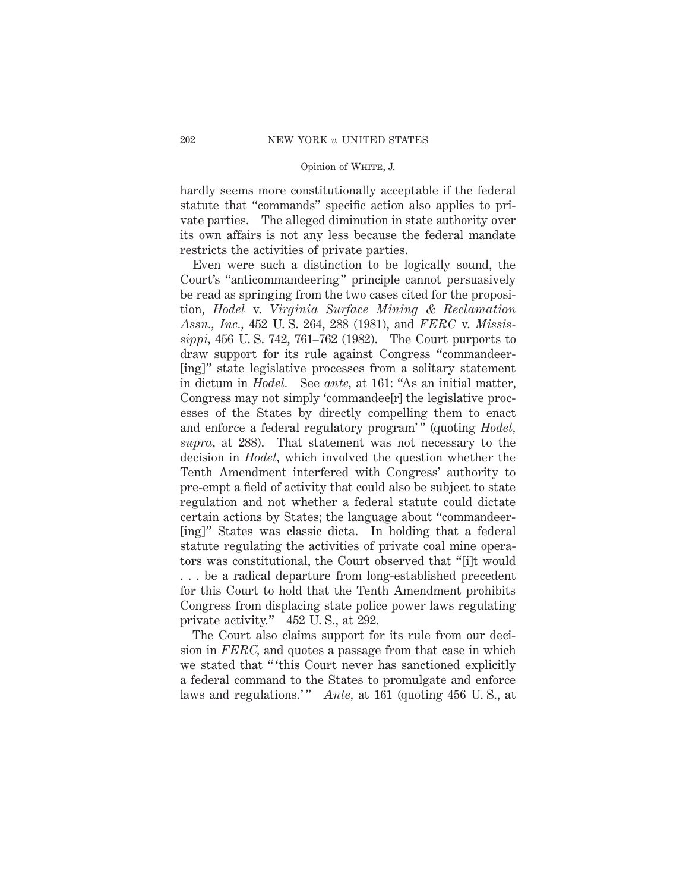hardly seems more constitutionally acceptable if the federal statute that "commands" specific action also applies to private parties. The alleged diminution in state authority over its own affairs is not any less because the federal mandate restricts the activities of private parties.

Even were such a distinction to be logically sound, the Court's "anticommandeering" principle cannot persuasively be read as springing from the two cases cited for the proposition, *Hodel* v. *Virginia Surface Mining & Reclamation Assn., Inc.*, 452 U. S. 264, 288 (1981), and *FERC* v. *Mississippi*, 456 U. S. 742, 761–762 (1982). The Court purports to draw support for its rule against Congress "commandeer-[ing]" state legislative processes from a solitary statement in dictum in *Hodel*. See *ante*, at 161: "As an initial matter, Congress may not simply 'commandee[r] the legislative processes of the States by directly compelling them to enact and enforce a federal regulatory program'" (quoting *Hodel*, *supra*, at 288). That statement was not necessary to the decision in *Hodel*, which involved the question whether the Tenth Amendment interfered with Congress' authority to pre-empt a field of activity that could also be subject to state regulation and not whether a federal statute could dictate certain actions by States; the language about "commandeer-[ing]" States was classic dicta. In holding that a federal statute regulating the activities of private coal mine operators was constitutional, the Court observed that "[i]t would . . . be a radical departure from long-established precedent for this Court to hold that the Tenth Amendment prohibits Congress from displacing state police power laws regulating private activity." 452 U. S., at 292.

The Court also claims support for its rule from our decision in *FERC*, and quotes a passage from that case in which we stated that "'this Court never has sanctioned explicitly a federal command to the States to promulgate and enforce laws and regulations.'" *Ante*, at 161 (quoting 456 U. S., at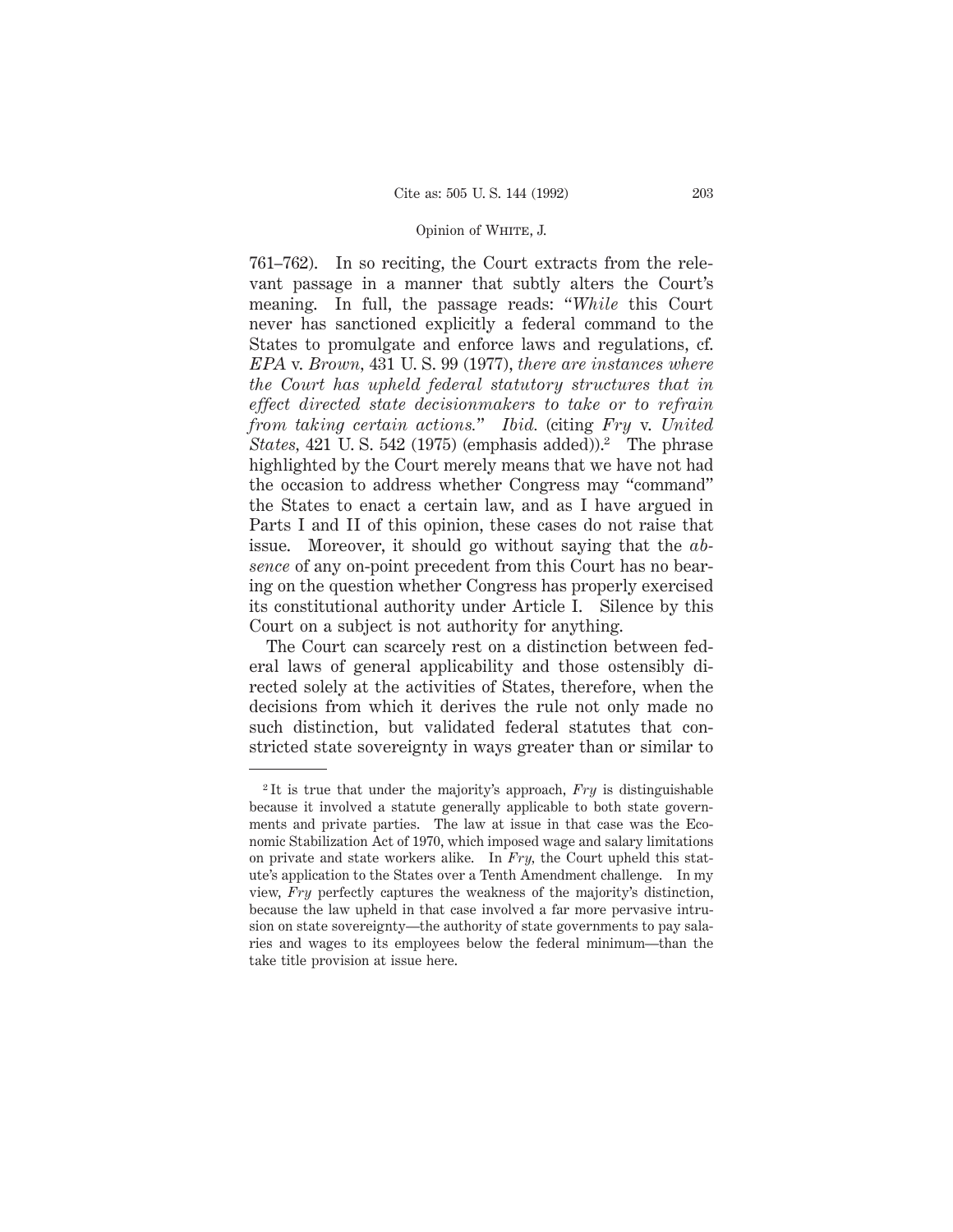761–762). In so reciting, the Court extracts from the relevant passage in a manner that subtly alters the Court's meaning. In full, the passage reads: "*While* this Court never has sanctioned explicitly a federal command to the States to promulgate and enforce laws and regulations, cf. *EPA* v. *Brown*, 431 U. S. 99 (1977), *there are instances where the Court has upheld federal statutory structures that in effect directed state decisionmakers to take or to refrain from taking certain actions.*" *Ibid.* (citing *Fry* v. *United States*, 421 U. S. 542 (1975) (emphasis added)).[2] The phrase highlighted by the Court merely means that we have not had the occasion to address whether Congress may "command" the States to enact a certain law, and as I have argued in Parts I and II of this opinion, these cases do not raise that issue. Moreover, it should go without saying that the *absence* of any on-point precedent from this Court has no bearing on the question whether Congress has properly exercised its constitutional authority under Article I. Silence by this Court on a subject is not authority for anything.

The Court can scarcely rest on a distinction between federal laws of general applicability and those ostensibly directed solely at the activities of States, therefore, when the decisions from which it derives the rule not only made no such distinction, but validated federal statutes that constricted state sovereignty in ways greater than or similar to

---

[2] It is true that under the majority's approach, *Fry* is distinguishable because it involved a statute generally applicable to both state governments and private parties. The law at issue in that case was the Economic Stabilization Act of 1970, which imposed wage and salary limitations on private and state workers alike. In *Fry*, the Court upheld this statute's application to the States over a Tenth Amendment challenge. In my view, *Fry* perfectly captures the weakness of the majority's distinction, because the law upheld in that case involved a far more pervasive intrusion on state sovereignty—the authority of state governments to pay salaries and wages to its employees below the federal minimum—than the take title provision at issue here.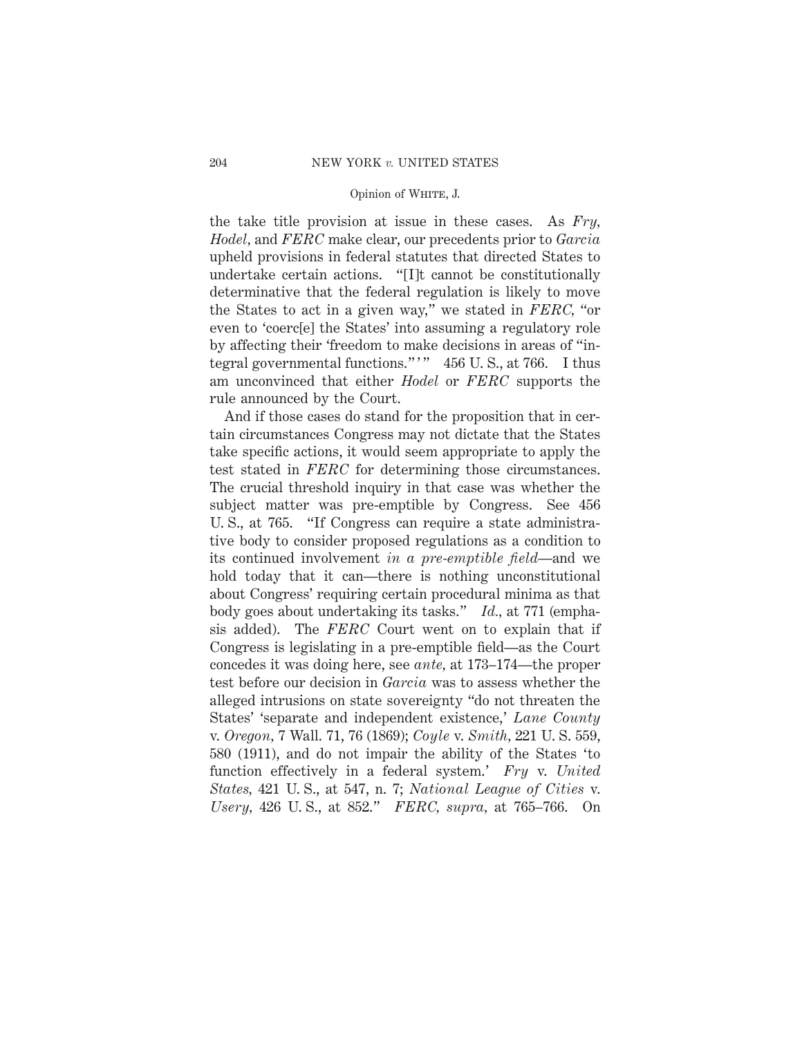the take title provision at issue in these cases. As *Fry*, *Hodel*, and *FERC* make clear, our precedents prior to *Garcia* upheld provisions in federal statutes that directed States to undertake certain actions. "[I]t cannot be constitutionally determinative that the federal regulation is likely to move the States to act in a given way," we stated in *FERC*, "or even to 'coerc[e] the States' into assuming a regulatory role by affecting their 'freedom to make decisions in areas of "integral governmental functions."'" 456 U. S., at 766. I thus am unconvinced that either *Hodel* or *FERC* supports the rule announced by the Court.

And if those cases do stand for the proposition that in certain circumstances Congress may not dictate that the States take specific actions, it would seem appropriate to apply the test stated in *FERC* for determining those circumstances. The crucial threshold inquiry in that case was whether the subject matter was pre-emptible by Congress. See 456 U. S., at 765. "If Congress can require a state administrative body to consider proposed regulations as a condition to its continued involvement *in a pre-emptible field*—and we hold today that it can—there is nothing unconstitutional about Congress' requiring certain procedural minima as that body goes about undertaking its tasks." *Id.*, at 771 (emphasis added). The *FERC* Court went on to explain that if Congress is legislating in a pre-emptible field—as the Court concedes it was doing here, see *ante*, at 173–174—the proper test before our decision in *Garcia* was to assess whether the alleged intrusions on state sovereignty "do not threaten the States' 'separate and independent existence,' *Lane County* v. *Oregon*, 7 Wall. 71, 76 (1869); *Coyle* v. *Smith*, 221 U. S. 559, 580 (1911), and do not impair the ability of the States 'to function effectively in a federal system.' *Fry* v. *United States*, 421 U. S., at 547, n. 7; *National League of Cities* v. *Usery*, 426 U. S., at 852." *FERC*, *supra*, at 765–766. On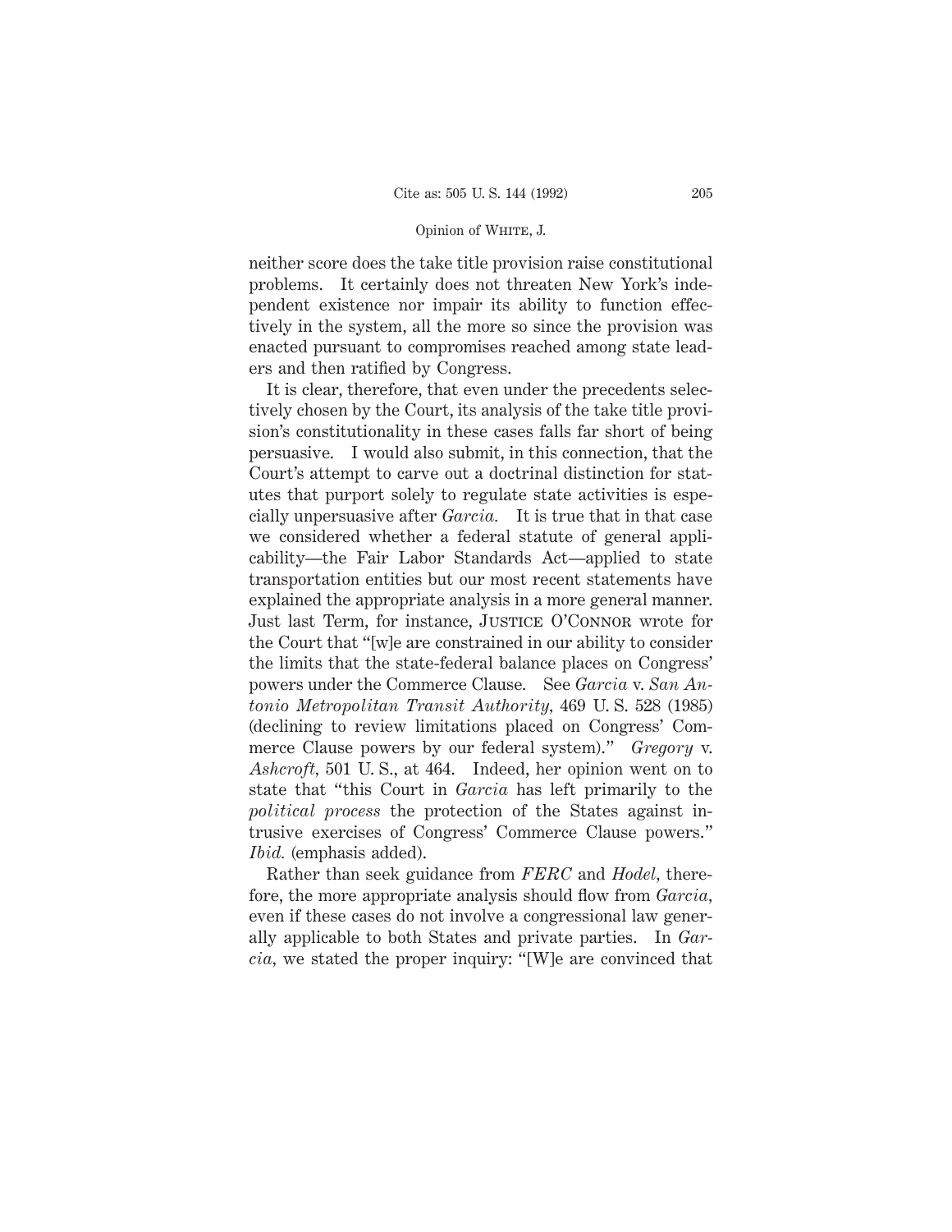neither score does the take title provision raise constitutional problems. It certainly does not threaten New York's independent existence nor impair its ability to function effectively in the system, all the more so since the provision was enacted pursuant to compromises reached among state leaders and then ratified by Congress.

It is clear, therefore, that even under the precedents selectively chosen by the Court, its analysis of the take title provision's constitutionality in these cases falls far short of being persuasive. I would also submit, in this connection, that the Court's attempt to carve out a doctrinal distinction for statutes that purport solely to regulate state activities is especially unpersuasive after *Garcia.* It is true that in that case we considered whether a federal statute of general applicability—the Fair Labor Standards Act—applied to state transportation entities but our most recent statements have explained the appropriate analysis in a more general manner. Just last Term, for instance, JUSTICE O'CONNOR wrote for the Court that "[w]e are constrained in our ability to consider the limits that the state-federal balance places on Congress' powers under the Commerce Clause. See *Garcia* v. *San Antonio Metropolitan Transit Authority,* 469 U. S. 528 (1985) (declining to review limitations placed on Congress' Commerce Clause powers by our federal system)." *Gregory* v. *Ashcroft,* 501 U. S., at 464. Indeed, her opinion went on to state that "this Court in *Garcia* has left primarily to the *political process* the protection of the States against intrusive exercises of Congress' Commerce Clause powers." *Ibid.* (emphasis added).

Rather than seek guidance from *FERC* and *Hodel*, therefore, the more appropriate analysis should flow from *Garcia,* even if these cases do not involve a congressional law generally applicable to both States and private parties. In *Garcia,* we stated the proper inquiry: "[W]e are convinced that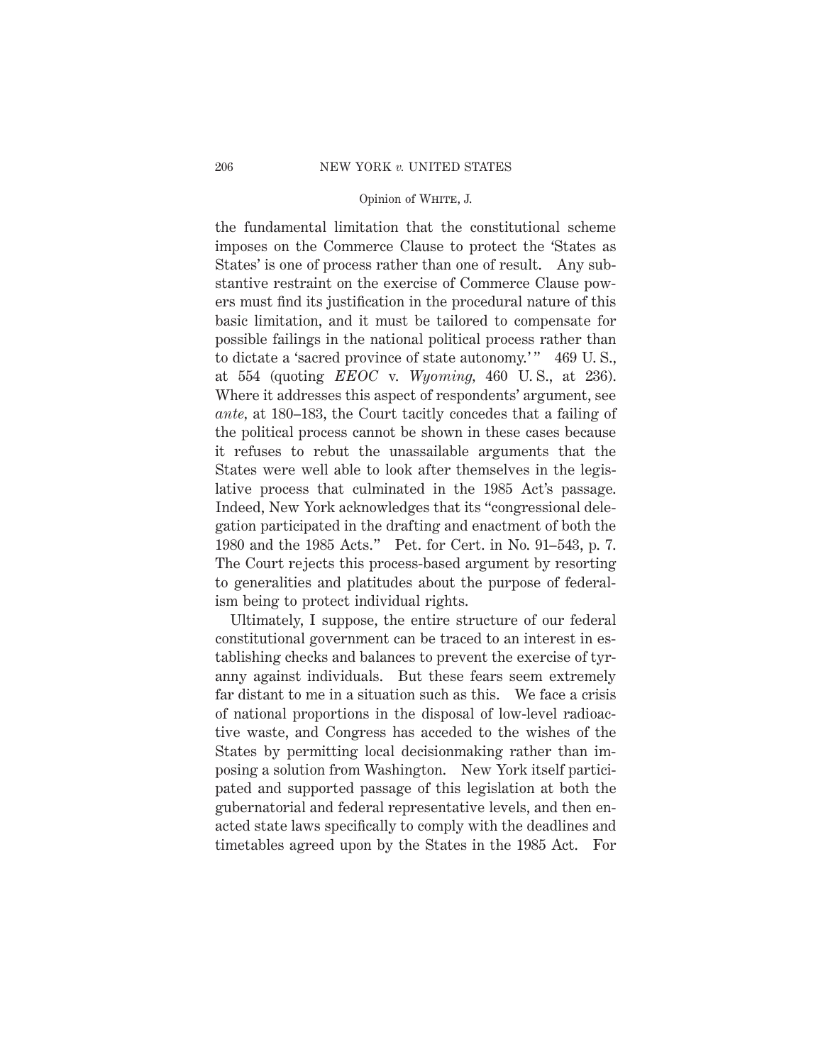the fundamental limitation that the constitutional scheme imposes on the Commerce Clause to protect the 'States as States' is one of process rather than one of result. Any substantive restraint on the exercise of Commerce Clause powers must find its justification in the procedural nature of this basic limitation, and it must be tailored to compensate for possible failings in the national political process rather than to dictate a 'sacred province of state autonomy.'" 469 U. S., at 554 (quoting *EEOC* v. *Wyoming,* 460 U. S., at 236). Where it addresses this aspect of respondents' argument, see *ante,* at 180–183, the Court tacitly concedes that a failing of the political process cannot be shown in these cases because it refuses to rebut the unassailable arguments that the States were well able to look after themselves in the legislative process that culminated in the 1985 Act's passage. Indeed, New York acknowledges that its "congressional delegation participated in the drafting and enactment of both the 1980 and the 1985 Acts." Pet. for Cert. in No. 91–543, p. 7. The Court rejects this process-based argument by resorting to generalities and platitudes about the purpose of federalism being to protect individual rights.

Ultimately, I suppose, the entire structure of our federal constitutional government can be traced to an interest in establishing checks and balances to prevent the exercise of tyranny against individuals. But these fears seem extremely far distant to me in a situation such as this. We face a crisis of national proportions in the disposal of low-level radioactive waste, and Congress has acceded to the wishes of the States by permitting local decisionmaking rather than imposing a solution from Washington. New York itself participated and supported passage of this legislation at both the gubernatorial and federal representative levels, and then enacted state laws specifically to comply with the deadlines and timetables agreed upon by the States in the 1985 Act. For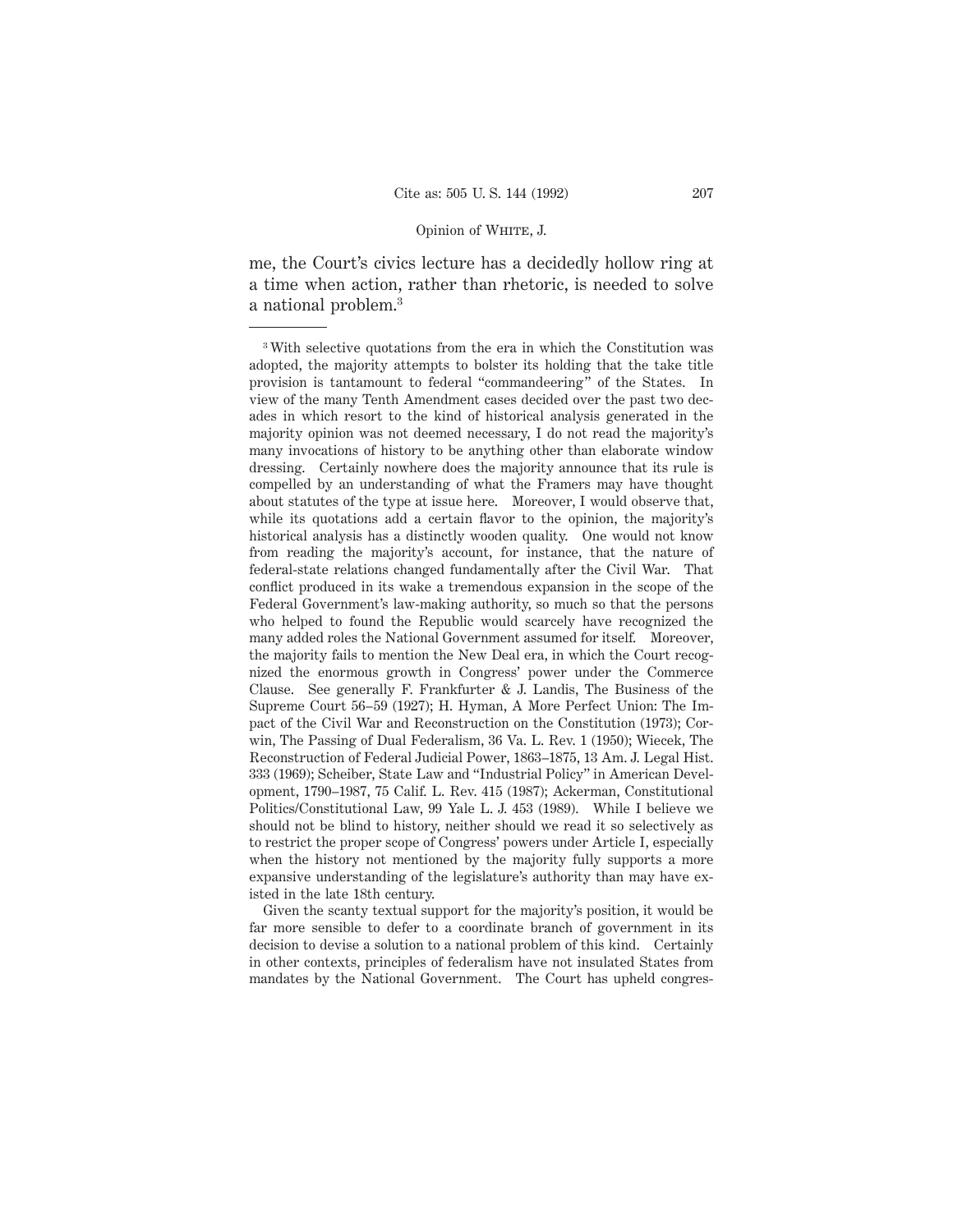me, the Court's civics lecture has a decidedly hollow ring at a time when action, rather than rhetoric, is needed to solve a national problem.[3]

---

[3] With selective quotations from the era in which the Constitution was adopted, the majority attempts to bolster its holding that the take title provision is tantamount to federal "commandeering" of the States. In view of the many Tenth Amendment cases decided over the past two decades in which resort to the kind of historical analysis generated in the majority opinion was not deemed necessary, I do not read the majority's many invocations of history to be anything other than elaborate window dressing. Certainly nowhere does the majority announce that its rule is compelled by an understanding of what the Framers may have thought about statutes of the type at issue here. Moreover, I would observe that, while its quotations add a certain flavor to the opinion, the majority's historical analysis has a distinctly wooden quality. One would not know from reading the majority's account, for instance, that the nature of federal-state relations changed fundamentally after the Civil War. That conflict produced in its wake a tremendous expansion in the scope of the Federal Government's law-making authority, so much so that the persons who helped to found the Republic would scarcely have recognized the many added roles the National Government assumed for itself. Moreover, the majority fails to mention the New Deal era, in which the Court recognized the enormous growth in Congress' power under the Commerce Clause. See generally F. Frankfurter & J. Landis, The Business of the Supreme Court 56–59 (1927); H. Hyman, A More Perfect Union: The Impact of the Civil War and Reconstruction on the Constitution (1973); Corwin, The Passing of Dual Federalism, 36 Va. L. Rev. 1 (1950); Wiecek, The Reconstruction of Federal Judicial Power, 1863–1875, 13 Am. J. Legal Hist. 333 (1969); Scheiber, State Law and "Industrial Policy" in American Development, 1790–1987, 75 Calif. L. Rev. 415 (1987); Ackerman, Constitutional Politics/Constitutional Law, 99 Yale L. J. 453 (1989). While I believe we should not be blind to history, neither should we read it so selectively as to restrict the proper scope of Congress' powers under Article I, especially when the history not mentioned by the majority fully supports a more expansive understanding of the legislature's authority than may have existed in the late 18th century.

Given the scanty textual support for the majority's position, it would be far more sensible to defer to a coordinate branch of government in its decision to devise a solution to a national problem of this kind. Certainly in other contexts, principles of federalism have not insulated States from mandates by the National Government. The Court has upheld congres-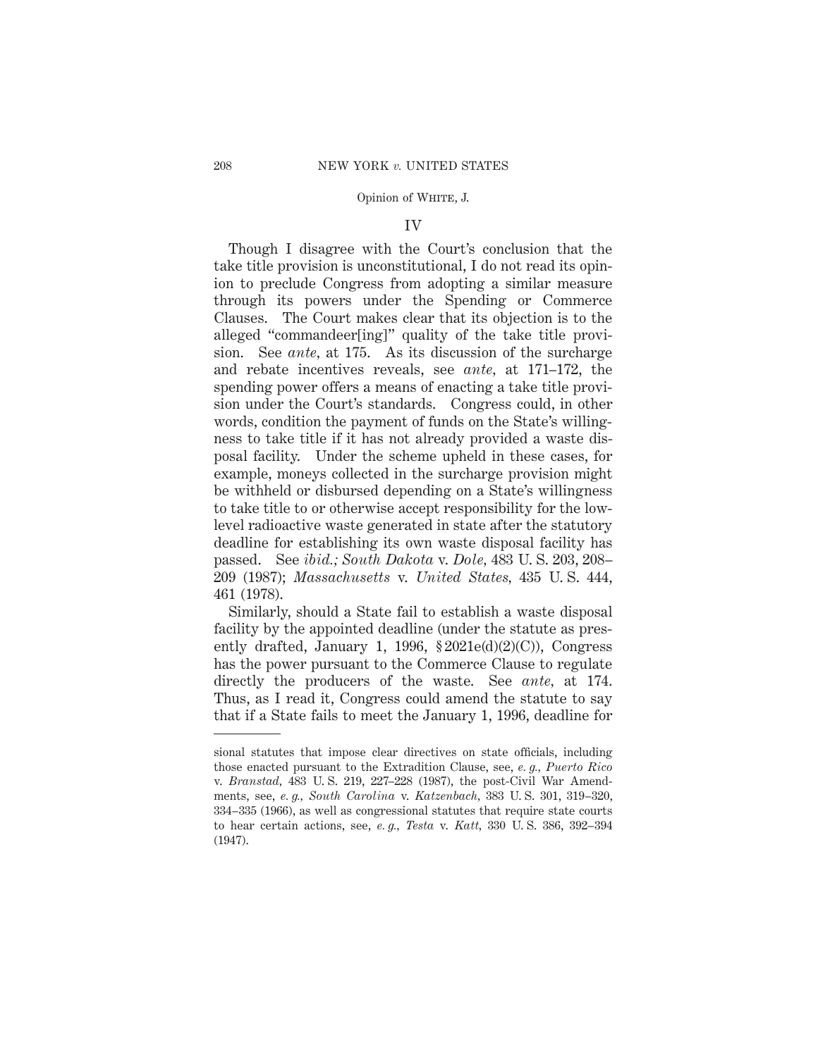## IV

Though I disagree with the Court's conclusion that the take title provision is unconstitutional, I do not read its opinion to preclude Congress from adopting a similar measure through its powers under the Spending or Commerce Clauses. The Court makes clear that its objection is to the alleged "commandeer[ing]" quality of the take title provision. See *ante*, at 175. As its discussion of the surcharge and rebate incentives reveals, see *ante*, at 171–172, the spending power offers a means of enacting a take title provision under the Court's standards. Congress could, in other words, condition the payment of funds on the State's willingness to take title if it has not already provided a waste disposal facility. Under the scheme upheld in these cases, for example, moneys collected in the surcharge provision might be withheld or disbursed depending on a State's willingness to take title to or otherwise accept responsibility for the low-level radioactive waste generated in state after the statutory deadline for establishing its own waste disposal facility has passed. See *ibid.; South Dakota* v. *Dole*, 483 U. S. 203, 208–209 (1987); *Massachusetts* v. *United States*, 435 U. S. 444, 461 (1978).

Similarly, should a State fail to establish a waste disposal facility by the appointed deadline (under the statute as presently drafted, January 1, 1996, § 2021e(d)(2)(C)), Congress has the power pursuant to the Commerce Clause to regulate directly the producers of the waste. See *ante*, at 174. Thus, as I read it, Congress could amend the statute to say that if a State fails to meet the January 1, 1996, deadline for

---

sional statutes that impose clear directives on state officials, including those enacted pursuant to the Extradition Clause, see, *e. g., Puerto Rico* v. *Branstad*, 483 U. S. 219, 227–228 (1987), the post-Civil War Amendments, see, *e. g., South Carolina* v. *Katzenbach*, 383 U. S. 301, 319–320, 334–335 (1966), as well as congressional statutes that require state courts to hear certain actions, see, *e. g., Testa* v. *Katt*, 330 U. S. 386, 392–394 (1947).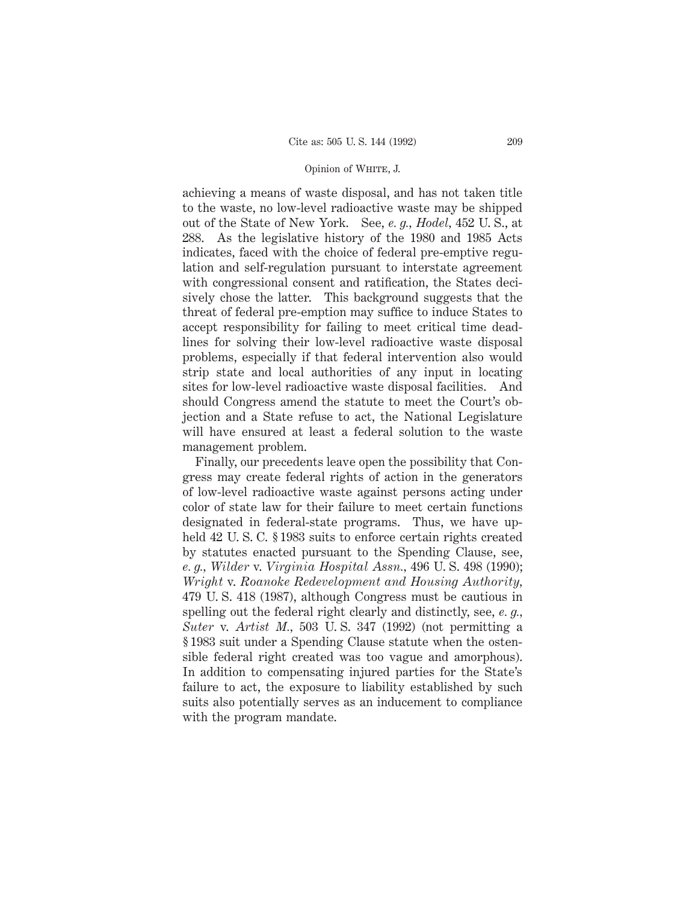achieving a means of waste disposal, and has not taken title to the waste, no low-level radioactive waste may be shipped out of the State of New York. See, *e. g., Hodel,* 452 U. S., at 288. As the legislative history of the 1980 and 1985 Acts indicates, faced with the choice of federal pre-emptive regulation and self-regulation pursuant to interstate agreement with congressional consent and ratification, the States decisively chose the latter. This background suggests that the threat of federal pre-emption may suffice to induce States to accept responsibility for failing to meet critical time deadlines for solving their low-level radioactive waste disposal problems, especially if that federal intervention also would strip state and local authorities of any input in locating sites for low-level radioactive waste disposal facilities. And should Congress amend the statute to meet the Court's objection and a State refuse to act, the National Legislature will have ensured at least a federal solution to the waste management problem.

Finally, our precedents leave open the possibility that Congress may create federal rights of action in the generators of low-level radioactive waste against persons acting under color of state law for their failure to meet certain functions designated in federal-state programs. Thus, we have upheld 42 U. S. C. § 1983 suits to enforce certain rights created by statutes enacted pursuant to the Spending Clause, see, *e. g., Wilder* v. *Virginia Hospital Assn.,* 496 U. S. 498 (1990); *Wright* v. *Roanoke Redevelopment and Housing Authority,* 479 U. S. 418 (1987), although Congress must be cautious in spelling out the federal right clearly and distinctly, see, *e. g., Suter* v. *Artist M.,* 503 U. S. 347 (1992) (not permitting a § 1983 suit under a Spending Clause statute when the ostensible federal right created was too vague and amorphous). In addition to compensating injured parties for the State's failure to act, the exposure to liability established by such suits also potentially serves as an inducement to compliance with the program mandate.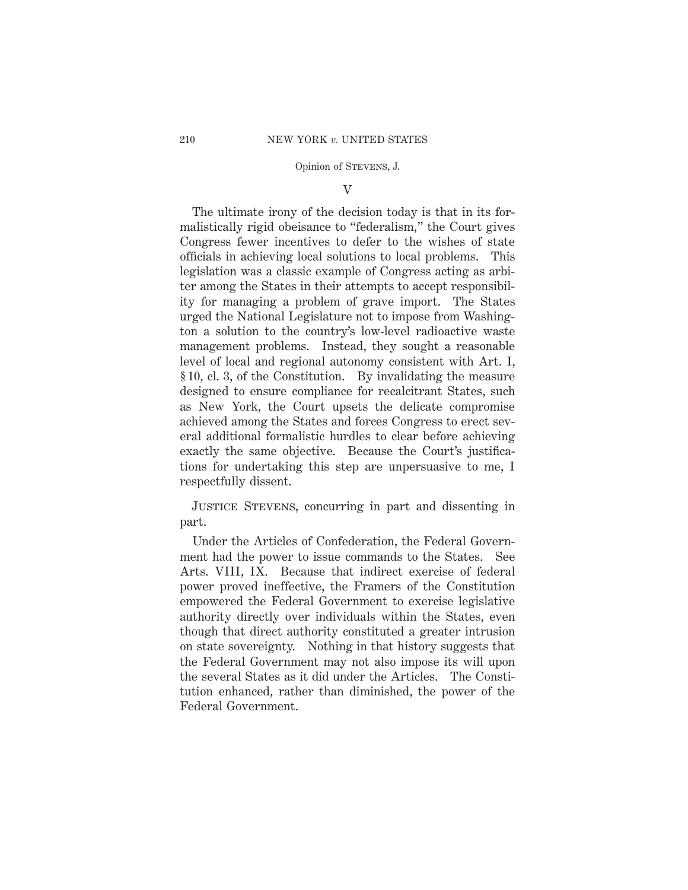V

The ultimate irony of the decision today is that in its formalistically rigid obeisance to "federalism," the Court gives Congress fewer incentives to defer to the wishes of state officials in achieving local solutions to local problems. This legislation was a classic example of Congress acting as arbiter among the States in their attempts to accept responsibility for managing a problem of grave import. The States urged the National Legislature not to impose from Washington a solution to the country's low-level radioactive waste management problems. Instead, they sought a reasonable level of local and regional autonomy consistent with Art. I, § 10, cl. 3, of the Constitution. By invalidating the measure designed to ensure compliance for recalcitrant States, such as New York, the Court upsets the delicate compromise achieved among the States and forces Congress to erect several additional formalistic hurdles to clear before achieving exactly the same objective. Because the Court's justifications for undertaking this step are unpersuasive to me, I respectfully dissent.

Justice Stevens, concurring in part and dissenting in part.

Under the Articles of Confederation, the Federal Government had the power to issue commands to the States. See Arts. VIII, IX. Because that indirect exercise of federal power proved ineffective, the Framers of the Constitution empowered the Federal Government to exercise legislative authority directly over individuals within the States, even though that direct authority constituted a greater intrusion on state sovereignty. Nothing in that history suggests that the Federal Government may not also impose its will upon the several States as it did under the Articles. The Constitution enhanced, rather than diminished, the power of the Federal Government.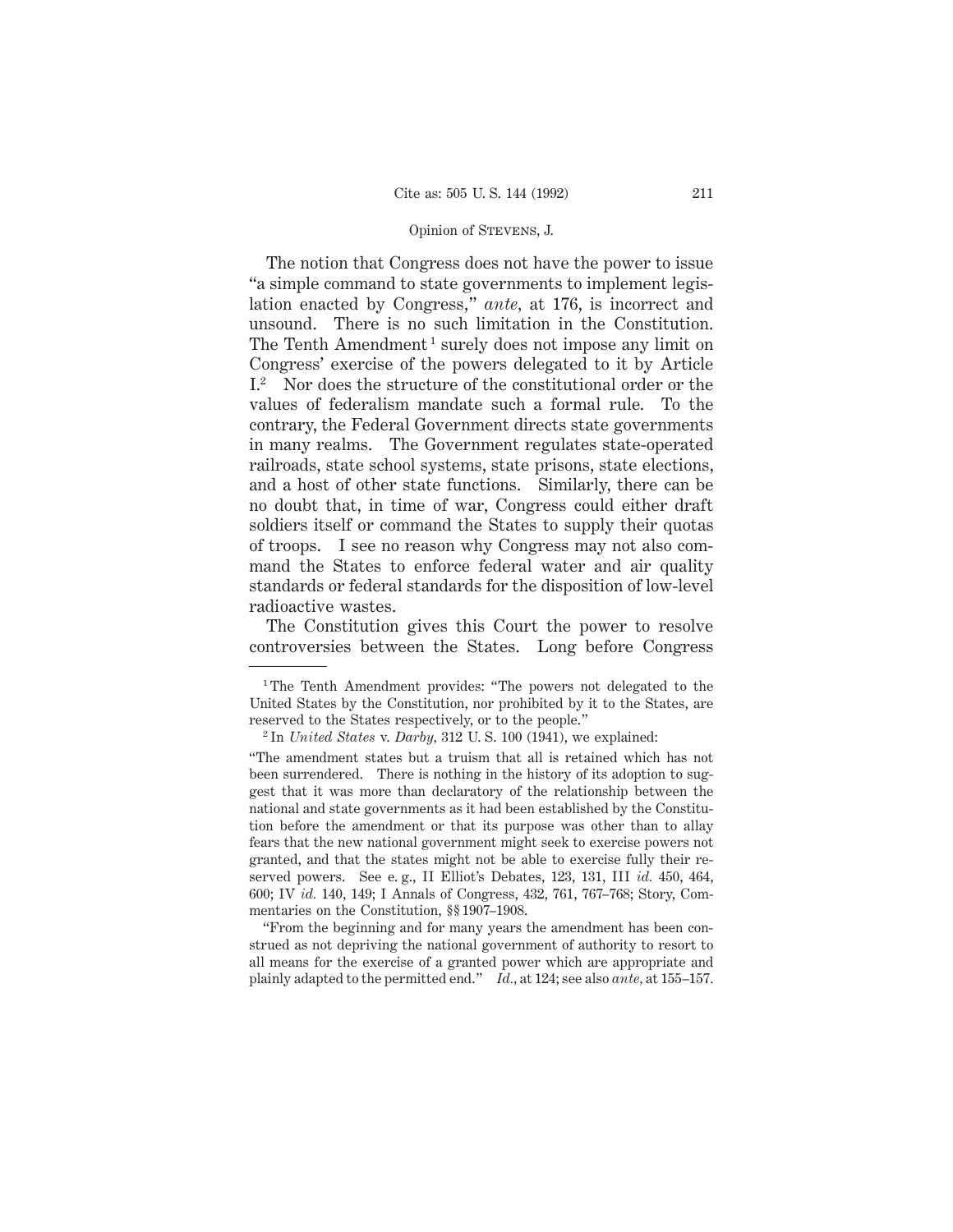The notion that Congress does not have the power to issue "a simple command to state governments to implement legislation enacted by Congress," *ante*, at 176, is incorrect and unsound. There is no such limitation in the Constitution. The Tenth Amendment[1] surely does not impose any limit on Congress' exercise of the powers delegated to it by Article I.[2] Nor does the structure of the constitutional order or the values of federalism mandate such a formal rule. To the contrary, the Federal Government directs state governments in many realms. The Government regulates state-operated railroads, state school systems, state prisons, state elections, and a host of other state functions. Similarly, there can be no doubt that, in time of war, Congress could either draft soldiers itself or command the States to supply their quotas of troops. I see no reason why Congress may not also command the States to enforce federal water and air quality standards or federal standards for the disposition of low-level radioactive wastes.

The Constitution gives this Court the power to resolve controversies between the States. Long before Congress

---

[1] The Tenth Amendment provides: "The powers not delegated to the United States by the Constitution, nor prohibited by it to the States, are reserved to the States respectively, or to the people."

[2] In *United States* v. *Darby*, 312 U. S. 100 (1941), we explained:

"The amendment states but a truism that all is retained which has not been surrendered. There is nothing in the history of its adoption to suggest that it was more than declaratory of the relationship between the national and state governments as it had been established by the Constitution before the amendment or that its purpose was other than to allay fears that the new national government might seek to exercise powers not granted, and that the states might not be able to exercise fully their reserved powers. See e. g., II Elliot's Debates, 123, 131, III *id.* 450, 464, 600; IV *id.* 140, 149; I Annals of Congress, 432, 761, 767–768; Story, Commentaries on the Constitution, §§ 1907–1908.

"From the beginning and for many years the amendment has been construed as not depriving the national government of authority to resort to all means for the exercise of a granted power which are appropriate and plainly adapted to the permitted end." *Id.*, at 124; see also *ante*, at 155–157.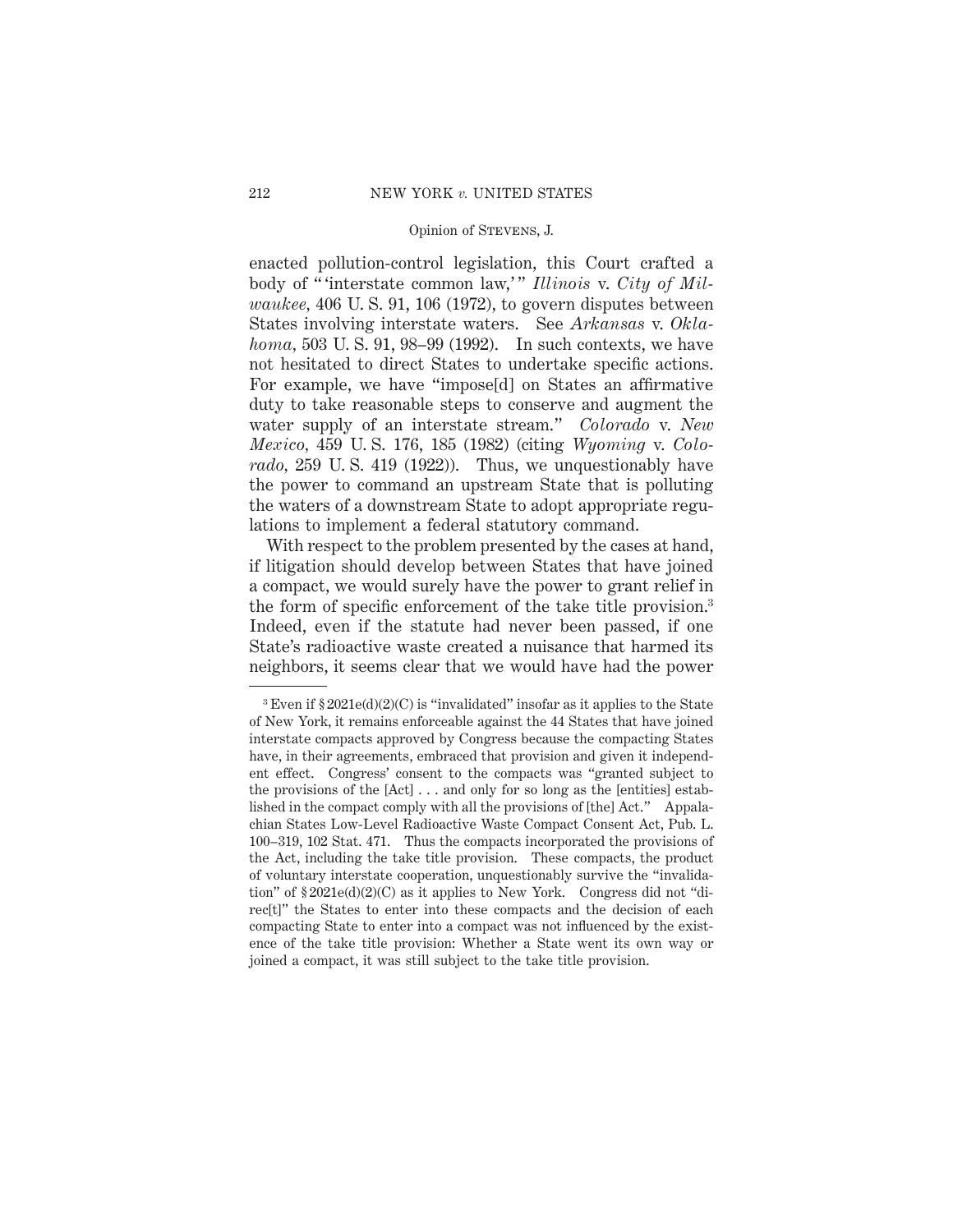enacted pollution-control legislation, this Court crafted a body of " 'interstate common law,' " *Illinois* v. *City of Milwaukee*, 406 U. S. 91, 106 (1972), to govern disputes between States involving interstate waters. See *Arkansas* v. *Oklahoma*, 503 U. S. 91, 98–99 (1992). In such contexts, we have not hesitated to direct States to undertake specific actions. For example, we have "impose[d] on States an affirmative duty to take reasonable steps to conserve and augment the water supply of an interstate stream." *Colorado* v. *New Mexico*, 459 U. S. 176, 185 (1982) (citing *Wyoming* v. *Colorado*, 259 U. S. 419 (1922)). Thus, we unquestionably have the power to command an upstream State that is polluting the waters of a downstream State to adopt appropriate regulations to implement a federal statutory command.

With respect to the problem presented by the cases at hand, if litigation should develop between States that have joined a compact, we would surely have the power to grant relief in the form of specific enforcement of the take title provision.[3] Indeed, even if the statute had never been passed, if one State's radioactive waste created a nuisance that harmed its neighbors, it seems clear that we would have had the power

---

[3] Even if § 2021e(d)(2)(C) is "invalidated" insofar as it applies to the State of New York, it remains enforceable against the 44 States that have joined interstate compacts approved by Congress because the compacting States have, in their agreements, embraced that provision and given it independent effect. Congress' consent to the compacts was "granted subject to the provisions of the [Act] . . . and only for so long as the [entities] established in the compact comply with all the provisions of [the] Act." Appalachian States Low-Level Radioactive Waste Compact Consent Act, Pub. L. 100–319, 102 Stat. 471. Thus the compacts incorporated the provisions of the Act, including the take title provision. These compacts, the product of voluntary interstate cooperation, unquestionably survive the "invalidation" of § 2021e(d)(2)(C) as it applies to New York. Congress did not "direc[t]" the States to enter into these compacts and the decision of each compacting State to enter into a compact was not influenced by the existence of the take title provision: Whether a State went its own way or joined a compact, it was still subject to the take title provision.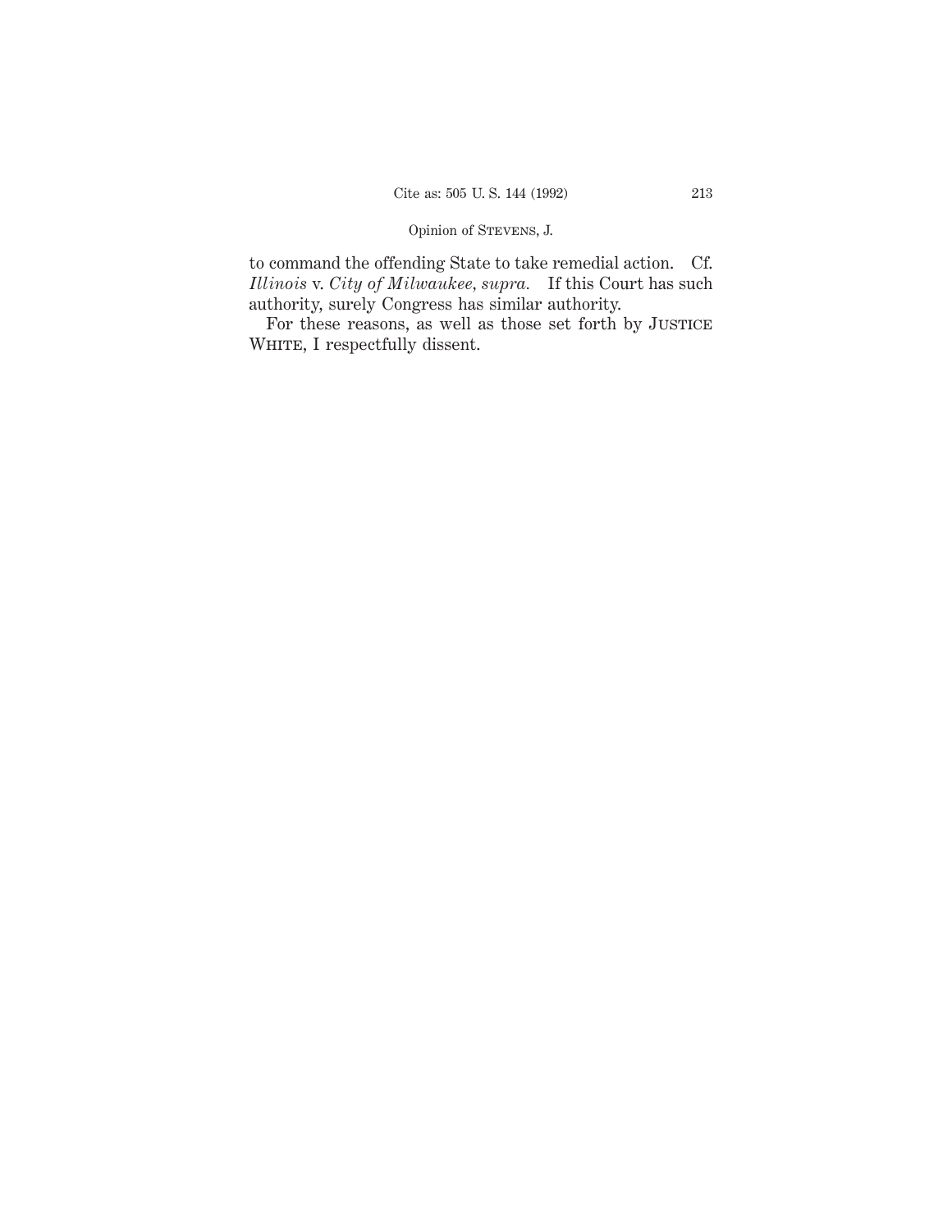to command the offending State to take remedial action. Cf. *Illinois* v. *City of Milwaukee*, *supra*. If this Court has such authority, surely Congress has similar authority.

For these reasons, as well as those set forth by Justice White, I respectfully dissent.